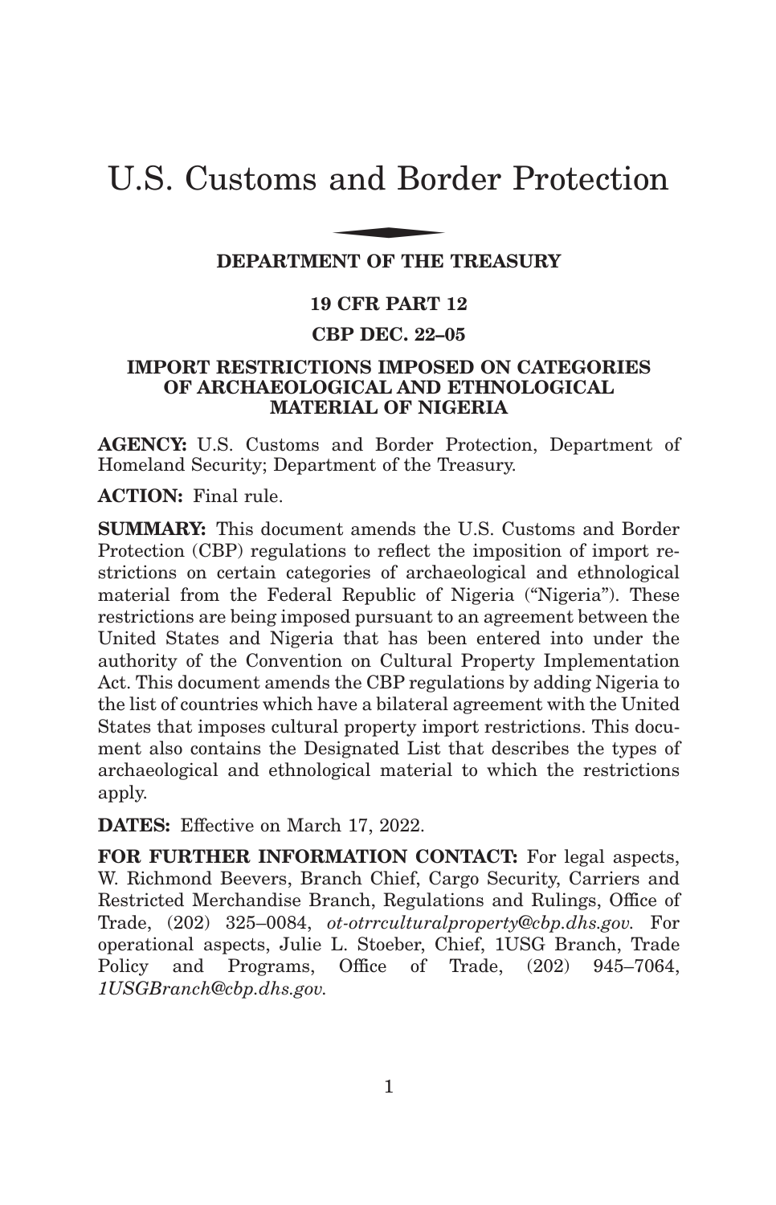# U.S. Customs and Border Protection

**DEPARTMENT OF THE TREASURY**

**19 CFR PART 12**

**CBP DEC. 22–05**

## IMPORT RESTRICTIONS IMPOSED ON CATEGORIES OF ARCHAEOLOGICAL AND ETHNOLOGICAL MATERIAL OF NIGERIA

**AGENCY:** U.S. Customs and Border Protection, Department of Homeland Security; Department of the Treasury.

**ACTION:** Final rule.

**SUMMARY:** This document amends the U.S. Customs and Border Protection (CBP) regulations to reflect the imposition of import restrictions on certain categories of archaeological and ethnological material from the Federal Republic of Nigeria ("Nigeria"). These restrictions are being imposed pursuant to an agreement between the United States and Nigeria that has been entered into under the authority of the Convention on Cultural Property Implementation Act. This document amends the CBP regulations by adding Nigeria to the list of countries which have a bilateral agreement with the United States that imposes cultural property import restrictions. This document also contains the Designated List that describes the types of archaeological and ethnological material to which the restrictions apply.

**DATES:** Effective on March 17, 2022.

**FOR FURTHER INFORMATION CONTACT:** For legal aspects, W. Richmond Beevers, Branch Chief, Cargo Security, Carriers and Restricted Merchandise Branch, Regulations and Rulings, Office of Trade, (202) 325–0084, *ot-otrrculturalproperty@cbp.dhs.gov.* For operational aspects, Julie L. Stoeber, Chief, 1USG Branch, Trade Policy and Programs, Office of Trade, (202) 945–7064, *1USGBranch@cbp.dhs.gov.*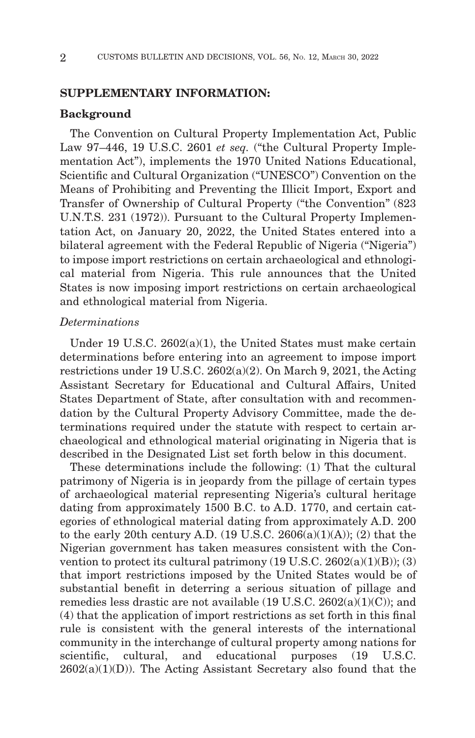## SUPPLEMENTARY INFORMATION:

### Background

The Convention on Cultural Property Implementation Act, Public Law 97–446, 19 U.S.C. 2601 *et seq.* ("the Cultural Property Implementation Act"), implements the 1970 United Nations Educational, Scientific and Cultural Organization ("UNESCO") Convention on the Means of Prohibiting and Preventing the Illicit Import, Export and Transfer of Ownership of Cultural Property ("the Convention" (823 U.N.T.S. 231 (1972)). Pursuant to the Cultural Property Implementation Act, on January 20, 2022, the United States entered into a bilateral agreement with the Federal Republic of Nigeria ("Nigeria") to impose import restrictions on certain archaeological and ethnological material from Nigeria. This rule announces that the United States is now imposing import restrictions on certain archaeological and ethnological material from Nigeria.

*Determinations*

Under 19 U.S.C. 2602(a)(1), the United States must make certain determinations before entering into an agreement to impose import restrictions under 19 U.S.C. 2602(a)(2). On March 9, 2021, the Acting Assistant Secretary for Educational and Cultural Affairs, United States Department of State, after consultation with and recommendation by the Cultural Property Advisory Committee, made the determinations required under the statute with respect to certain archaeological and ethnological material originating in Nigeria that is described in the Designated List set forth below in this document.

These determinations include the following: (1) That the cultural patrimony of Nigeria is in jeopardy from the pillage of certain types of archaeological material representing Nigeria's cultural heritage dating from approximately 1500 B.C. to A.D. 1770, and certain categories of ethnological material dating from approximately A.D. 200 to the early 20th century A.D. (19 U.S.C. 2606(a)(1)(A)); (2) that the Nigerian government has taken measures consistent with the Convention to protect its cultural patrimony (19 U.S.C. 2602(a)(1)(B)); (3) that import restrictions imposed by the United States would be of substantial benefit in deterring a serious situation of pillage and remedies less drastic are not available (19 U.S.C. 2602(a)(1)(C)); and (4) that the application of import restrictions as set forth in this final rule is consistent with the general interests of the international community in the interchange of cultural property among nations for scientific, cultural, and educational purposes (19 U.S.C. 2602(a)(1)(D)). The Acting Assistant Secretary also found that the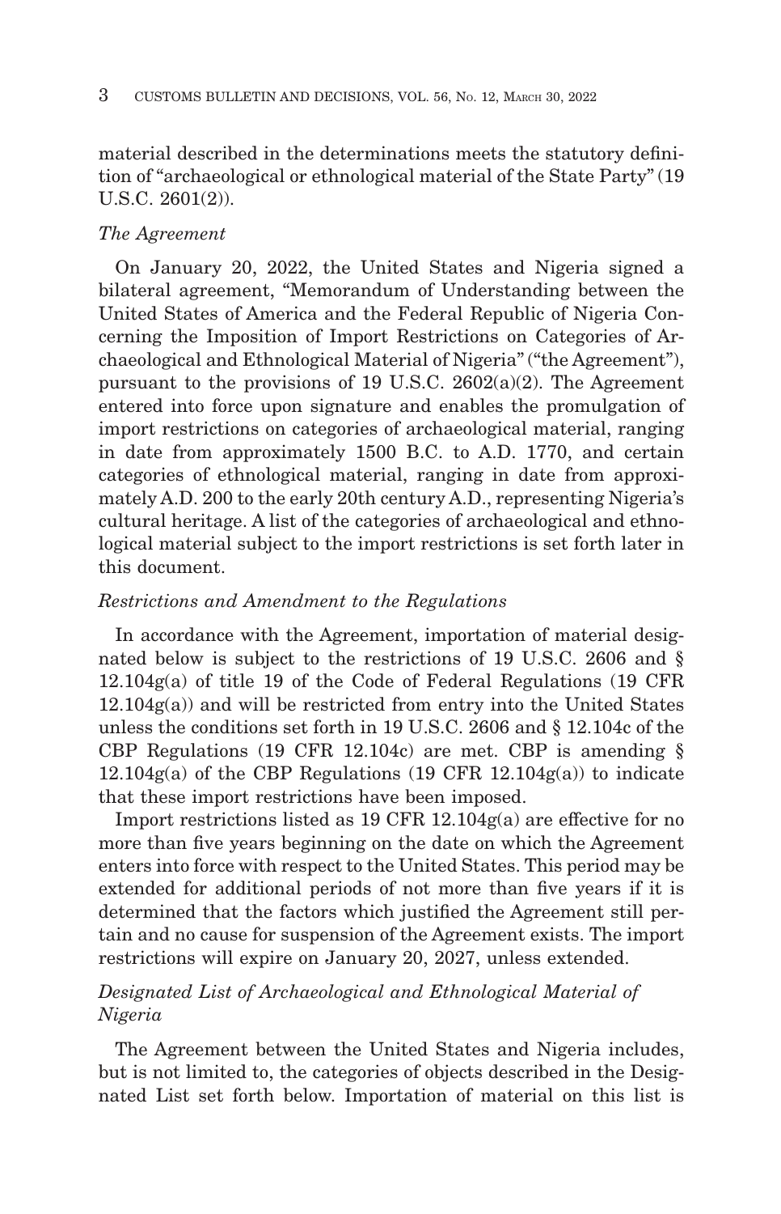material described in the determinations meets the statutory definition of "archaeological or ethnological material of the State Party" (19 U.S.C. 2601(2)).

*The Agreement*

On January 20, 2022, the United States and Nigeria signed a bilateral agreement, "Memorandum of Understanding between the United States of America and the Federal Republic of Nigeria Concerning the Imposition of Import Restrictions on Categories of Archaeological and Ethnological Material of Nigeria" ("the Agreement"), pursuant to the provisions of 19 U.S.C. 2602(a)(2). The Agreement entered into force upon signature and enables the promulgation of import restrictions on categories of archaeological material, ranging in date from approximately 1500 B.C. to A.D. 1770, and certain categories of ethnological material, ranging in date from approximately A.D. 200 to the early 20th century A.D., representing Nigeria's cultural heritage. A list of the categories of archaeological and ethnological material subject to the import restrictions is set forth later in this document.

*Restrictions and Amendment to the Regulations*

In accordance with the Agreement, importation of material designated below is subject to the restrictions of 19 U.S.C. 2606 and § 12.104g(a) of title 19 of the Code of Federal Regulations (19 CFR 12.104g(a)) and will be restricted from entry into the United States unless the conditions set forth in 19 U.S.C. 2606 and § 12.104c of the CBP Regulations (19 CFR 12.104c) are met. CBP is amending § 12.104g(a) of the CBP Regulations (19 CFR 12.104g(a)) to indicate that these import restrictions have been imposed.

Import restrictions listed as 19 CFR 12.104g(a) are effective for no more than five years beginning on the date on which the Agreement enters into force with respect to the United States. This period may be extended for additional periods of not more than five years if it is determined that the factors which justified the Agreement still pertain and no cause for suspension of the Agreement exists. The import restrictions will expire on January 20, 2027, unless extended.

*Designated List of Archaeological and Ethnological Material of Nigeria*

The Agreement between the United States and Nigeria includes, but is not limited to, the categories of objects described in the Designated List set forth below. Importation of material on this list is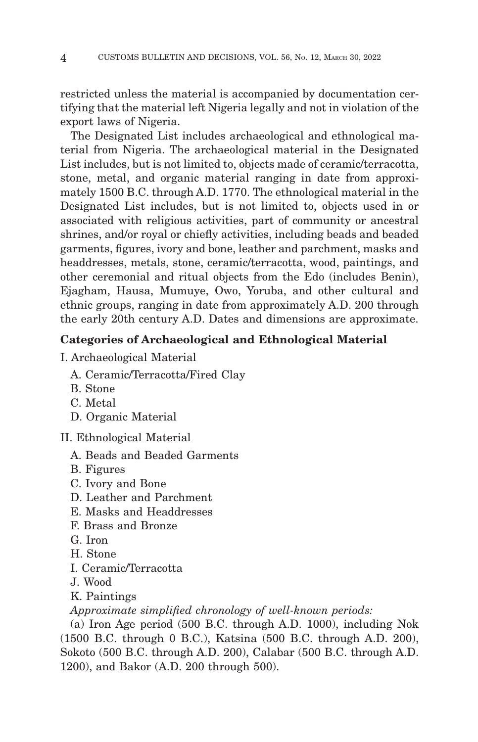restricted unless the material is accompanied by documentation certifying that the material left Nigeria legally and not in violation of the export laws of Nigeria.

The Designated List includes archaeological and ethnological material from Nigeria. The archaeological material in the Designated List includes, but is not limited to, objects made of ceramic/terracotta, stone, metal, and organic material ranging in date from approximately 1500 B.C. through A.D. 1770. The ethnological material in the Designated List includes, but is not limited to, objects used in or associated with religious activities, part of community or ancestral shrines, and/or royal or chiefly activities, including beads and beaded garments, figures, ivory and bone, leather and parchment, masks and headdresses, metals, stone, ceramic/terracotta, wood, paintings, and other ceremonial and ritual objects from the Edo (includes Benin), Ejagham, Hausa, Mumuye, Owo, Yoruba, and other cultural and ethnic groups, ranging in date from approximately A.D. 200 through the early 20th century A.D. Dates and dimensions are approximate.

**Categories of Archaeological and Ethnological Material**

I. Archaeological Material

- A. Ceramic/Terracotta/Fired Clay
- B. Stone
- C. Metal
- D. Organic Material

II. Ethnological Material

- A. Beads and Beaded Garments
- B. Figures
- C. Ivory and Bone
- D. Leather and Parchment
- E. Masks and Headdresses
- F. Brass and Bronze
- G. Iron
- H. Stone
- I. Ceramic/Terracotta
- J. Wood
- K. Paintings

*Approximate simplified chronology of well-known periods:*

(a) Iron Age period (500 B.C. through A.D. 1000), including Nok (1500 B.C. through 0 B.C.), Katsina (500 B.C. through A.D. 200), Sokoto (500 B.C. through A.D. 200), Calabar (500 B.C. through A.D. 1200), and Bakor (A.D. 200 through 500).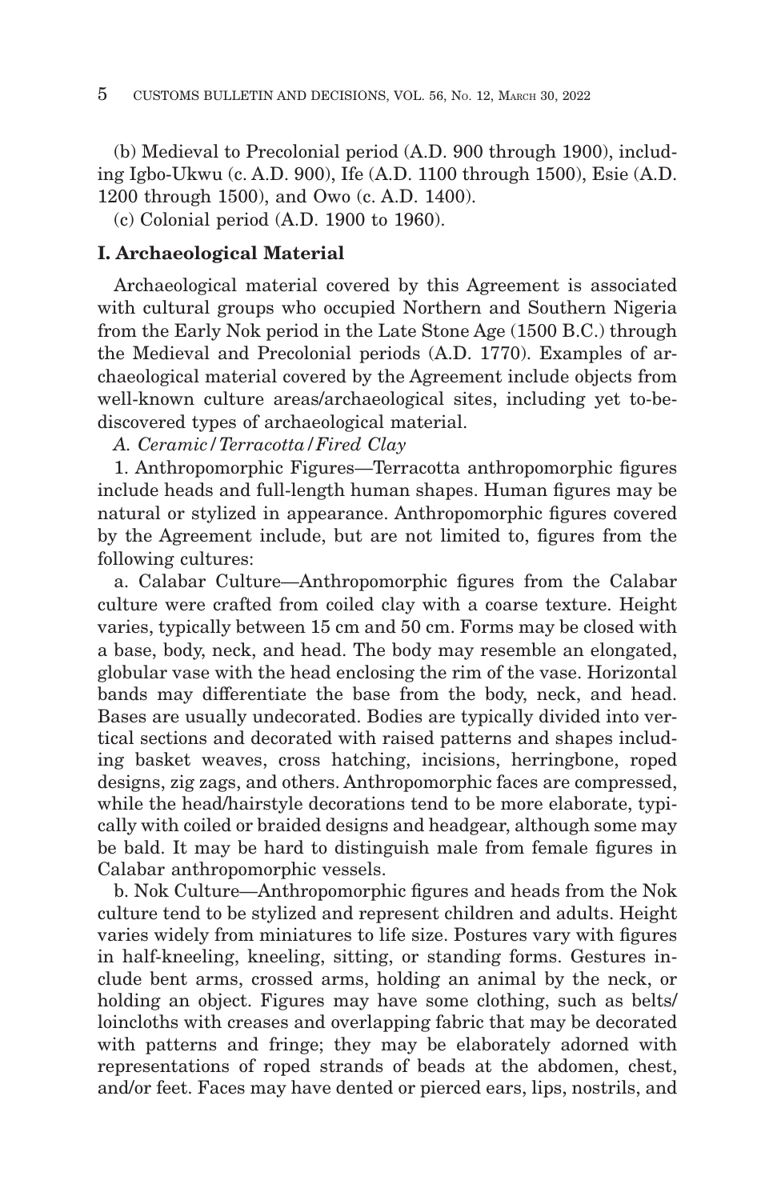(b) Medieval to Precolonial period (A.D. 900 through 1900), including Igbo-Ukwu (c. A.D. 900), Ife (A.D. 1100 through 1500), Esie (A.D. 1200 through 1500), and Owo (c. A.D. 1400).

(c) Colonial period (A.D. 1900 to 1960).

## I. Archaeological Material

Archaeological material covered by this Agreement is associated with cultural groups who occupied Northern and Southern Nigeria from the Early Nok period in the Late Stone Age (1500 B.C.) through the Medieval and Precolonial periods (A.D. 1770). Examples of archaeological material covered by the Agreement include objects from well-known culture areas/archaeological sites, including yet to-be-discovered types of archaeological material.

*A. Ceramic/Terracotta/Fired Clay*

1. Anthropomorphic Figures—Terracotta anthropomorphic figures include heads and full-length human shapes. Human figures may be natural or stylized in appearance. Anthropomorphic figures covered by the Agreement include, but are not limited to, figures from the following cultures:

a. Calabar Culture—Anthropomorphic figures from the Calabar culture were crafted from coiled clay with a coarse texture. Height varies, typically between 15 cm and 50 cm. Forms may be closed with a base, body, neck, and head. The body may resemble an elongated, globular vase with the head enclosing the rim of the vase. Horizontal bands may differentiate the base from the body, neck, and head. Bases are usually undecorated. Bodies are typically divided into vertical sections and decorated with raised patterns and shapes including basket weaves, cross hatching, incisions, herringbone, roped designs, zig zags, and others. Anthropomorphic faces are compressed, while the head/hairstyle decorations tend to be more elaborate, typically with coiled or braided designs and headgear, although some may be bald. It may be hard to distinguish male from female figures in Calabar anthropomorphic vessels.

b. Nok Culture—Anthropomorphic figures and heads from the Nok culture tend to be stylized and represent children and adults. Height varies widely from miniatures to life size. Postures vary with figures in half-kneeling, kneeling, sitting, or standing forms. Gestures include bent arms, crossed arms, holding an animal by the neck, or holding an object. Figures may have some clothing, such as belts/loincloths with creases and overlapping fabric that may be decorated with patterns and fringe; they may be elaborately adorned with representations of roped strands of beads at the abdomen, chest, and/or feet. Faces may have dented or pierced ears, lips, nostrils, and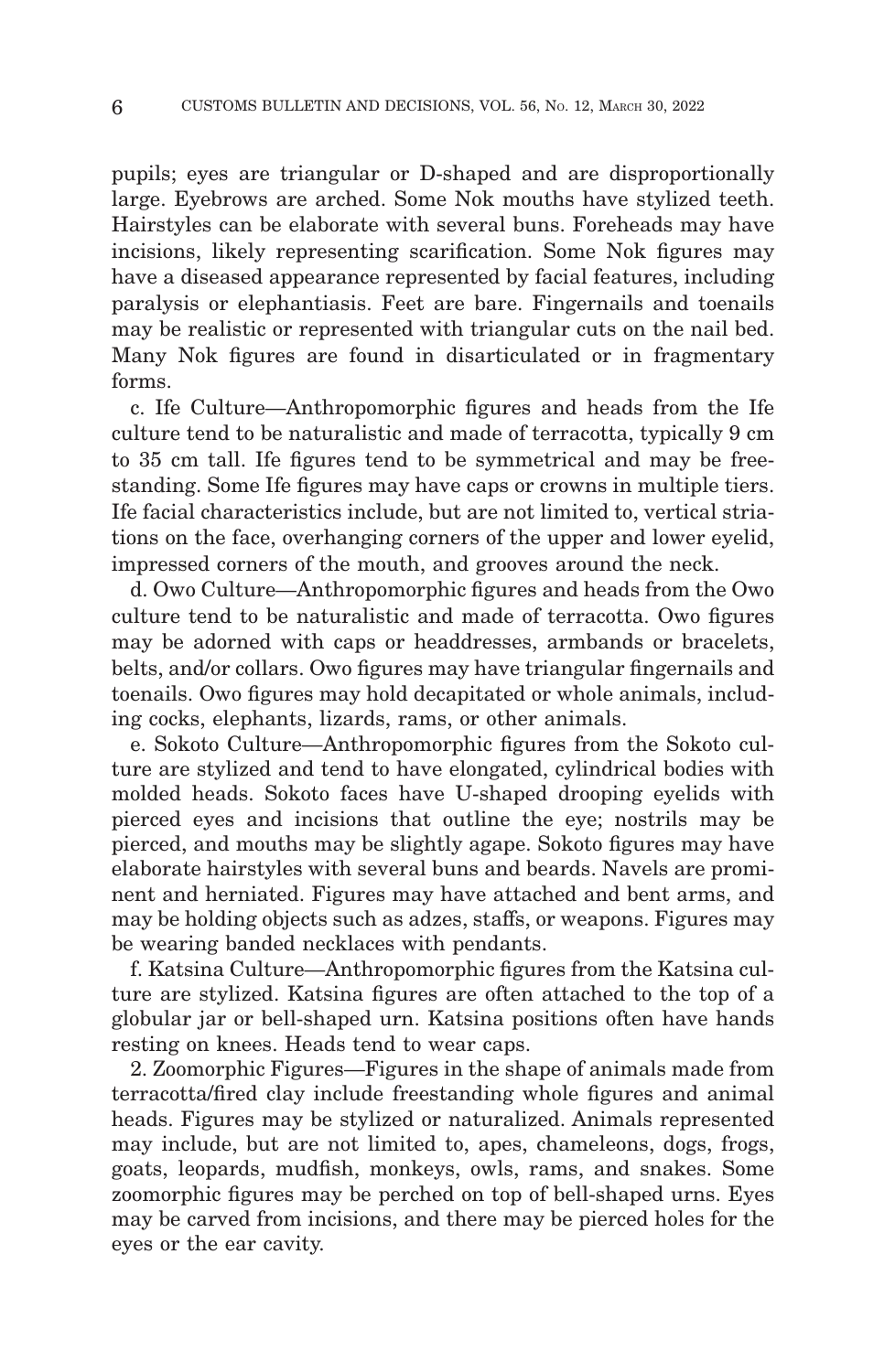pupils; eyes are triangular or D-shaped and are disproportionally large. Eyebrows are arched. Some Nok mouths have stylized teeth. Hairstyles can be elaborate with several buns. Foreheads may have incisions, likely representing scarification. Some Nok figures may have a diseased appearance represented by facial features, including paralysis or elephantiasis. Feet are bare. Fingernails and toenails may be realistic or represented with triangular cuts on the nail bed. Many Nok figures are found in disarticulated or in fragmentary forms.

c. Ife Culture—Anthropomorphic figures and heads from the Ife culture tend to be naturalistic and made of terracotta, typically 9 cm to 35 cm tall. Ife figures tend to be symmetrical and may be free-standing. Some Ife figures may have caps or crowns in multiple tiers. Ife facial characteristics include, but are not limited to, vertical striations on the face, overhanging corners of the upper and lower eyelid, impressed corners of the mouth, and grooves around the neck.

d. Owo Culture—Anthropomorphic figures and heads from the Owo culture tend to be naturalistic and made of terracotta. Owo figures may be adorned with caps or headdresses, armbands or bracelets, belts, and/or collars. Owo figures may have triangular fingernails and toenails. Owo figures may hold decapitated or whole animals, including cocks, elephants, lizards, rams, or other animals.

e. Sokoto Culture—Anthropomorphic figures from the Sokoto culture are stylized and tend to have elongated, cylindrical bodies with molded heads. Sokoto faces have U-shaped drooping eyelids with pierced eyes and incisions that outline the eye; nostrils may be pierced, and mouths may be slightly agape. Sokoto figures may have elaborate hairstyles with several buns and beards. Navels are prominent and herniated. Figures may have attached and bent arms, and may be holding objects such as adzes, staffs, or weapons. Figures may be wearing banded necklaces with pendants.

f. Katsina Culture—Anthropomorphic figures from the Katsina culture are stylized. Katsina figures are often attached to the top of a globular jar or bell-shaped urn. Katsina positions often have hands resting on knees. Heads tend to wear caps.

2. Zoomorphic Figures—Figures in the shape of animals made from terracotta/fired clay include freestanding whole figures and animal heads. Figures may be stylized or naturalized. Animals represented may include, but are not limited to, apes, chameleons, dogs, frogs, goats, leopards, mudfish, monkeys, owls, rams, and snakes. Some zoomorphic figures may be perched on top of bell-shaped urns. Eyes may be carved from incisions, and there may be pierced holes for the eyes or the ear cavity.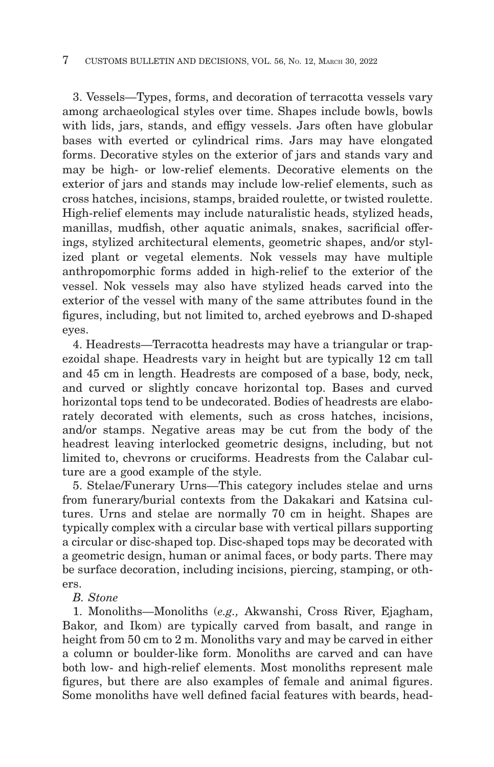3. Vessels—Types, forms, and decoration of terracotta vessels vary among archaeological styles over time. Shapes include bowls, bowls with lids, jars, stands, and effigy vessels. Jars often have globular bases with everted or cylindrical rims. Jars may have elongated forms. Decorative styles on the exterior of jars and stands vary and may be high- or low-relief elements. Decorative elements on the exterior of jars and stands may include low-relief elements, such as cross hatches, incisions, stamps, braided roulette, or twisted roulette. High-relief elements may include naturalistic heads, stylized heads, manillas, mudfish, other aquatic animals, snakes, sacrificial offerings, stylized architectural elements, geometric shapes, and/or stylized plant or vegetal elements. Nok vessels may have multiple anthropomorphic forms added in high-relief to the exterior of the vessel. Nok vessels may also have stylized heads carved into the exterior of the vessel with many of the same attributes found in the figures, including, but not limited to, arched eyebrows and D-shaped eyes.

4. Headrests—Terracotta headrests may have a triangular or trapezoidal shape. Headrests vary in height but are typically 12 cm tall and 45 cm in length. Headrests are composed of a base, body, neck, and curved or slightly concave horizontal top. Bases and curved horizontal tops tend to be undecorated. Bodies of headrests are elaborately decorated with elements, such as cross hatches, incisions, and/or stamps. Negative areas may be cut from the body of the headrest leaving interlocked geometric designs, including, but not limited to, chevrons or cruciforms. Headrests from the Calabar culture are a good example of the style.

5. Stelae/Funerary Urns—This category includes stelae and urns from funerary/burial contexts from the Dakakari and Katsina cultures. Urns and stelae are normally 70 cm in height. Shapes are typically complex with a circular base with vertical pillars supporting a circular or disc-shaped top. Disc-shaped tops may be decorated with a geometric design, human or animal faces, or body parts. There may be surface decoration, including incisions, piercing, stamping, or others.

*B. Stone*

1. Monoliths—Monoliths (*e.g.,* Akwanshi, Cross River, Ejagham, Bakor, and Ikom) are typically carved from basalt, and range in height from 50 cm to 2 m. Monoliths vary and may be carved in either a column or boulder-like form. Monoliths are carved and can have both low- and high-relief elements. Most monoliths represent male figures, but there are also examples of female and animal figures. Some monoliths have well defined facial features with beards, head-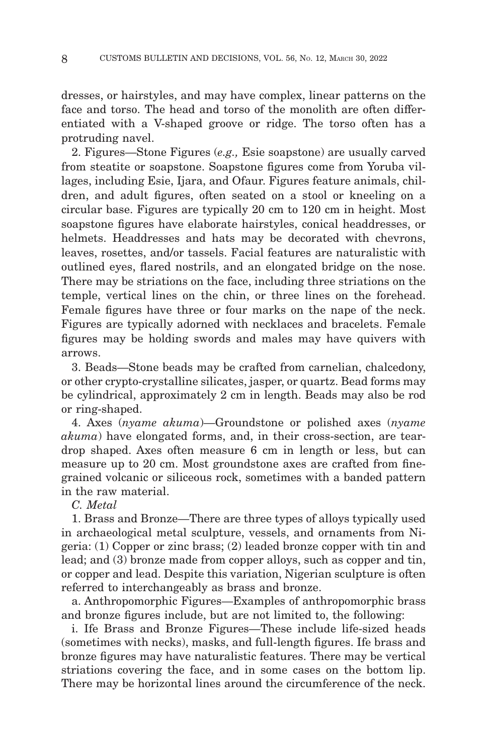dresses, or hairstyles, and may have complex, linear patterns on the face and torso. The head and torso of the monolith are often differentiated with a V-shaped groove or ridge. The torso often has a protruding navel.

2. Figures—Stone Figures (*e.g.,* Esie soapstone) are usually carved from steatite or soapstone. Soapstone figures come from Yoruba villages, including Esie, Ijara, and Ofaur. Figures feature animals, children, and adult figures, often seated on a stool or kneeling on a circular base. Figures are typically 20 cm to 120 cm in height. Most soapstone figures have elaborate hairstyles, conical headdresses, or helmets. Headdresses and hats may be decorated with chevrons, leaves, rosettes, and/or tassels. Facial features are naturalistic with outlined eyes, flared nostrils, and an elongated bridge on the nose. There may be striations on the face, including three striations on the temple, vertical lines on the chin, or three lines on the forehead. Female figures have three or four marks on the nape of the neck. Figures are typically adorned with necklaces and bracelets. Female figures may be holding swords and males may have quivers with arrows.

3. Beads—Stone beads may be crafted from carnelian, chalcedony, or other crypto-crystalline silicates, jasper, or quartz. Bead forms may be cylindrical, approximately 2 cm in length. Beads may also be rod or ring-shaped.

4. Axes (*nyame akuma*)—Groundstone or polished axes (*nyame akuma*) have elongated forms, and, in their cross-section, are teardrop shaped. Axes often measure 6 cm in length or less, but can measure up to 20 cm. Most groundstone axes are crafted from fine-grained volcanic or siliceous rock, sometimes with a banded pattern in the raw material.

*C. Metal*

1. Brass and Bronze—There are three types of alloys typically used in archaeological metal sculpture, vessels, and ornaments from Nigeria: (1) Copper or zinc brass; (2) leaded bronze copper with tin and lead; and (3) bronze made from copper alloys, such as copper and tin, or copper and lead. Despite this variation, Nigerian sculpture is often referred to interchangeably as brass and bronze.

a. Anthropomorphic Figures—Examples of anthropomorphic brass and bronze figures include, but are not limited to, the following:

i. Ife Brass and Bronze Figures—These include life-sized heads (sometimes with necks), masks, and full-length figures. Ife brass and bronze figures may have naturalistic features. There may be vertical striations covering the face, and in some cases on the bottom lip. There may be horizontal lines around the circumference of the neck.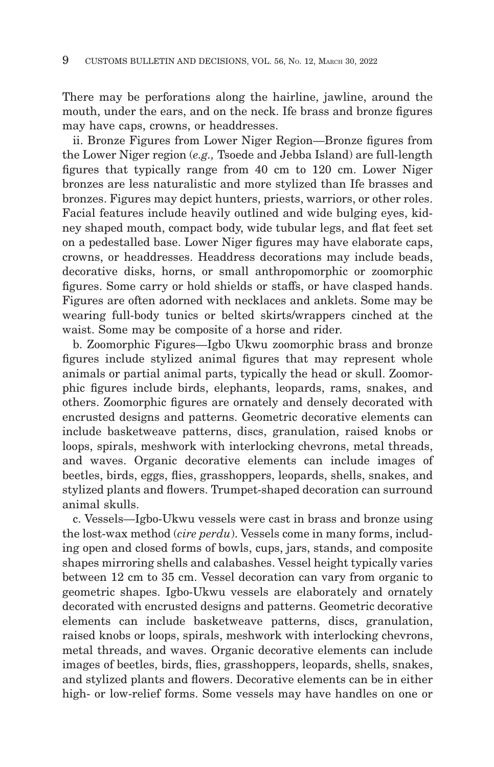There may be perforations along the hairline, jawline, around the mouth, under the ears, and on the neck. Ife brass and bronze figures may have caps, crowns, or headdresses.

ii. Bronze Figures from Lower Niger Region—Bronze figures from the Lower Niger region (*e.g.,* Tsoede and Jebba Island) are full-length figures that typically range from 40 cm to 120 cm. Lower Niger bronzes are less naturalistic and more stylized than Ife brasses and bronzes. Figures may depict hunters, priests, warriors, or other roles. Facial features include heavily outlined and wide bulging eyes, kidney shaped mouth, compact body, wide tubular legs, and flat feet set on a pedestalled base. Lower Niger figures may have elaborate caps, crowns, or headdresses. Headdress decorations may include beads, decorative disks, horns, or small anthropomorphic or zoomorphic figures. Some carry or hold shields or staffs, or have clasped hands. Figures are often adorned with necklaces and anklets. Some may be wearing full-body tunics or belted skirts/wrappers cinched at the waist. Some may be composite of a horse and rider.

b. Zoomorphic Figures—Igbo Ukwu zoomorphic brass and bronze figures include stylized animal figures that may represent whole animals or partial animal parts, typically the head or skull. Zoomorphic figures include birds, elephants, leopards, rams, snakes, and others. Zoomorphic figures are ornately and densely decorated with encrusted designs and patterns. Geometric decorative elements can include basketweave patterns, discs, granulation, raised knobs or loops, spirals, meshwork with interlocking chevrons, metal threads, and waves. Organic decorative elements can include images of beetles, birds, eggs, flies, grasshoppers, leopards, shells, snakes, and stylized plants and flowers. Trumpet-shaped decoration can surround animal skulls.

c. Vessels—Igbo-Ukwu vessels were cast in brass and bronze using the lost-wax method (*cire perdu*). Vessels come in many forms, including open and closed forms of bowls, cups, jars, stands, and composite shapes mirroring shells and calabashes. Vessel height typically varies between 12 cm to 35 cm. Vessel decoration can vary from organic to geometric shapes. Igbo-Ukwu vessels are elaborately and ornately decorated with encrusted designs and patterns. Geometric decorative elements can include basketweave patterns, discs, granulation, raised knobs or loops, spirals, meshwork with interlocking chevrons, metal threads, and waves. Organic decorative elements can include images of beetles, birds, flies, grasshoppers, leopards, shells, snakes, and stylized plants and flowers. Decorative elements can be in either high- or low-relief forms. Some vessels may have handles on one or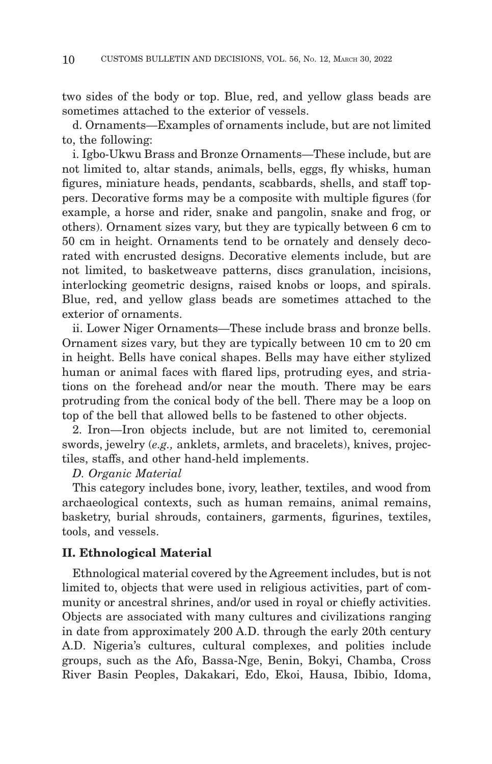two sides of the body or top. Blue, red, and yellow glass beads are sometimes attached to the exterior of vessels.

d. Ornaments—Examples of ornaments include, but are not limited to, the following:

i. Igbo-Ukwu Brass and Bronze Ornaments—These include, but are not limited to, altar stands, animals, bells, eggs, fly whisks, human figures, miniature heads, pendants, scabbards, shells, and staff toppers. Decorative forms may be a composite with multiple figures (for example, a horse and rider, snake and pangolin, snake and frog, or others). Ornament sizes vary, but they are typically between 6 cm to 50 cm in height. Ornaments tend to be ornately and densely decorated with encrusted designs. Decorative elements include, but are not limited, to basketweave patterns, discs granulation, incisions, interlocking geometric designs, raised knobs or loops, and spirals. Blue, red, and yellow glass beads are sometimes attached to the exterior of ornaments.

ii. Lower Niger Ornaments—These include brass and bronze bells. Ornament sizes vary, but they are typically between 10 cm to 20 cm in height. Bells have conical shapes. Bells may have either stylized human or animal faces with flared lips, protruding eyes, and striations on the forehead and/or near the mouth. There may be ears protruding from the conical body of the bell. There may be a loop on top of the bell that allowed bells to be fastened to other objects.

2. Iron—Iron objects include, but are not limited to, ceremonial swords, jewelry (*e.g.,* anklets, armlets, and bracelets), knives, projectiles, staffs, and other hand-held implements.

*D. Organic Material*

This category includes bone, ivory, leather, textiles, and wood from archaeological contexts, such as human remains, animal remains, basketry, burial shrouds, containers, garments, figurines, textiles, tools, and vessels.

## II. Ethnological Material

Ethnological material covered by the Agreement includes, but is not limited to, objects that were used in religious activities, part of community or ancestral shrines, and/or used in royal or chiefly activities. Objects are associated with many cultures and civilizations ranging in date from approximately 200 A.D. through the early 20th century A.D. Nigeria's cultures, cultural complexes, and polities include groups, such as the Afo, Bassa-Nge, Benin, Bokyi, Chamba, Cross River Basin Peoples, Dakakari, Edo, Ekoi, Hausa, Ibibio, Idoma,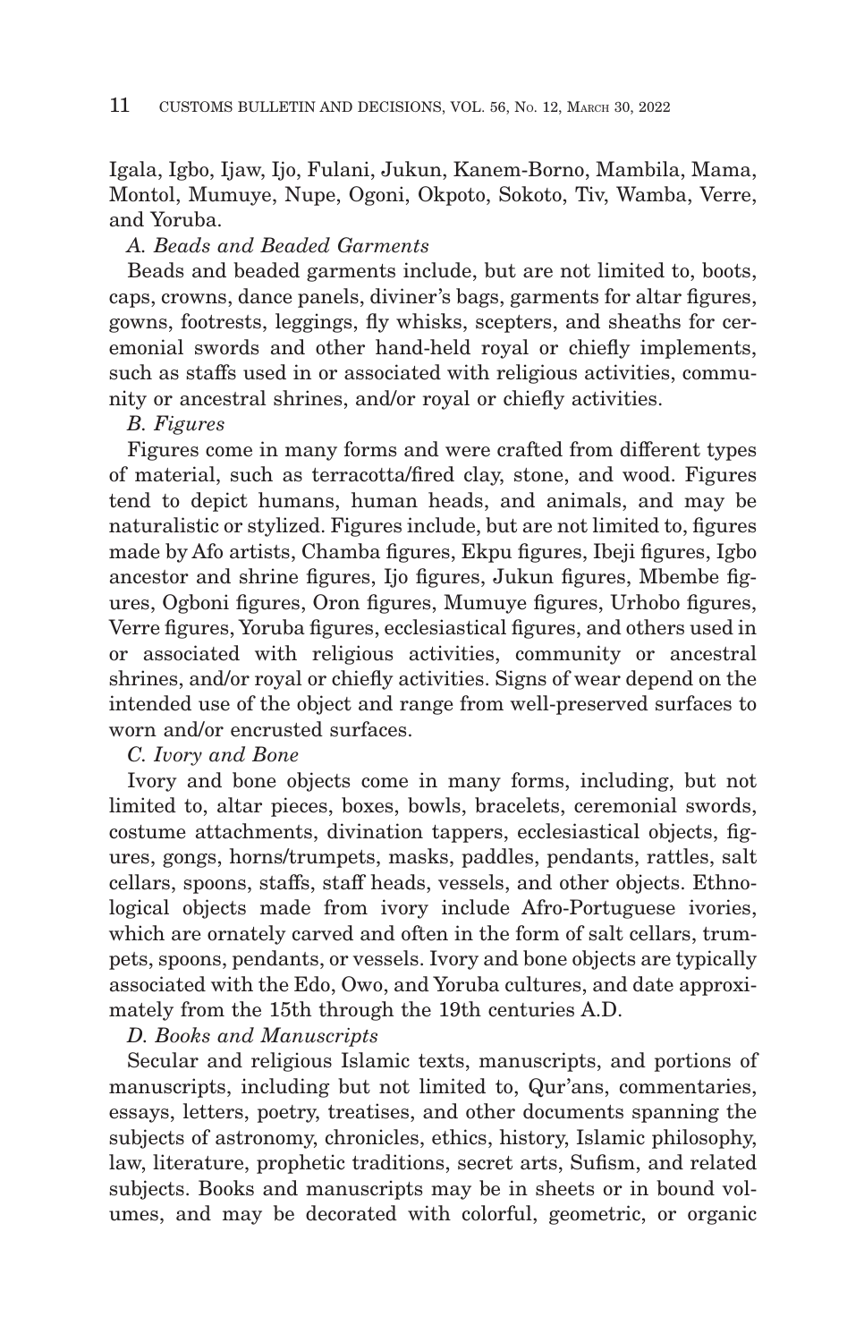Igala, Igbo, Ijaw, Ijo, Fulani, Jukun, Kanem-Borno, Mambila, Mama, Montol, Mumuye, Nupe, Ogoni, Okpoto, Sokoto, Tiv, Wamba, Verre, and Yoruba.

*A. Beads and Beaded Garments*

Beads and beaded garments include, but are not limited to, boots, caps, crowns, dance panels, diviner's bags, garments for altar figures, gowns, footrests, leggings, fly whisks, scepters, and sheaths for ceremonial swords and other hand-held royal or chiefly implements, such as staffs used in or associated with religious activities, community or ancestral shrines, and/or royal or chiefly activities.

*B. Figures*

Figures come in many forms and were crafted from different types of material, such as terracotta/fired clay, stone, and wood. Figures tend to depict humans, human heads, and animals, and may be naturalistic or stylized. Figures include, but are not limited to, figures made by Afo artists, Chamba figures, Ekpu figures, Ibeji figures, Igbo ancestor and shrine figures, Ijo figures, Jukun figures, Mbembe figures, Ogboni figures, Oron figures, Mumuye figures, Urhobo figures, Verre figures, Yoruba figures, ecclesiastical figures, and others used in or associated with religious activities, community or ancestral shrines, and/or royal or chiefly activities. Signs of wear depend on the intended use of the object and range from well-preserved surfaces to worn and/or encrusted surfaces.

*C. Ivory and Bone*

Ivory and bone objects come in many forms, including, but not limited to, altar pieces, boxes, bowls, bracelets, ceremonial swords, costume attachments, divination tappers, ecclesiastical objects, figures, gongs, horns/trumpets, masks, paddles, pendants, rattles, salt cellars, spoons, staffs, staff heads, vessels, and other objects. Ethnological objects made from ivory include Afro-Portuguese ivories, which are ornately carved and often in the form of salt cellars, trumpets, spoons, pendants, or vessels. Ivory and bone objects are typically associated with the Edo, Owo, and Yoruba cultures, and date approximately from the 15th through the 19th centuries A.D.

*D. Books and Manuscripts*

Secular and religious Islamic texts, manuscripts, and portions of manuscripts, including but not limited to, Qur'ans, commentaries, essays, letters, poetry, treatises, and other documents spanning the subjects of astronomy, chronicles, ethics, history, Islamic philosophy, law, literature, prophetic traditions, secret arts, Sufism, and related subjects. Books and manuscripts may be in sheets or in bound volumes, and may be decorated with colorful, geometric, or organic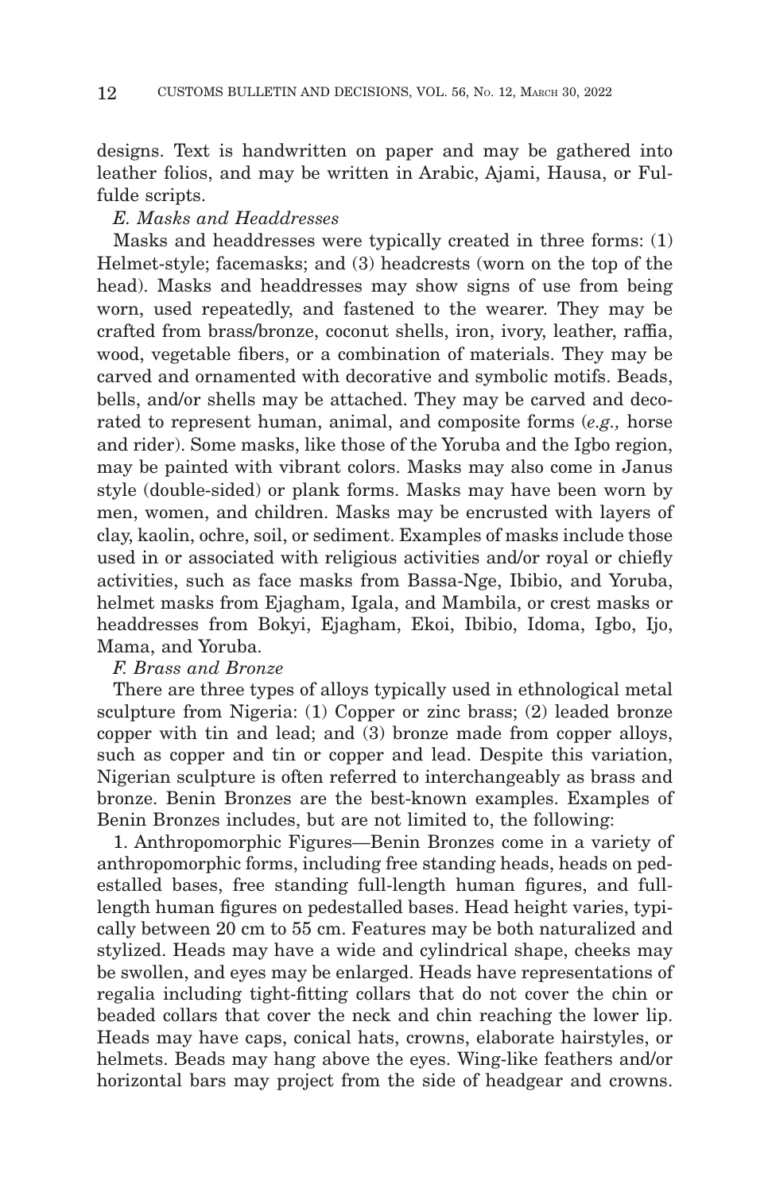designs. Text is handwritten on paper and may be gathered into leather folios, and may be written in Arabic, Ajami, Hausa, or Fulfulde scripts.

*E. Masks and Headdresses*

Masks and headdresses were typically created in three forms: (1) Helmet-style; facemasks; and (3) headcrests (worn on the top of the head). Masks and headdresses may show signs of use from being worn, used repeatedly, and fastened to the wearer. They may be crafted from brass/bronze, coconut shells, iron, ivory, leather, raffia, wood, vegetable fibers, or a combination of materials. They may be carved and ornamented with decorative and symbolic motifs. Beads, bells, and/or shells may be attached. They may be carved and decorated to represent human, animal, and composite forms (*e.g.,* horse and rider). Some masks, like those of the Yoruba and the Igbo region, may be painted with vibrant colors. Masks may also come in Janus style (double-sided) or plank forms. Masks may have been worn by men, women, and children. Masks may be encrusted with layers of clay, kaolin, ochre, soil, or sediment. Examples of masks include those used in or associated with religious activities and/or royal or chiefly activities, such as face masks from Bassa-Nge, Ibibio, and Yoruba, helmet masks from Ejagham, Igala, and Mambila, or crest masks or headdresses from Bokyi, Ejagham, Ekoi, Ibibio, Idoma, Igbo, Ijo, Mama, and Yoruba.

*F. Brass and Bronze*

There are three types of alloys typically used in ethnological metal sculpture from Nigeria: (1) Copper or zinc brass; (2) leaded bronze copper with tin and lead; and (3) bronze made from copper alloys, such as copper and tin or copper and lead. Despite this variation, Nigerian sculpture is often referred to interchangeably as brass and bronze. Benin Bronzes are the best-known examples. Examples of Benin Bronzes includes, but are not limited to, the following:

1. Anthropomorphic Figures—Benin Bronzes come in a variety of anthropomorphic forms, including free standing heads, heads on pedestalled bases, free standing full-length human figures, and full-length human figures on pedestalled bases. Head height varies, typically between 20 cm to 55 cm. Features may be both naturalized and stylized. Heads may have a wide and cylindrical shape, cheeks may be swollen, and eyes may be enlarged. Heads have representations of regalia including tight-fitting collars that do not cover the chin or beaded collars that cover the neck and chin reaching the lower lip. Heads may have caps, conical hats, crowns, elaborate hairstyles, or helmets. Beads may hang above the eyes. Wing-like feathers and/or horizontal bars may project from the side of headgear and crowns.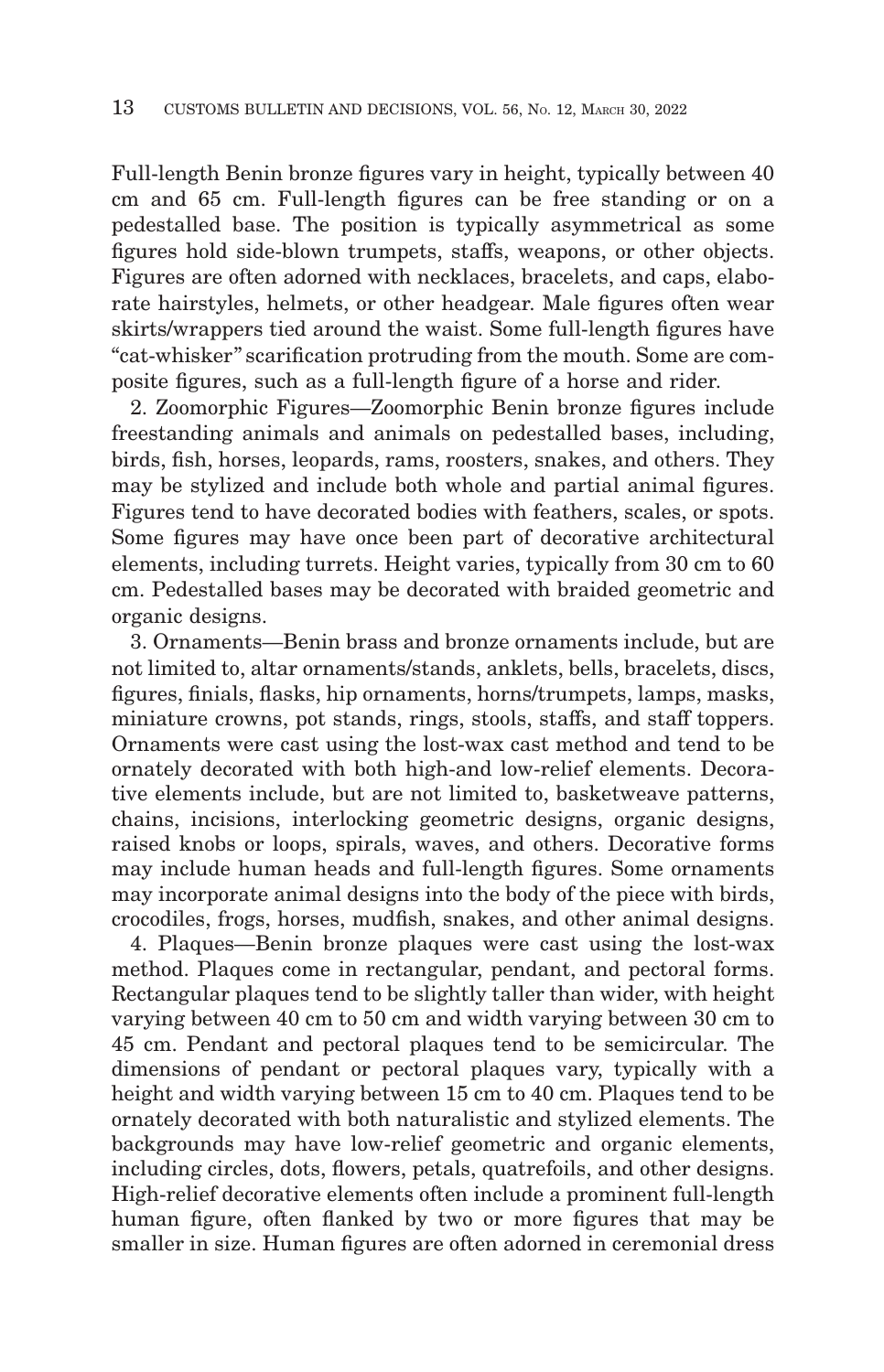Full-length Benin bronze figures vary in height, typically between 40 cm and 65 cm. Full-length figures can be free standing or on a pedestalled base. The position is typically asymmetrical as some figures hold side-blown trumpets, staffs, weapons, or other objects. Figures are often adorned with necklaces, bracelets, and caps, elaborate hairstyles, helmets, or other headgear. Male figures often wear skirts/wrappers tied around the waist. Some full-length figures have "cat-whisker" scarification protruding from the mouth. Some are composite figures, such as a full-length figure of a horse and rider.

2. Zoomorphic Figures—Zoomorphic Benin bronze figures include freestanding animals and animals on pedestalled bases, including, birds, fish, horses, leopards, rams, roosters, snakes, and others. They may be stylized and include both whole and partial animal figures. Figures tend to have decorated bodies with feathers, scales, or spots. Some figures may have once been part of decorative architectural elements, including turrets. Height varies, typically from 30 cm to 60 cm. Pedestalled bases may be decorated with braided geometric and organic designs.

3. Ornaments—Benin brass and bronze ornaments include, but are not limited to, altar ornaments/stands, anklets, bells, bracelets, discs, figures, finials, flasks, hip ornaments, horns/trumpets, lamps, masks, miniature crowns, pot stands, rings, stools, staffs, and staff toppers. Ornaments were cast using the lost-wax cast method and tend to be ornately decorated with both high-and low-relief elements. Decorative elements include, but are not limited to, basketweave patterns, chains, incisions, interlocking geometric designs, organic designs, raised knobs or loops, spirals, waves, and others. Decorative forms may include human heads and full-length figures. Some ornaments may incorporate animal designs into the body of the piece with birds, crocodiles, frogs, horses, mudfish, snakes, and other animal designs.

4. Plaques—Benin bronze plaques were cast using the lost-wax method. Plaques come in rectangular, pendant, and pectoral forms. Rectangular plaques tend to be slightly taller than wider, with height varying between 40 cm to 50 cm and width varying between 30 cm to 45 cm. Pendant and pectoral plaques tend to be semicircular. The dimensions of pendant or pectoral plaques vary, typically with a height and width varying between 15 cm to 40 cm. Plaques tend to be ornately decorated with both naturalistic and stylized elements. The backgrounds may have low-relief geometric and organic elements, including circles, dots, flowers, petals, quatrefoils, and other designs. High-relief decorative elements often include a prominent full-length human figure, often flanked by two or more figures that may be smaller in size. Human figures are often adorned in ceremonial dress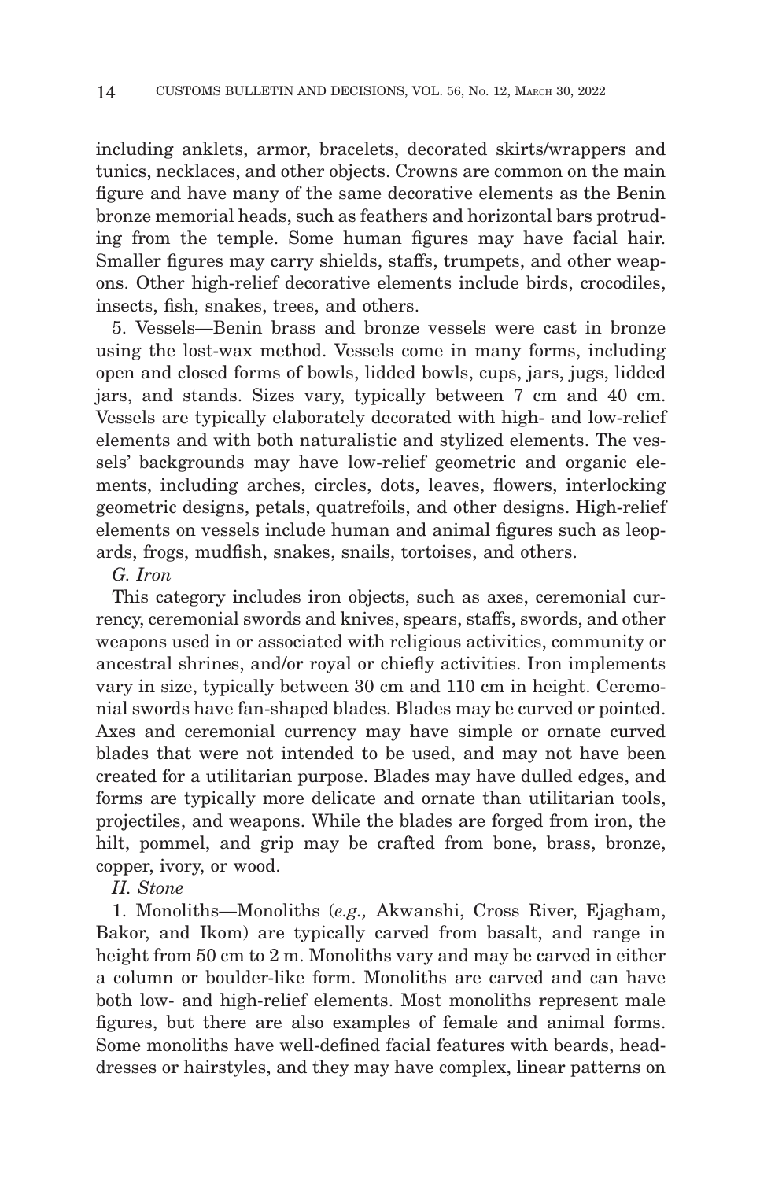including anklets, armor, bracelets, decorated skirts/wrappers and tunics, necklaces, and other objects. Crowns are common on the main figure and have many of the same decorative elements as the Benin bronze memorial heads, such as feathers and horizontal bars protruding from the temple. Some human figures may have facial hair. Smaller figures may carry shields, staffs, trumpets, and other weapons. Other high-relief decorative elements include birds, crocodiles, insects, fish, snakes, trees, and others.

5. Vessels—Benin brass and bronze vessels were cast in bronze using the lost-wax method. Vessels come in many forms, including open and closed forms of bowls, lidded bowls, cups, jars, jugs, lidded jars, and stands. Sizes vary, typically between 7 cm and 40 cm. Vessels are typically elaborately decorated with high- and low-relief elements and with both naturalistic and stylized elements. The vessels' backgrounds may have low-relief geometric and organic elements, including arches, circles, dots, leaves, flowers, interlocking geometric designs, petals, quatrefoils, and other designs. High-relief elements on vessels include human and animal figures such as leopards, frogs, mudfish, snakes, snails, tortoises, and others.

*G. Iron*

This category includes iron objects, such as axes, ceremonial currency, ceremonial swords and knives, spears, staffs, swords, and other weapons used in or associated with religious activities, community or ancestral shrines, and/or royal or chiefly activities. Iron implements vary in size, typically between 30 cm and 110 cm in height. Ceremonial swords have fan-shaped blades. Blades may be curved or pointed. Axes and ceremonial currency may have simple or ornate curved blades that were not intended to be used, and may not have been created for a utilitarian purpose. Blades may have dulled edges, and forms are typically more delicate and ornate than utilitarian tools, projectiles, and weapons. While the blades are forged from iron, the hilt, pommel, and grip may be crafted from bone, brass, bronze, copper, ivory, or wood.

*H. Stone*

1. Monoliths—Monoliths (*e.g.,* Akwanshi, Cross River, Ejagham, Bakor, and Ikom) are typically carved from basalt, and range in height from 50 cm to 2 m. Monoliths vary and may be carved in either a column or boulder-like form. Monoliths are carved and can have both low- and high-relief elements. Most monoliths represent male figures, but there are also examples of female and animal forms. Some monoliths have well-defined facial features with beards, headdresses or hairstyles, and they may have complex, linear patterns on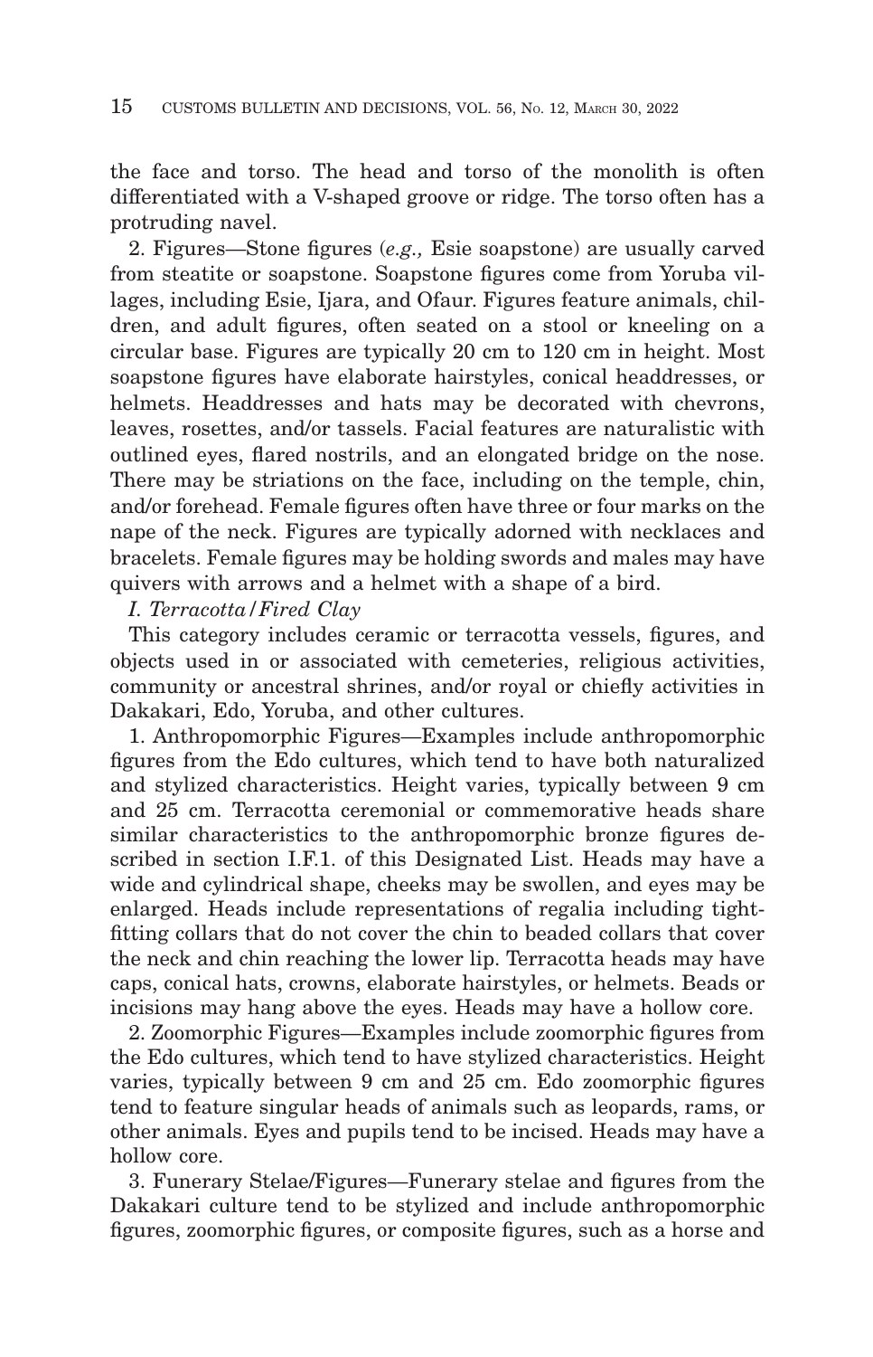the face and torso. The head and torso of the monolith is often differentiated with a V-shaped groove or ridge. The torso often has a protruding navel.

2. Figures—Stone figures (*e.g.,* Esie soapstone) are usually carved from steatite or soapstone. Soapstone figures come from Yoruba villages, including Esie, Ijara, and Ofaur. Figures feature animals, children, and adult figures, often seated on a stool or kneeling on a circular base. Figures are typically 20 cm to 120 cm in height. Most soapstone figures have elaborate hairstyles, conical headdresses, or helmets. Headdresses and hats may be decorated with chevrons, leaves, rosettes, and/or tassels. Facial features are naturalistic with outlined eyes, flared nostrils, and an elongated bridge on the nose. There may be striations on the face, including on the temple, chin, and/or forehead. Female figures often have three or four marks on the nape of the neck. Figures are typically adorned with necklaces and bracelets. Female figures may be holding swords and males may have quivers with arrows and a helmet with a shape of a bird.

*I. Terracotta/Fired Clay*

This category includes ceramic or terracotta vessels, figures, and objects used in or associated with cemeteries, religious activities, community or ancestral shrines, and/or royal or chiefly activities in Dakakari, Edo, Yoruba, and other cultures.

1. Anthropomorphic Figures—Examples include anthropomorphic figures from the Edo cultures, which tend to have both naturalized and stylized characteristics. Height varies, typically between 9 cm and 25 cm. Terracotta ceremonial or commemorative heads share similar characteristics to the anthropomorphic bronze figures described in section I.F.1. of this Designated List. Heads may have a wide and cylindrical shape, cheeks may be swollen, and eyes may be enlarged. Heads include representations of regalia including tight-fitting collars that do not cover the chin to beaded collars that cover the neck and chin reaching the lower lip. Terracotta heads may have caps, conical hats, crowns, elaborate hairstyles, or helmets. Beads or incisions may hang above the eyes. Heads may have a hollow core.

2. Zoomorphic Figures—Examples include zoomorphic figures from the Edo cultures, which tend to have stylized characteristics. Height varies, typically between 9 cm and 25 cm. Edo zoomorphic figures tend to feature singular heads of animals such as leopards, rams, or other animals. Eyes and pupils tend to be incised. Heads may have a hollow core.

3. Funerary Stelae/Figures—Funerary stelae and figures from the Dakakari culture tend to be stylized and include anthropomorphic figures, zoomorphic figures, or composite figures, such as a horse and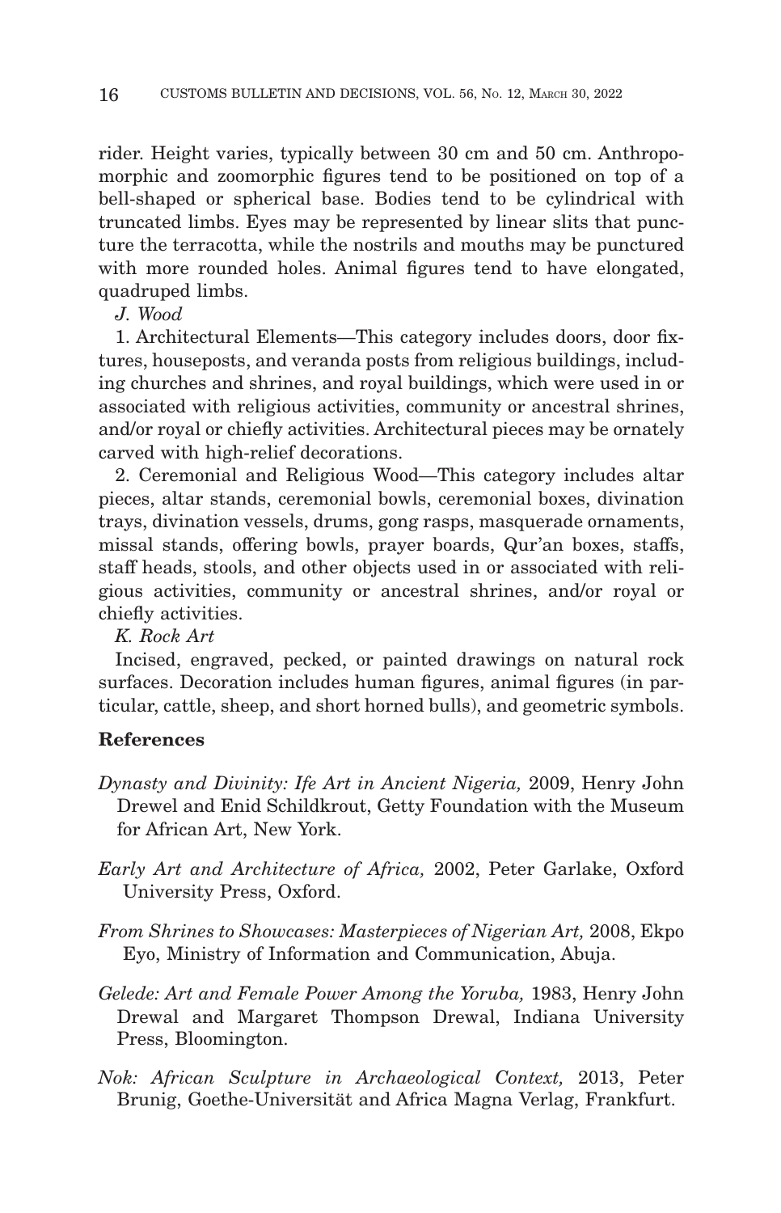rider. Height varies, typically between 30 cm and 50 cm. Anthropomorphic and zoomorphic figures tend to be positioned on top of a bell-shaped or spherical base. Bodies tend to be cylindrical with truncated limbs. Eyes may be represented by linear slits that puncture the terracotta, while the nostrils and mouths may be punctured with more rounded holes. Animal figures tend to have elongated, quadruped limbs.

*J. Wood*

1. Architectural Elements—This category includes doors, door fixtures, houseposts, and veranda posts from religious buildings, including churches and shrines, and royal buildings, which were used in or associated with religious activities, community or ancestral shrines, and/or royal or chiefly activities. Architectural pieces may be ornately carved with high-relief decorations.

2. Ceremonial and Religious Wood—This category includes altar pieces, altar stands, ceremonial bowls, ceremonial boxes, divination trays, divination vessels, drums, gong rasps, masquerade ornaments, missal stands, offering bowls, prayer boards, Qur'an boxes, staffs, staff heads, stools, and other objects used in or associated with religious activities, community or ancestral shrines, and/or royal or chiefly activities.

*K. Rock Art*

Incised, engraved, pecked, or painted drawings on natural rock surfaces. Decoration includes human figures, animal figures (in particular, cattle, sheep, and short horned bulls), and geometric symbols.

## References

*Dynasty and Divinity: Ife Art in Ancient Nigeria,* 2009, Henry John Drewel and Enid Schildkrout, Getty Foundation with the Museum for African Art, New York.

*Early Art and Architecture of Africa,* 2002, Peter Garlake, Oxford University Press, Oxford.

*From Shrines to Showcases: Masterpieces of Nigerian Art,* 2008, Ekpo Eyo, Ministry of Information and Communication, Abuja.

*Gelede: Art and Female Power Among the Yoruba,* 1983, Henry John Drewal and Margaret Thompson Drewal, Indiana University Press, Bloomington.

*Nok: African Sculpture in Archaeological Context,* 2013, Peter Brunig, Goethe-Universität and Africa Magna Verlag, Frankfurt.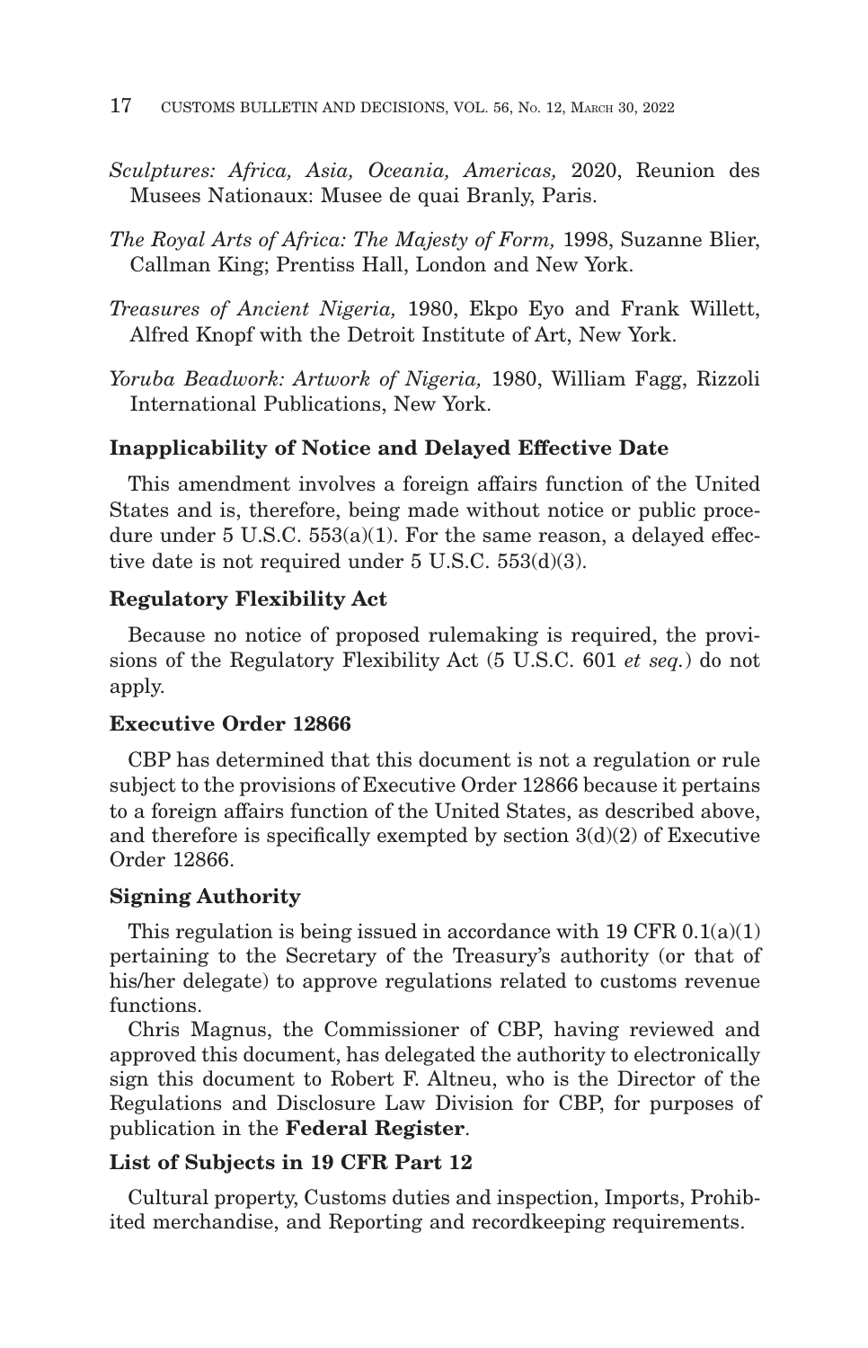*Sculptures: Africa, Asia, Oceania, Americas,* 2020, Reunion des Musees Nationaux: Musee de quai Branly, Paris.

*The Royal Arts of Africa: The Majesty of Form,* 1998, Suzanne Blier, Callman King; Prentiss Hall, London and New York.

*Treasures of Ancient Nigeria,* 1980, Ekpo Eyo and Frank Willett, Alfred Knopf with the Detroit Institute of Art, New York.

*Yoruba Beadwork: Artwork of Nigeria,* 1980, William Fagg, Rizzoli International Publications, New York.

**Inapplicability of Notice and Delayed Effective Date**

This amendment involves a foreign affairs function of the United States and is, therefore, being made without notice or public procedure under 5 U.S.C. 553(a)(1). For the same reason, a delayed effective date is not required under 5 U.S.C. 553(d)(3).

**Regulatory Flexibility Act**

Because no notice of proposed rulemaking is required, the provisions of the Regulatory Flexibility Act (5 U.S.C. 601 *et seq.*) do not apply.

**Executive Order 12866**

CBP has determined that this document is not a regulation or rule subject to the provisions of Executive Order 12866 because it pertains to a foreign affairs function of the United States, as described above, and therefore is specifically exempted by section 3(d)(2) of Executive Order 12866.

**Signing Authority**

This regulation is being issued in accordance with 19 CFR 0.1(a)(1) pertaining to the Secretary of the Treasury's authority (or that of his/her delegate) to approve regulations related to customs revenue functions.

Chris Magnus, the Commissioner of CBP, having reviewed and approved this document, has delegated the authority to electronically sign this document to Robert F. Altneu, who is the Director of the Regulations and Disclosure Law Division for CBP, for purposes of publication in the **Federal Register**.

**List of Subjects in 19 CFR Part 12**

Cultural property, Customs duties and inspection, Imports, Prohibited merchandise, and Reporting and recordkeeping requirements.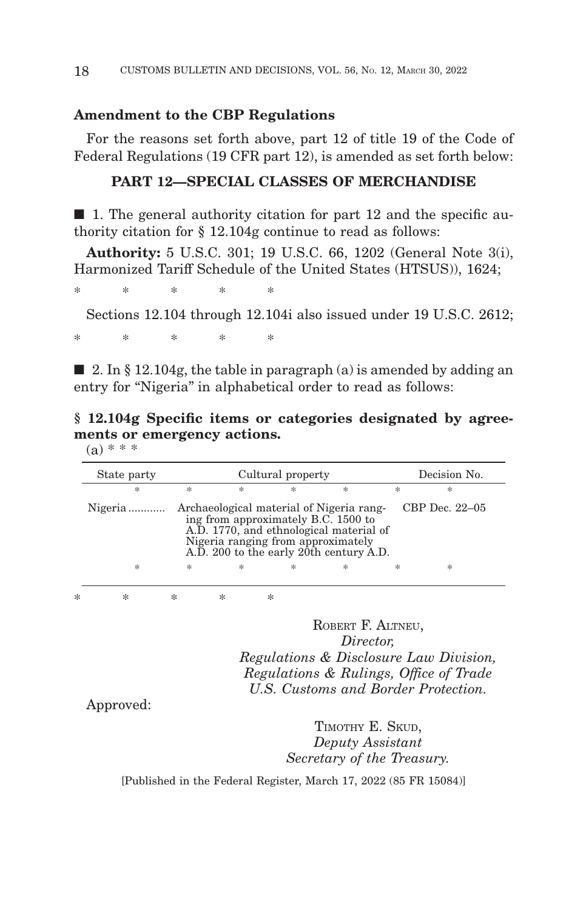## Amendment to the CBP Regulations

For the reasons set forth above, part 12 of title 19 of the Code of Federal Regulations (19 CFR part 12), is amended as set forth below:

### PART 12—SPECIAL CLASSES OF MERCHANDISE

■ 1. The general authority citation for part 12 and the specific authority citation for § 12.104g continue to read as follows:

**Authority:** 5 U.S.C. 301; 19 U.S.C. 66, 1202 (General Note 3(i), Harmonized Tariff Schedule of the United States (HTSUS)), 1624;

\* \* \* \* \*

Sections 12.104 through 12.104i also issued under 19 U.S.C. 2612;

\* \* \* \* \*

■ 2. In § 12.104g, the table in paragraph (a) is amended by adding an entry for "Nigeria" in alphabetical order to read as follows:

**§ 12.104g Specific items or categories designated by agreements or emergency actions.**

(a) \* \* \*

| State party | Cultural property | Decision No. |
|---|---|---|
| \* | \* \* \* \* \* | \* |
| Nigeria ............ | Archaeological material of Nigeria ranging from approximately B.C. 1500 to A.D. 1770, and ethnological material of Nigeria ranging from approximately A.D. 200 to the early 20th century A.D. | CBP Dec. 22–05 |
| \* | \* \* \* \* \* | \* |

\* \* \* \* \*

ROBERT F. ALTNEU,
*Director,*
*Regulations & Disclosure Law Division,*
*Regulations & Rulings, Office of Trade*
*U.S. Customs and Border Protection.*

Approved:

TIMOTHY E. SKUD,
*Deputy Assistant*
*Secretary of the Treasury.*

[Published in the Federal Register, March 17, 2022 (85 FR 15084)]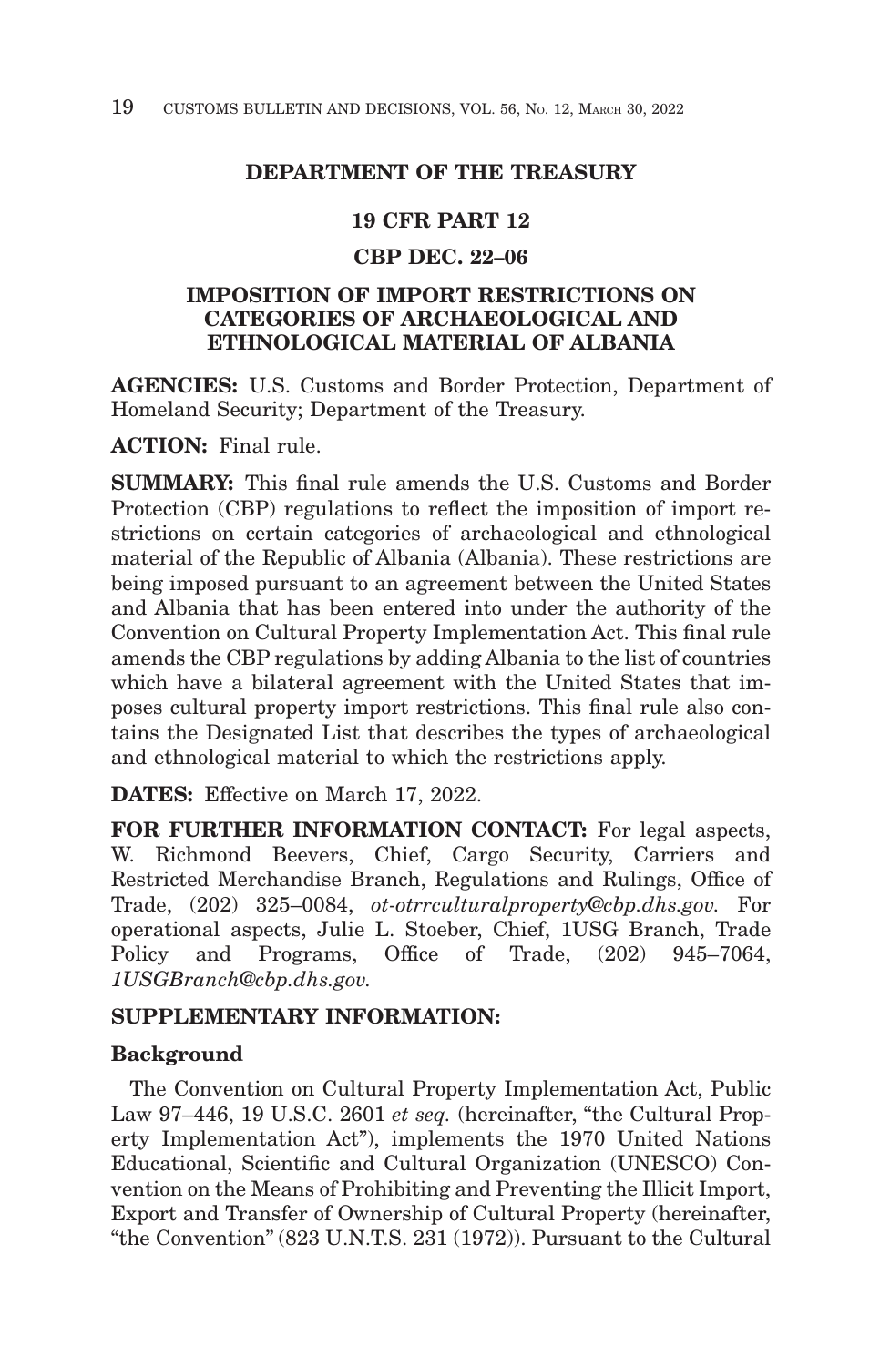## DEPARTMENT OF THE TREASURY

### 19 CFR PART 12

### CBP DEC. 22–06

### IMPOSITION OF IMPORT RESTRICTIONS ON CATEGORIES OF ARCHAEOLOGICAL AND ETHNOLOGICAL MATERIAL OF ALBANIA

**AGENCIES:** U.S. Customs and Border Protection, Department of Homeland Security; Department of the Treasury.

**ACTION:** Final rule.

**SUMMARY:** This final rule amends the U.S. Customs and Border Protection (CBP) regulations to reflect the imposition of import restrictions on certain categories of archaeological and ethnological material of the Republic of Albania (Albania). These restrictions are being imposed pursuant to an agreement between the United States and Albania that has been entered into under the authority of the Convention on Cultural Property Implementation Act. This final rule amends the CBP regulations by adding Albania to the list of countries which have a bilateral agreement with the United States that imposes cultural property import restrictions. This final rule also contains the Designated List that describes the types of archaeological and ethnological material to which the restrictions apply.

**DATES:** Effective on March 17, 2022.

**FOR FURTHER INFORMATION CONTACT:** For legal aspects, W. Richmond Beevers, Chief, Cargo Security, Carriers and Restricted Merchandise Branch, Regulations and Rulings, Office of Trade, (202) 325–0084, *ot-otrrculturalproperty@cbp.dhs.gov.* For operational aspects, Julie L. Stoeber, Chief, 1USG Branch, Trade Policy and Programs, Office of Trade, (202) 945–7064, *1USGBranch@cbp.dhs.gov.*

**SUPPLEMENTARY INFORMATION:**

**Background**

The Convention on Cultural Property Implementation Act, Public Law 97–446, 19 U.S.C. 2601 *et seq.* (hereinafter, "the Cultural Property Implementation Act"), implements the 1970 United Nations Educational, Scientific and Cultural Organization (UNESCO) Convention on the Means of Prohibiting and Preventing the Illicit Import, Export and Transfer of Ownership of Cultural Property (hereinafter, "the Convention" (823 U.N.T.S. 231 (1972)). Pursuant to the Cultural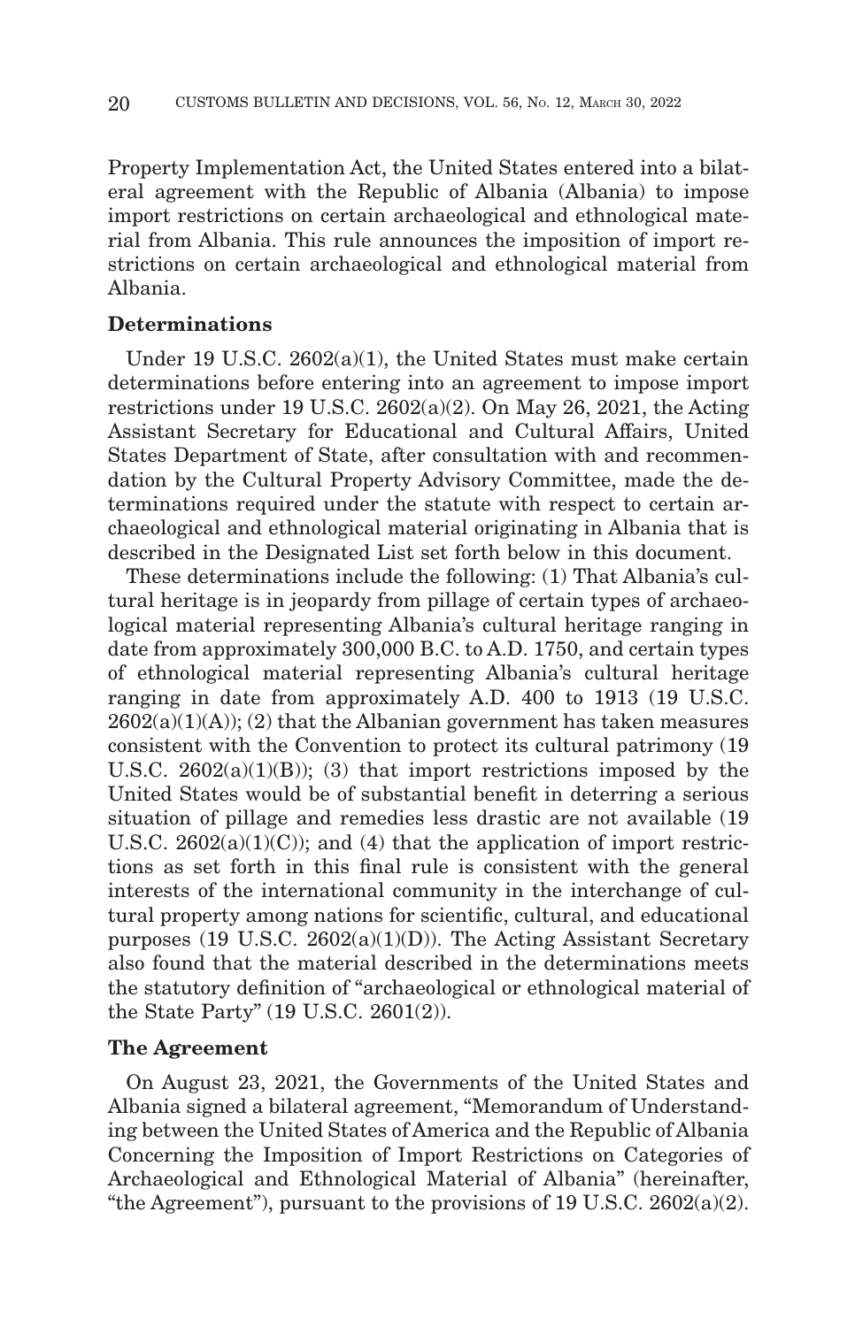Property Implementation Act, the United States entered into a bilateral agreement with the Republic of Albania (Albania) to impose import restrictions on certain archaeological and ethnological material from Albania. This rule announces the imposition of import restrictions on certain archaeological and ethnological material from Albania.

**Determinations**

Under 19 U.S.C. 2602(a)(1), the United States must make certain determinations before entering into an agreement to impose import restrictions under 19 U.S.C. 2602(a)(2). On May 26, 2021, the Acting Assistant Secretary for Educational and Cultural Affairs, United States Department of State, after consultation with and recommendation by the Cultural Property Advisory Committee, made the determinations required under the statute with respect to certain archaeological and ethnological material originating in Albania that is described in the Designated List set forth below in this document.

These determinations include the following: (1) That Albania's cultural heritage is in jeopardy from pillage of certain types of archaeological material representing Albania's cultural heritage ranging in date from approximately 300,000 B.C. to A.D. 1750, and certain types of ethnological material representing Albania's cultural heritage ranging in date from approximately A.D. 400 to 1913 (19 U.S.C. 2602(a)(1)(A)); (2) that the Albanian government has taken measures consistent with the Convention to protect its cultural patrimony (19 U.S.C. 2602(a)(1)(B)); (3) that import restrictions imposed by the United States would be of substantial benefit in deterring a serious situation of pillage and remedies less drastic are not available (19 U.S.C. 2602(a)(1)(C)); and (4) that the application of import restrictions as set forth in this final rule is consistent with the general interests of the international community in the interchange of cultural property among nations for scientific, cultural, and educational purposes (19 U.S.C. 2602(a)(1)(D)). The Acting Assistant Secretary also found that the material described in the determinations meets the statutory definition of "archaeological or ethnological material of the State Party" (19 U.S.C. 2601(2)).

**The Agreement**

On August 23, 2021, the Governments of the United States and Albania signed a bilateral agreement, "Memorandum of Understanding between the United States of America and the Republic of Albania Concerning the Imposition of Import Restrictions on Categories of Archaeological and Ethnological Material of Albania" (hereinafter, "the Agreement"), pursuant to the provisions of 19 U.S.C. 2602(a)(2).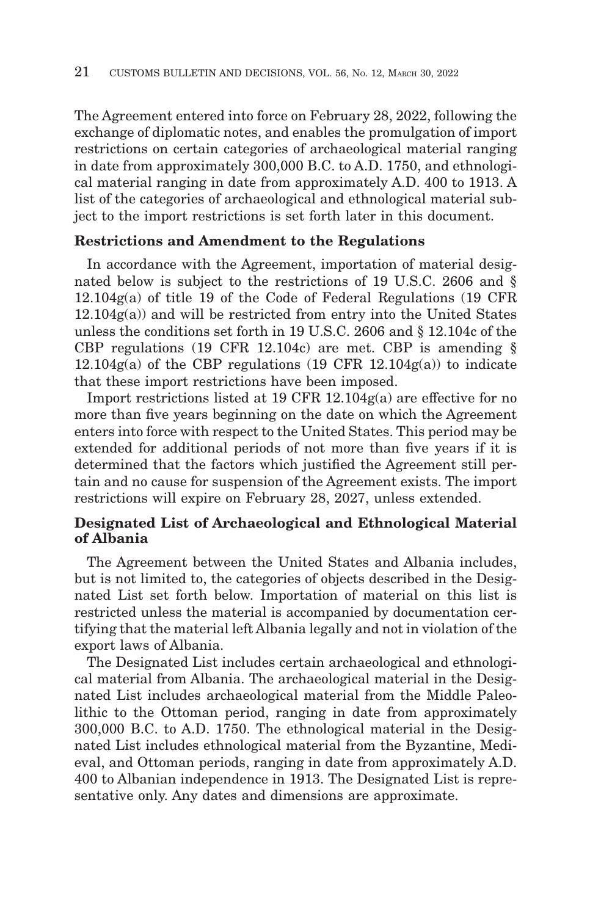The Agreement entered into force on February 28, 2022, following the exchange of diplomatic notes, and enables the promulgation of import restrictions on certain categories of archaeological material ranging in date from approximately 300,000 B.C. to A.D. 1750, and ethnological material ranging in date from approximately A.D. 400 to 1913. A list of the categories of archaeological and ethnological material subject to the import restrictions is set forth later in this document.

**Restrictions and Amendment to the Regulations**

In accordance with the Agreement, importation of material designated below is subject to the restrictions of 19 U.S.C. 2606 and § 12.104g(a) of title 19 of the Code of Federal Regulations (19 CFR 12.104g(a)) and will be restricted from entry into the United States unless the conditions set forth in 19 U.S.C. 2606 and § 12.104c of the CBP regulations (19 CFR 12.104c) are met. CBP is amending § 12.104g(a) of the CBP regulations (19 CFR 12.104g(a)) to indicate that these import restrictions have been imposed.

Import restrictions listed at 19 CFR 12.104g(a) are effective for no more than five years beginning on the date on which the Agreement enters into force with respect to the United States. This period may be extended for additional periods of not more than five years if it is determined that the factors which justified the Agreement still pertain and no cause for suspension of the Agreement exists. The import restrictions will expire on February 28, 2027, unless extended.

**Designated List of Archaeological and Ethnological Material of Albania**

The Agreement between the United States and Albania includes, but is not limited to, the categories of objects described in the Designated List set forth below. Importation of material on this list is restricted unless the material is accompanied by documentation certifying that the material left Albania legally and not in violation of the export laws of Albania.

The Designated List includes certain archaeological and ethnological material from Albania. The archaeological material in the Designated List includes archaeological material from the Middle Paleolithic to the Ottoman period, ranging in date from approximately 300,000 B.C. to A.D. 1750. The ethnological material in the Designated List includes ethnological material from the Byzantine, Medieval, and Ottoman periods, ranging in date from approximately A.D. 400 to Albanian independence in 1913. The Designated List is representative only. Any dates and dimensions are approximate.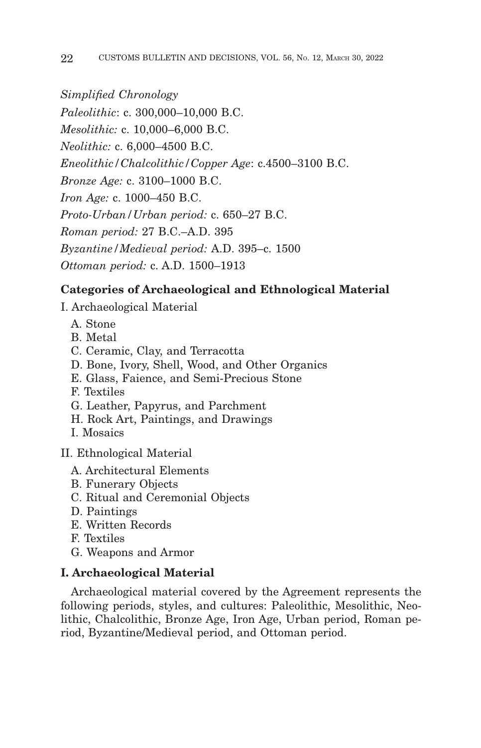*Simplified Chronology*

*Paleolithic*: c. 300,000–10,000 B.C.

*Mesolithic:* c. 10,000–6,000 B.C.

*Neolithic:* c. 6,000–4500 B.C.

*Eneolithic/Chalcolithic/Copper Age*: c.4500–3100 B.C.

*Bronze Age:* c. 3100–1000 B.C.

*Iron Age:* c. 1000–450 B.C.

*Proto-Urban/Urban period:* c. 650–27 B.C.

*Roman period:* 27 B.C.–A.D. 395

*Byzantine/Medieval period:* A.D. 395–c. 1500

*Ottoman period:* c. A.D. 1500–1913

**Categories of Archaeological and Ethnological Material**

I. Archaeological Material

- A. Stone
- B. Metal
- C. Ceramic, Clay, and Terracotta
- D. Bone, Ivory, Shell, Wood, and Other Organics
- E. Glass, Faience, and Semi-Precious Stone
- F. Textiles
- G. Leather, Papyrus, and Parchment
- H. Rock Art, Paintings, and Drawings
- I. Mosaics

II. Ethnological Material

- A. Architectural Elements
- B. Funerary Objects
- C. Ritual and Ceremonial Objects
- D. Paintings
- E. Written Records
- F. Textiles
- G. Weapons and Armor

**I. Archaeological Material**

Archaeological material covered by the Agreement represents the following periods, styles, and cultures: Paleolithic, Mesolithic, Neolithic, Chalcolithic, Bronze Age, Iron Age, Urban period, Roman period, Byzantine/Medieval period, and Ottoman period.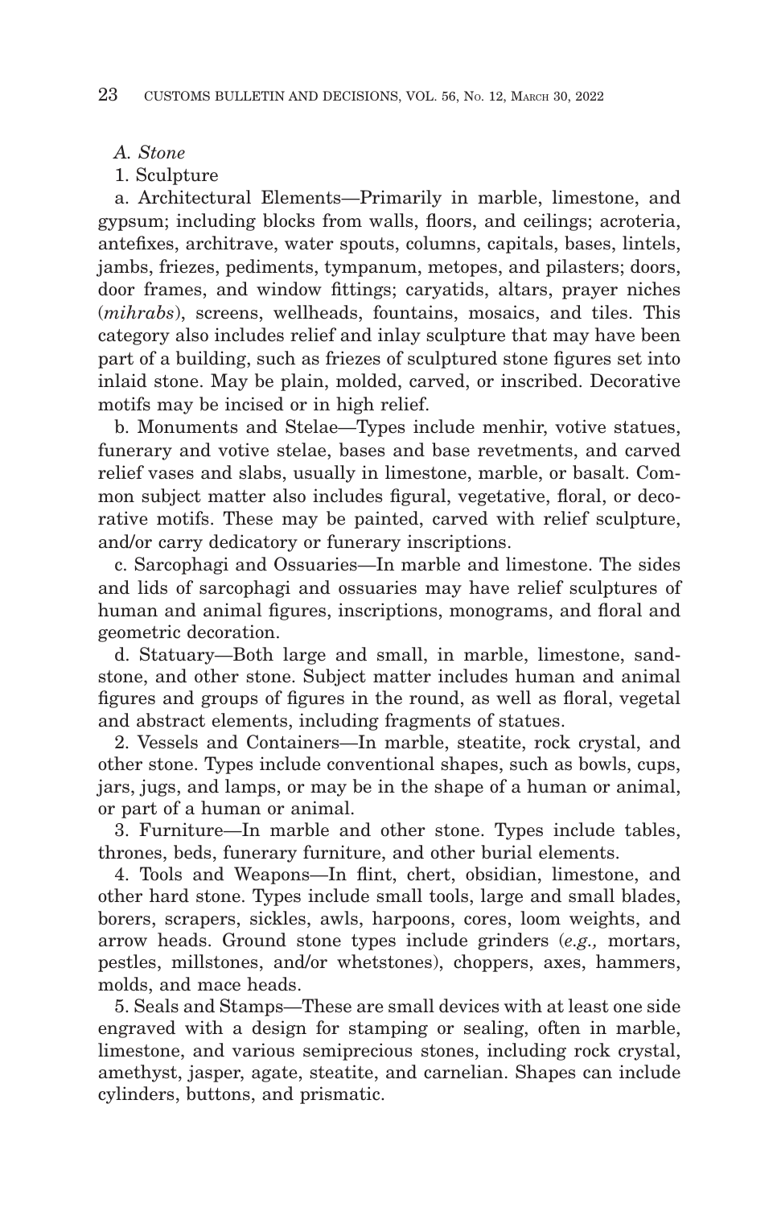*A. Stone*

1. Sculpture

a. Architectural Elements—Primarily in marble, limestone, and gypsum; including blocks from walls, floors, and ceilings; acroteria, antefixes, architrave, water spouts, columns, capitals, bases, lintels, jambs, friezes, pediments, tympanum, metopes, and pilasters; doors, door frames, and window fittings; caryatids, altars, prayer niches (*mihrabs*), screens, wellheads, fountains, mosaics, and tiles. This category also includes relief and inlay sculpture that may have been part of a building, such as friezes of sculptured stone figures set into inlaid stone. May be plain, molded, carved, or inscribed. Decorative motifs may be incised or in high relief.

b. Monuments and Stelae—Types include menhir, votive statues, funerary and votive stelae, bases and base revetments, and carved relief vases and slabs, usually in limestone, marble, or basalt. Common subject matter also includes figural, vegetative, floral, or decorative motifs. These may be painted, carved with relief sculpture, and/or carry dedicatory or funerary inscriptions.

c. Sarcophagi and Ossuaries—In marble and limestone. The sides and lids of sarcophagi and ossuaries may have relief sculptures of human and animal figures, inscriptions, monograms, and floral and geometric decoration.

d. Statuary—Both large and small, in marble, limestone, sandstone, and other stone. Subject matter includes human and animal figures and groups of figures in the round, as well as floral, vegetal and abstract elements, including fragments of statues.

2. Vessels and Containers—In marble, steatite, rock crystal, and other stone. Types include conventional shapes, such as bowls, cups, jars, jugs, and lamps, or may be in the shape of a human or animal, or part of a human or animal.

3. Furniture—In marble and other stone. Types include tables, thrones, beds, funerary furniture, and other burial elements.

4. Tools and Weapons—In flint, chert, obsidian, limestone, and other hard stone. Types include small tools, large and small blades, borers, scrapers, sickles, awls, harpoons, cores, loom weights, and arrow heads. Ground stone types include grinders (*e.g.,* mortars, pestles, millstones, and/or whetstones), choppers, axes, hammers, molds, and mace heads.

5. Seals and Stamps—These are small devices with at least one side engraved with a design for stamping or sealing, often in marble, limestone, and various semiprecious stones, including rock crystal, amethyst, jasper, agate, steatite, and carnelian. Shapes can include cylinders, buttons, and prismatic.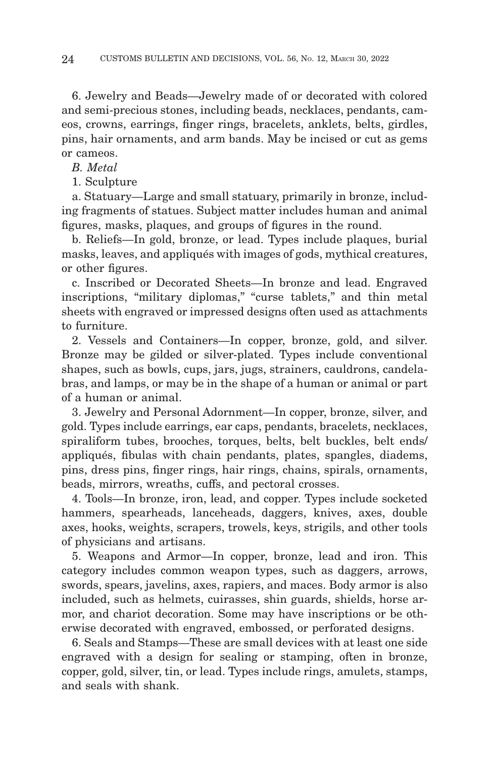6. Jewelry and Beads—Jewelry made of or decorated with colored and semi-precious stones, including beads, necklaces, pendants, cameos, crowns, earrings, finger rings, bracelets, anklets, belts, girdles, pins, hair ornaments, and arm bands. May be incised or cut as gems or cameos.

*B. Metal*

1. Sculpture

a. Statuary—Large and small statuary, primarily in bronze, including fragments of statues. Subject matter includes human and animal figures, masks, plaques, and groups of figures in the round.

b. Reliefs—In gold, bronze, or lead. Types include plaques, burial masks, leaves, and appliqués with images of gods, mythical creatures, or other figures.

c. Inscribed or Decorated Sheets—In bronze and lead. Engraved inscriptions, "military diplomas," "curse tablets," and thin metal sheets with engraved or impressed designs often used as attachments to furniture.

2. Vessels and Containers—In copper, bronze, gold, and silver. Bronze may be gilded or silver-plated. Types include conventional shapes, such as bowls, cups, jars, jugs, strainers, cauldrons, candelabras, and lamps, or may be in the shape of a human or animal or part of a human or animal.

3. Jewelry and Personal Adornment—In copper, bronze, silver, and gold. Types include earrings, ear caps, pendants, bracelets, necklaces, spiraliform tubes, brooches, torques, belts, belt buckles, belt ends/appliqués, fibulas with chain pendants, plates, spangles, diadems, pins, dress pins, finger rings, hair rings, chains, spirals, ornaments, beads, mirrors, wreaths, cuffs, and pectoral crosses.

4. Tools—In bronze, iron, lead, and copper. Types include socketed hammers, spearheads, lanceheads, daggers, knives, axes, double axes, hooks, weights, scrapers, trowels, keys, strigils, and other tools of physicians and artisans.

5. Weapons and Armor—In copper, bronze, lead and iron. This category includes common weapon types, such as daggers, arrows, swords, spears, javelins, axes, rapiers, and maces. Body armor is also included, such as helmets, cuirasses, shin guards, shields, horse armor, and chariot decoration. Some may have inscriptions or be otherwise decorated with engraved, embossed, or perforated designs.

6. Seals and Stamps—These are small devices with at least one side engraved with a design for sealing or stamping, often in bronze, copper, gold, silver, tin, or lead. Types include rings, amulets, stamps, and seals with shank.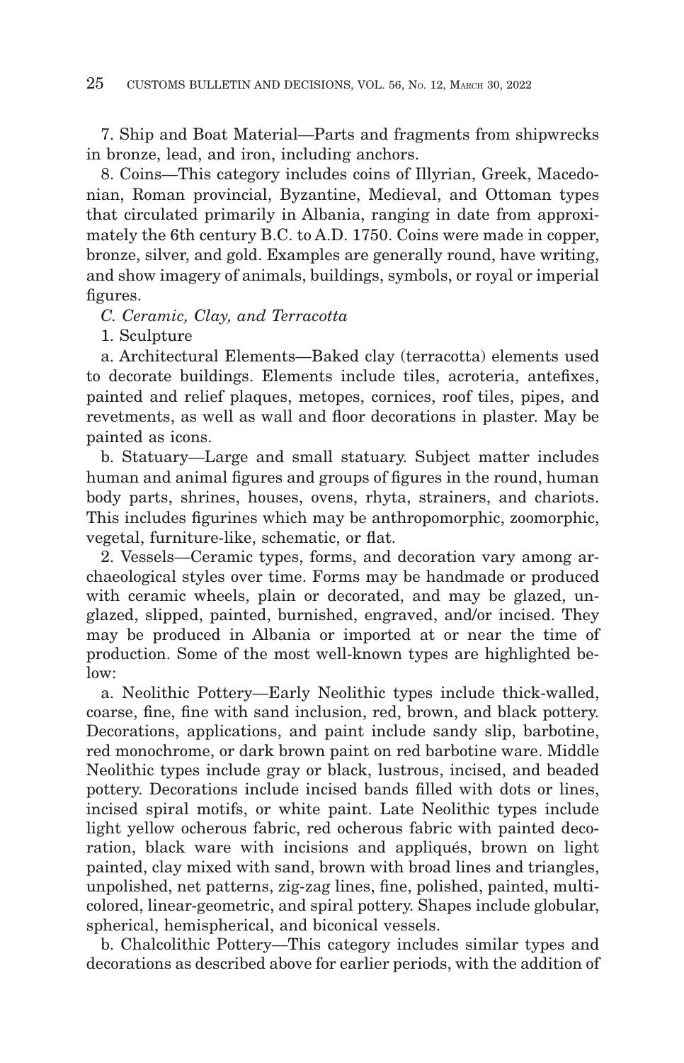7. Ship and Boat Material—Parts and fragments from shipwrecks in bronze, lead, and iron, including anchors.

8. Coins—This category includes coins of Illyrian, Greek, Macedonian, Roman provincial, Byzantine, Medieval, and Ottoman types that circulated primarily in Albania, ranging in date from approximately the 6th century B.C. to A.D. 1750. Coins were made in copper, bronze, silver, and gold. Examples are generally round, have writing, and show imagery of animals, buildings, symbols, or royal or imperial figures.

*C. Ceramic, Clay, and Terracotta*

1. Sculpture

a. Architectural Elements—Baked clay (terracotta) elements used to decorate buildings. Elements include tiles, acroteria, antefixes, painted and relief plaques, metopes, cornices, roof tiles, pipes, and revetments, as well as wall and floor decorations in plaster. May be painted as icons.

b. Statuary—Large and small statuary. Subject matter includes human and animal figures and groups of figures in the round, human body parts, shrines, houses, ovens, rhyta, strainers, and chariots. This includes figurines which may be anthropomorphic, zoomorphic, vegetal, furniture-like, schematic, or flat.

2. Vessels—Ceramic types, forms, and decoration vary among archaeological styles over time. Forms may be handmade or produced with ceramic wheels, plain or decorated, and may be glazed, unglazed, slipped, painted, burnished, engraved, and/or incised. They may be produced in Albania or imported at or near the time of production. Some of the most well-known types are highlighted below:

a. Neolithic Pottery—Early Neolithic types include thick-walled, coarse, fine, fine with sand inclusion, red, brown, and black pottery. Decorations, applications, and paint include sandy slip, barbotine, red monochrome, or dark brown paint on red barbotine ware. Middle Neolithic types include gray or black, lustrous, incised, and beaded pottery. Decorations include incised bands filled with dots or lines, incised spiral motifs, or white paint. Late Neolithic types include light yellow ocherous fabric, red ocherous fabric with painted decoration, black ware with incisions and appliqués, brown on light painted, clay mixed with sand, brown with broad lines and triangles, unpolished, net patterns, zig-zag lines, fine, polished, painted, multicolored, linear-geometric, and spiral pottery. Shapes include globular, spherical, hemispherical, and biconical vessels.

b. Chalcolithic Pottery—This category includes similar types and decorations as described above for earlier periods, with the addition of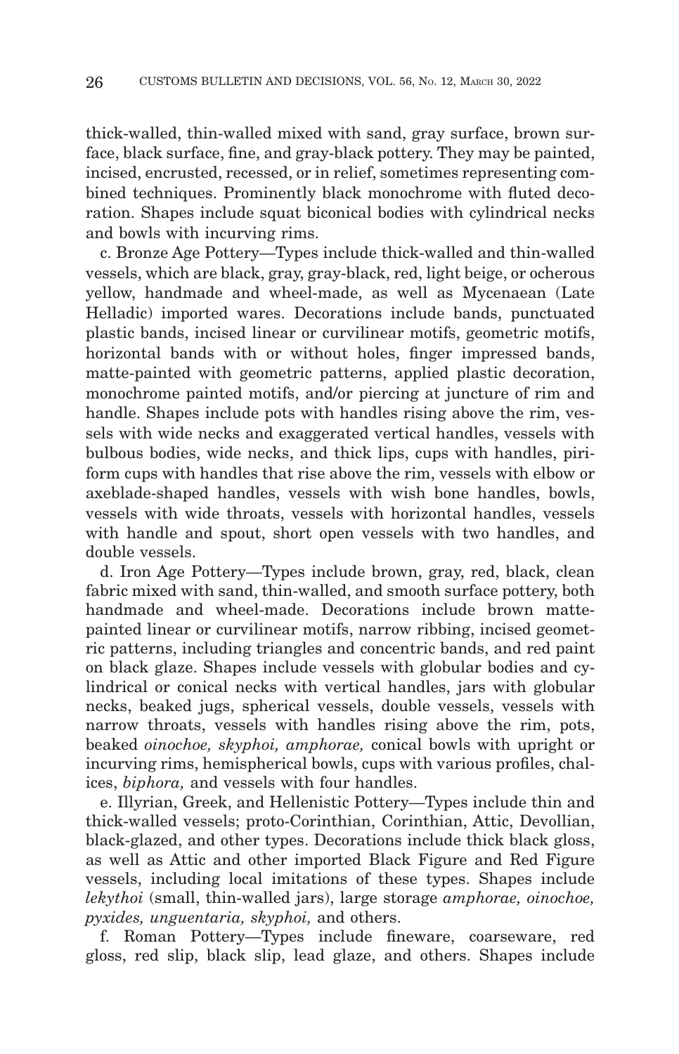thick-walled, thin-walled mixed with sand, gray surface, brown surface, black surface, fine, and gray-black pottery. They may be painted, incised, encrusted, recessed, or in relief, sometimes representing combined techniques. Prominently black monochrome with fluted decoration. Shapes include squat biconical bodies with cylindrical necks and bowls with incurving rims.

c. Bronze Age Pottery—Types include thick-walled and thin-walled vessels, which are black, gray, gray-black, red, light beige, or ocherous yellow, handmade and wheel-made, as well as Mycenaean (Late Helladic) imported wares. Decorations include bands, punctuated plastic bands, incised linear or curvilinear motifs, geometric motifs, horizontal bands with or without holes, finger impressed bands, matte-painted with geometric patterns, applied plastic decoration, monochrome painted motifs, and/or piercing at juncture of rim and handle. Shapes include pots with handles rising above the rim, vessels with wide necks and exaggerated vertical handles, vessels with bulbous bodies, wide necks, and thick lips, cups with handles, piriform cups with handles that rise above the rim, vessels with elbow or axeblade-shaped handles, vessels with wish bone handles, bowls, vessels with wide throats, vessels with horizontal handles, vessels with handle and spout, short open vessels with two handles, and double vessels.

d. Iron Age Pottery—Types include brown, gray, red, black, clean fabric mixed with sand, thin-walled, and smooth surface pottery, both handmade and wheel-made. Decorations include brown matte-painted linear or curvilinear motifs, narrow ribbing, incised geometric patterns, including triangles and concentric bands, and red paint on black glaze. Shapes include vessels with globular bodies and cylindrical or conical necks with vertical handles, jars with globular necks, beaked jugs, spherical vessels, double vessels, vessels with narrow throats, vessels with handles rising above the rim, pots, beaked *oinochoe, skyphoi, amphorae,* conical bowls with upright or incurving rims, hemispherical bowls, cups with various profiles, chalices, *biphora,* and vessels with four handles.

e. Illyrian, Greek, and Hellenistic Pottery—Types include thin and thick-walled vessels; proto-Corinthian, Corinthian, Attic, Devollian, black-glazed, and other types. Decorations include thick black gloss, as well as Attic and other imported Black Figure and Red Figure vessels, including local imitations of these types. Shapes include *lekythoi* (small, thin-walled jars), large storage *amphorae, oinochoe, pyxides, unguentaria, skyphoi,* and others.

f. Roman Pottery—Types include fineware, coarseware, red gloss, red slip, black slip, lead glaze, and others. Shapes include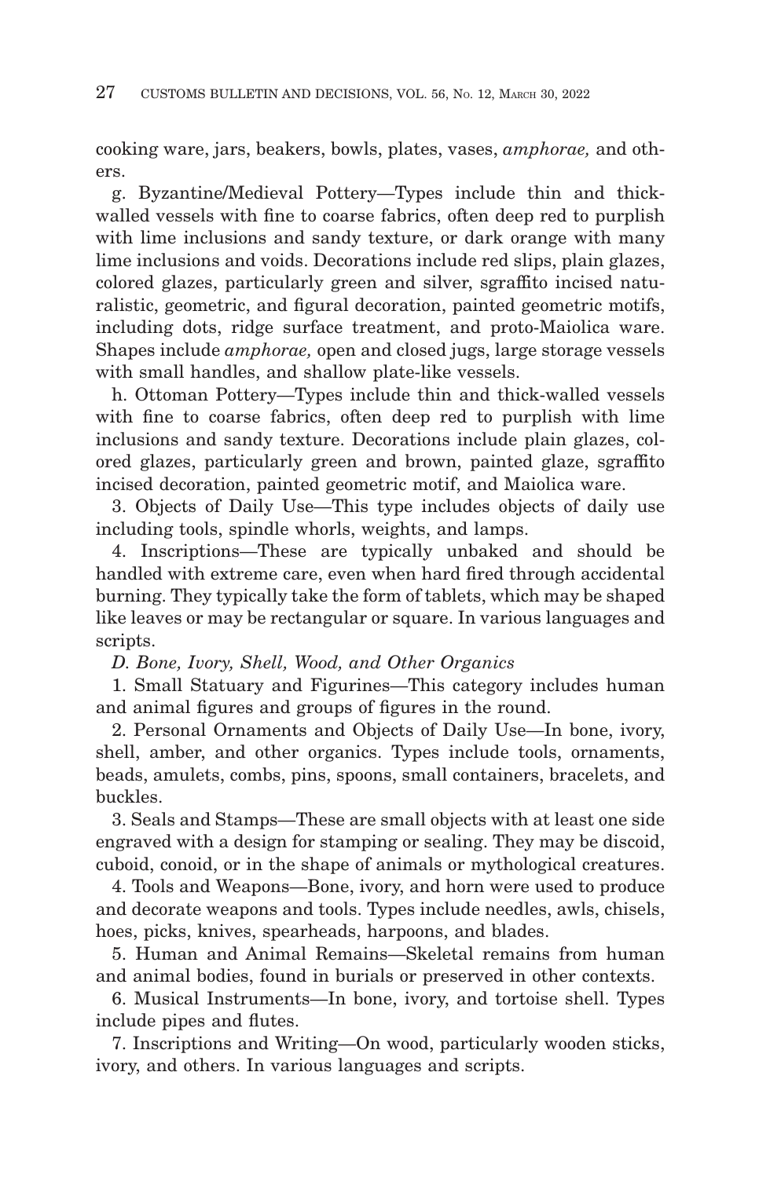cooking ware, jars, beakers, bowls, plates, vases, *amphorae,* and others.

g. Byzantine/Medieval Pottery—Types include thin and thick-walled vessels with fine to coarse fabrics, often deep red to purplish with lime inclusions and sandy texture, or dark orange with many lime inclusions and voids. Decorations include red slips, plain glazes, colored glazes, particularly green and silver, sgraffito incised naturalistic, geometric, and figural decoration, painted geometric motifs, including dots, ridge surface treatment, and proto-Maiolica ware. Shapes include *amphorae,* open and closed jugs, large storage vessels with small handles, and shallow plate-like vessels.

h. Ottoman Pottery—Types include thin and thick-walled vessels with fine to coarse fabrics, often deep red to purplish with lime inclusions and sandy texture. Decorations include plain glazes, colored glazes, particularly green and brown, painted glaze, sgraffito incised decoration, painted geometric motif, and Maiolica ware.

3. Objects of Daily Use—This type includes objects of daily use including tools, spindle whorls, weights, and lamps.

4. Inscriptions—These are typically unbaked and should be handled with extreme care, even when hard fired through accidental burning. They typically take the form of tablets, which may be shaped like leaves or may be rectangular or square. In various languages and scripts.

*D. Bone, Ivory, Shell, Wood, and Other Organics*

1. Small Statuary and Figurines—This category includes human and animal figures and groups of figures in the round.

2. Personal Ornaments and Objects of Daily Use—In bone, ivory, shell, amber, and other organics. Types include tools, ornaments, beads, amulets, combs, pins, spoons, small containers, bracelets, and buckles.

3. Seals and Stamps—These are small objects with at least one side engraved with a design for stamping or sealing. They may be discoid, cuboid, conoid, or in the shape of animals or mythological creatures.

4. Tools and Weapons—Bone, ivory, and horn were used to produce and decorate weapons and tools. Types include needles, awls, chisels, hoes, picks, knives, spearheads, harpoons, and blades.

5. Human and Animal Remains—Skeletal remains from human and animal bodies, found in burials or preserved in other contexts.

6. Musical Instruments—In bone, ivory, and tortoise shell. Types include pipes and flutes.

7. Inscriptions and Writing—On wood, particularly wooden sticks, ivory, and others. In various languages and scripts.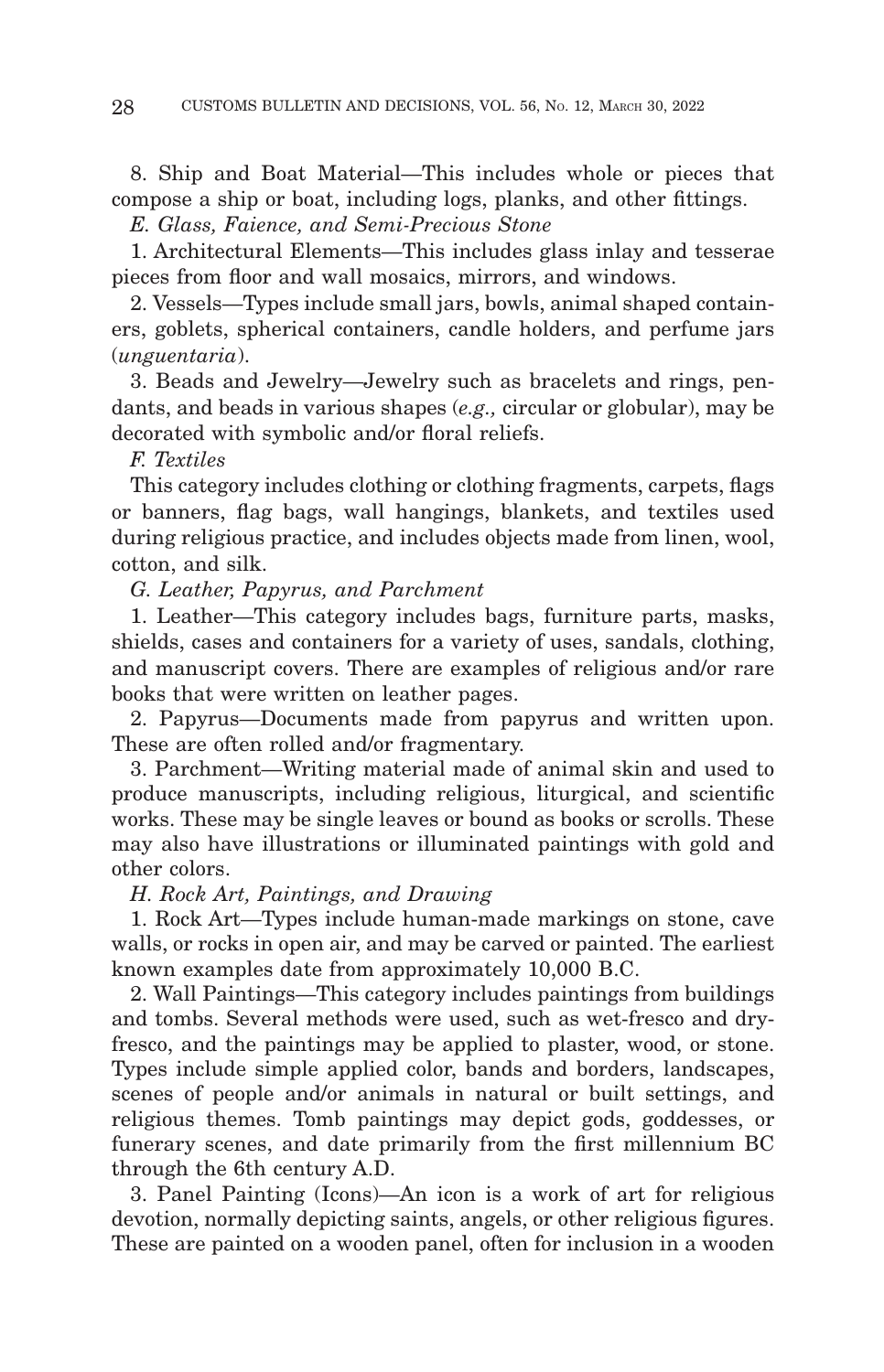8. Ship and Boat Material—This includes whole or pieces that compose a ship or boat, including logs, planks, and other fittings.

*E. Glass, Faience, and Semi-Precious Stone*

1. Architectural Elements—This includes glass inlay and tesserae pieces from floor and wall mosaics, mirrors, and windows.

2. Vessels—Types include small jars, bowls, animal shaped containers, goblets, spherical containers, candle holders, and perfume jars (*unguentaria*).

3. Beads and Jewelry—Jewelry such as bracelets and rings, pendants, and beads in various shapes (*e.g.,* circular or globular), may be decorated with symbolic and/or floral reliefs.

*F. Textiles*

This category includes clothing or clothing fragments, carpets, flags or banners, flag bags, wall hangings, blankets, and textiles used during religious practice, and includes objects made from linen, wool, cotton, and silk.

*G. Leather, Papyrus, and Parchment*

1. Leather—This category includes bags, furniture parts, masks, shields, cases and containers for a variety of uses, sandals, clothing, and manuscript covers. There are examples of religious and/or rare books that were written on leather pages.

2. Papyrus—Documents made from papyrus and written upon. These are often rolled and/or fragmentary.

3. Parchment—Writing material made of animal skin and used to produce manuscripts, including religious, liturgical, and scientific works. These may be single leaves or bound as books or scrolls. These may also have illustrations or illuminated paintings with gold and other colors.

*H. Rock Art, Paintings, and Drawing*

1. Rock Art—Types include human-made markings on stone, cave walls, or rocks in open air, and may be carved or painted. The earliest known examples date from approximately 10,000 B.C.

2. Wall Paintings—This category includes paintings from buildings and tombs. Several methods were used, such as wet-fresco and dry-fresco, and the paintings may be applied to plaster, wood, or stone. Types include simple applied color, bands and borders, landscapes, scenes of people and/or animals in natural or built settings, and religious themes. Tomb paintings may depict gods, goddesses, or funerary scenes, and date primarily from the first millennium BC through the 6th century A.D.

3. Panel Painting (Icons)—An icon is a work of art for religious devotion, normally depicting saints, angels, or other religious figures. These are painted on a wooden panel, often for inclusion in a wooden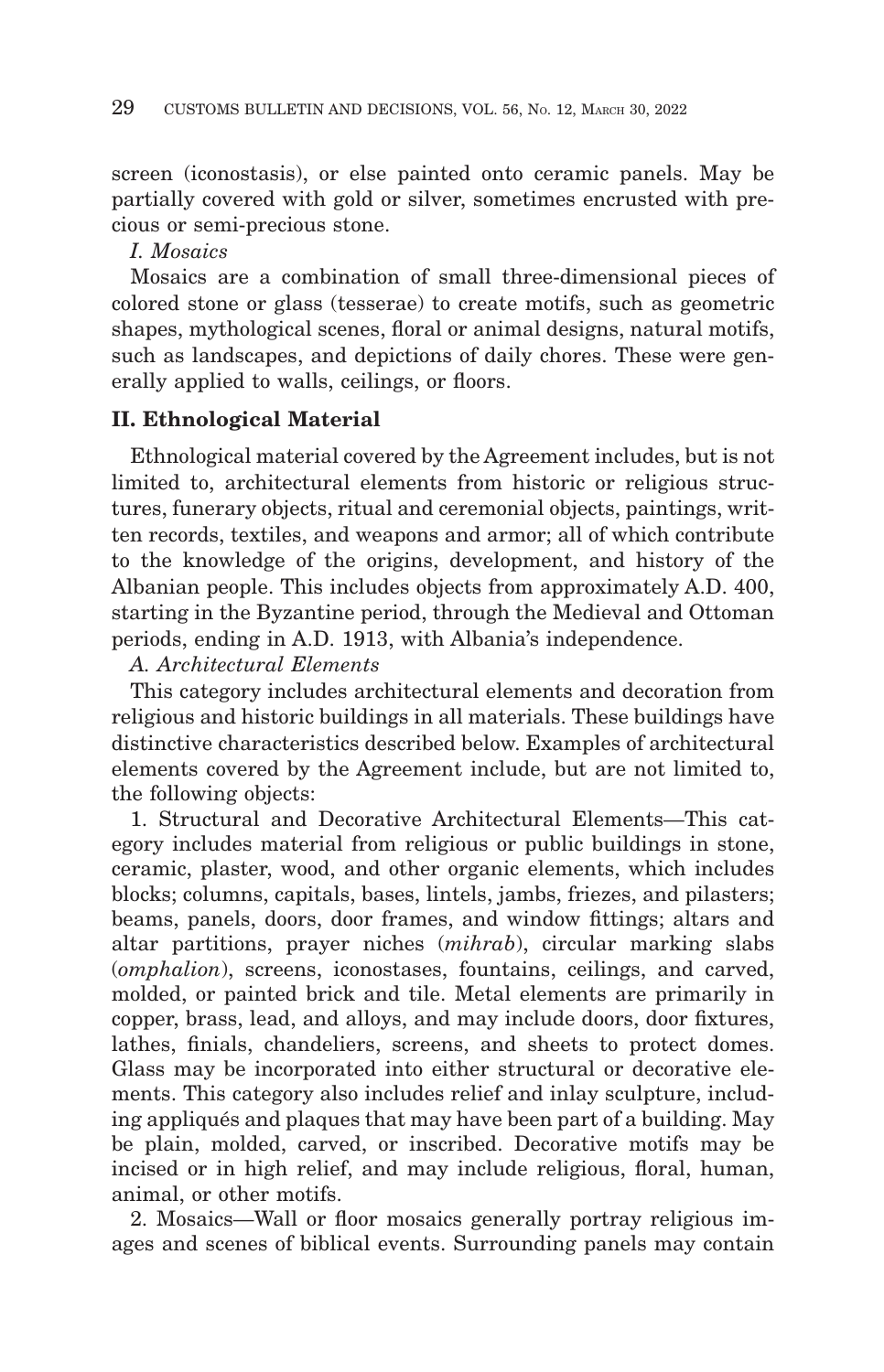screen (iconostasis), or else painted onto ceramic panels. May be partially covered with gold or silver, sometimes encrusted with precious or semi-precious stone.

*I. Mosaics*

Mosaics are a combination of small three-dimensional pieces of colored stone or glass (tesserae) to create motifs, such as geometric shapes, mythological scenes, floral or animal designs, natural motifs, such as landscapes, and depictions of daily chores. These were generally applied to walls, ceilings, or floors.

## II. Ethnological Material

Ethnological material covered by the Agreement includes, but is not limited to, architectural elements from historic or religious structures, funerary objects, ritual and ceremonial objects, paintings, written records, textiles, and weapons and armor; all of which contribute to the knowledge of the origins, development, and history of the Albanian people. This includes objects from approximately A.D. 400, starting in the Byzantine period, through the Medieval and Ottoman periods, ending in A.D. 1913, with Albania's independence.

*A. Architectural Elements*

This category includes architectural elements and decoration from religious and historic buildings in all materials. These buildings have distinctive characteristics described below. Examples of architectural elements covered by the Agreement include, but are not limited to, the following objects:

1. Structural and Decorative Architectural Elements—This category includes material from religious or public buildings in stone, ceramic, plaster, wood, and other organic elements, which includes blocks; columns, capitals, bases, lintels, jambs, friezes, and pilasters; beams, panels, doors, door frames, and window fittings; altars and altar partitions, prayer niches (*mihrab*), circular marking slabs (*omphalion*), screens, iconostases, fountains, ceilings, and carved, molded, or painted brick and tile. Metal elements are primarily in copper, brass, lead, and alloys, and may include doors, door fixtures, lathes, finials, chandeliers, screens, and sheets to protect domes. Glass may be incorporated into either structural or decorative elements. This category also includes relief and inlay sculpture, including appliqués and plaques that may have been part of a building. May be plain, molded, carved, or inscribed. Decorative motifs may be incised or in high relief, and may include religious, floral, human, animal, or other motifs.

2. Mosaics—Wall or floor mosaics generally portray religious images and scenes of biblical events. Surrounding panels may contain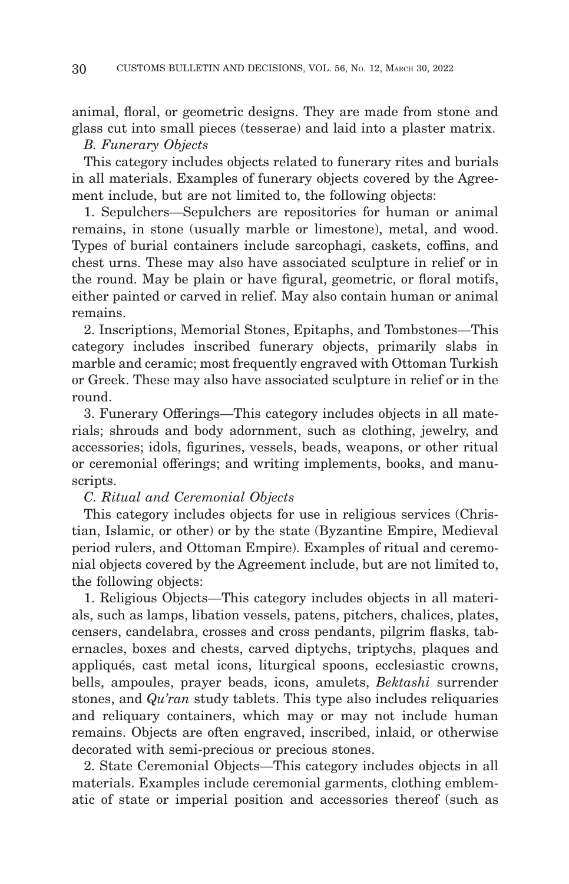animal, floral, or geometric designs. They are made from stone and glass cut into small pieces (tesserae) and laid into a plaster matrix.

*B. Funerary Objects*

This category includes objects related to funerary rites and burials in all materials. Examples of funerary objects covered by the Agreement include, but are not limited to, the following objects:

1. Sepulchers—Sepulchers are repositories for human or animal remains, in stone (usually marble or limestone), metal, and wood. Types of burial containers include sarcophagi, caskets, coffins, and chest urns. These may also have associated sculpture in relief or in the round. May be plain or have figural, geometric, or floral motifs, either painted or carved in relief. May also contain human or animal remains.

2. Inscriptions, Memorial Stones, Epitaphs, and Tombstones—This category includes inscribed funerary objects, primarily slabs in marble and ceramic; most frequently engraved with Ottoman Turkish or Greek. These may also have associated sculpture in relief or in the round.

3. Funerary Offerings—This category includes objects in all materials; shrouds and body adornment, such as clothing, jewelry, and accessories; idols, figurines, vessels, beads, weapons, or other ritual or ceremonial offerings; and writing implements, books, and manuscripts.

*C. Ritual and Ceremonial Objects*

This category includes objects for use in religious services (Christian, Islamic, or other) or by the state (Byzantine Empire, Medieval period rulers, and Ottoman Empire). Examples of ritual and ceremonial objects covered by the Agreement include, but are not limited to, the following objects:

1. Religious Objects—This category includes objects in all materials, such as lamps, libation vessels, patens, pitchers, chalices, plates, censers, candelabra, crosses and cross pendants, pilgrim flasks, tabernacles, boxes and chests, carved diptychs, triptychs, plaques and appliqués, cast metal icons, liturgical spoons, ecclesiastic crowns, bells, ampoules, prayer beads, icons, amulets, *Bektashi* surrender stones, and *Qu'ran* study tablets. This type also includes reliquaries and reliquary containers, which may or may not include human remains. Objects are often engraved, inscribed, inlaid, or otherwise decorated with semi-precious or precious stones.

2. State Ceremonial Objects—This category includes objects in all materials. Examples include ceremonial garments, clothing emblematic of state or imperial position and accessories thereof (such as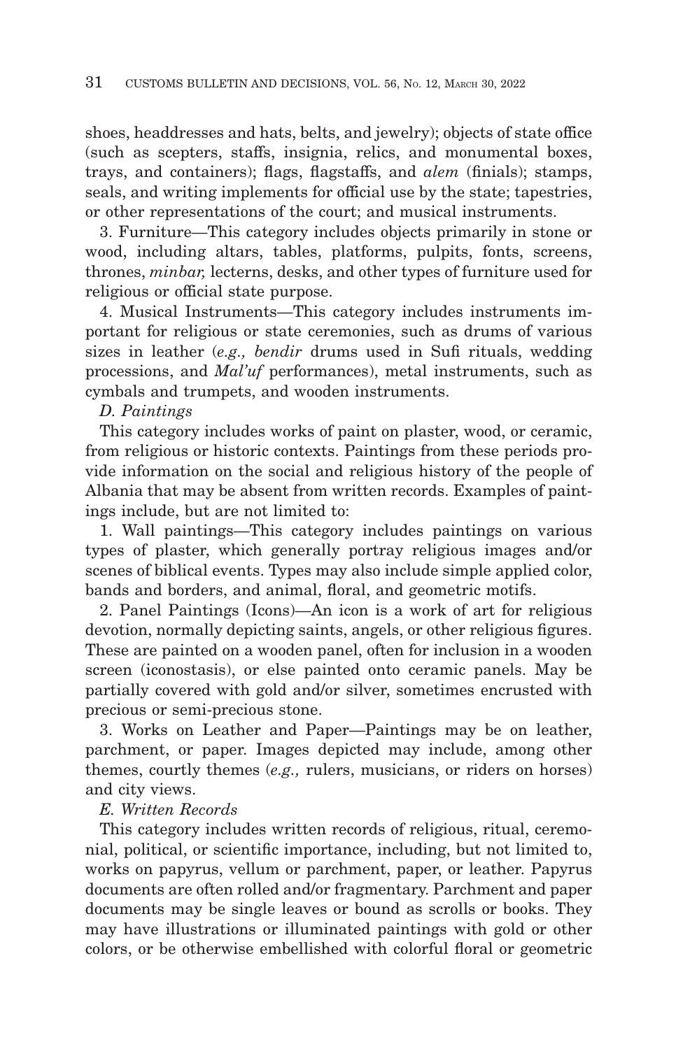shoes, headdresses and hats, belts, and jewelry); objects of state office (such as scepters, staffs, insignia, relics, and monumental boxes, trays, and containers); flags, flagstaffs, and *alem* (finials); stamps, seals, and writing implements for official use by the state; tapestries, or other representations of the court; and musical instruments.

3. Furniture—This category includes objects primarily in stone or wood, including altars, tables, platforms, pulpits, fonts, screens, thrones, *minbar,* lecterns, desks, and other types of furniture used for religious or official state purpose.

4. Musical Instruments—This category includes instruments important for religious or state ceremonies, such as drums of various sizes in leather (*e.g., bendir* drums used in Sufi rituals, wedding processions, and *Mal'uf* performances), metal instruments, such as cymbals and trumpets, and wooden instruments.

*D. Paintings*

This category includes works of paint on plaster, wood, or ceramic, from religious or historic contexts. Paintings from these periods provide information on the social and religious history of the people of Albania that may be absent from written records. Examples of paintings include, but are not limited to:

1. Wall paintings—This category includes paintings on various types of plaster, which generally portray religious images and/or scenes of biblical events. Types may also include simple applied color, bands and borders, and animal, floral, and geometric motifs.

2. Panel Paintings (Icons)—An icon is a work of art for religious devotion, normally depicting saints, angels, or other religious figures. These are painted on a wooden panel, often for inclusion in a wooden screen (iconostasis), or else painted onto ceramic panels. May be partially covered with gold and/or silver, sometimes encrusted with precious or semi-precious stone.

3. Works on Leather and Paper—Paintings may be on leather, parchment, or paper. Images depicted may include, among other themes, courtly themes (*e.g.,* rulers, musicians, or riders on horses) and city views.

*E. Written Records*

This category includes written records of religious, ritual, ceremonial, political, or scientific importance, including, but not limited to, works on papyrus, vellum or parchment, paper, or leather. Papyrus documents are often rolled and/or fragmentary. Parchment and paper documents may be single leaves or bound as scrolls or books. They may have illustrations or illuminated paintings with gold or other colors, or be otherwise embellished with colorful floral or geometric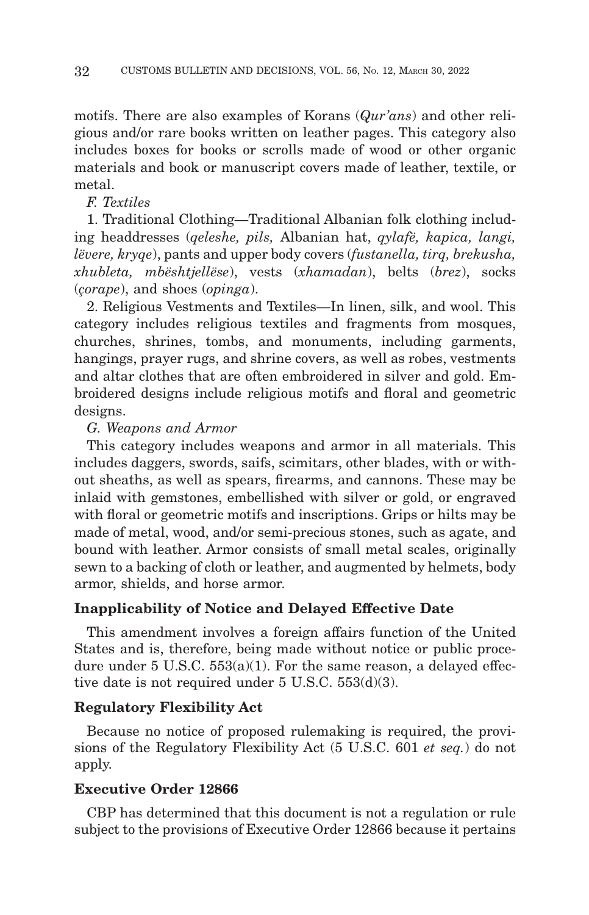motifs. There are also examples of Korans (*Qur'ans*) and other religious and/or rare books written on leather pages. This category also includes boxes for books or scrolls made of wood or other organic materials and book or manuscript covers made of leather, textile, or metal.

*F. Textiles*

1. Traditional Clothing—Traditional Albanian folk clothing including headdresses (*qeleshe, pils,* Albanian hat, *qylafë, kapica, langi, lëvere, kryqe*), pants and upper body covers (*fustanella, tirq, brekusha, xhubleta, mbështjellëse*), vests (*xhamadan*), belts (*brez*), socks (*çorape*), and shoes (*opinga*).

2. Religious Vestments and Textiles—In linen, silk, and wool. This category includes religious textiles and fragments from mosques, churches, shrines, tombs, and monuments, including garments, hangings, prayer rugs, and shrine covers, as well as robes, vestments and altar clothes that are often embroidered in silver and gold. Embroidered designs include religious motifs and floral and geometric designs.

*G. Weapons and Armor*

This category includes weapons and armor in all materials. This includes daggers, swords, saifs, scimitars, other blades, with or without sheaths, as well as spears, firearms, and cannons. These may be inlaid with gemstones, embellished with silver or gold, or engraved with floral or geometric motifs and inscriptions. Grips or hilts may be made of metal, wood, and/or semi-precious stones, such as agate, and bound with leather. Armor consists of small metal scales, originally sewn to a backing of cloth or leather, and augmented by helmets, body armor, shields, and horse armor.

**Inapplicability of Notice and Delayed Effective Date**

This amendment involves a foreign affairs function of the United States and is, therefore, being made without notice or public procedure under 5 U.S.C. 553(a)(1). For the same reason, a delayed effective date is not required under 5 U.S.C. 553(d)(3).

**Regulatory Flexibility Act**

Because no notice of proposed rulemaking is required, the provisions of the Regulatory Flexibility Act (5 U.S.C. 601 *et seq.*) do not apply.

**Executive Order 12866**

CBP has determined that this document is not a regulation or rule subject to the provisions of Executive Order 12866 because it pertains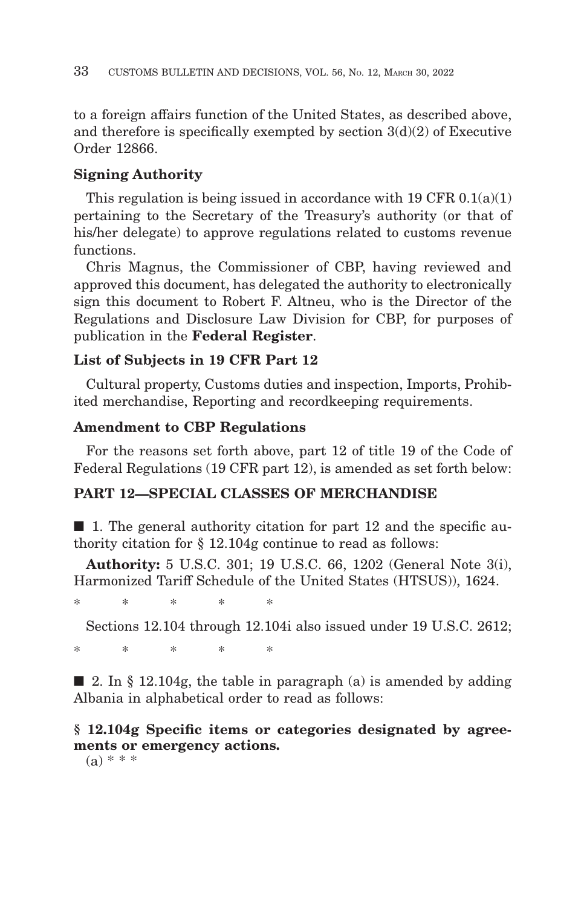to a foreign affairs function of the United States, as described above, and therefore is specifically exempted by section 3(d)(2) of Executive Order 12866.

**Signing Authority**

This regulation is being issued in accordance with 19 CFR 0.1(a)(1) pertaining to the Secretary of the Treasury's authority (or that of his/her delegate) to approve regulations related to customs revenue functions.

Chris Magnus, the Commissioner of CBP, having reviewed and approved this document, has delegated the authority to electronically sign this document to Robert F. Altneu, who is the Director of the Regulations and Disclosure Law Division for CBP, for purposes of publication in the **Federal Register**.

**List of Subjects in 19 CFR Part 12**

Cultural property, Customs duties and inspection, Imports, Prohibited merchandise, Reporting and recordkeeping requirements.

**Amendment to CBP Regulations**

For the reasons set forth above, part 12 of title 19 of the Code of Federal Regulations (19 CFR part 12), is amended as set forth below:

**PART 12—SPECIAL CLASSES OF MERCHANDISE**

■ 1. The general authority citation for part 12 and the specific authority citation for § 12.104g continue to read as follows:

**Authority:** 5 U.S.C. 301; 19 U.S.C. 66, 1202 (General Note 3(i), Harmonized Tariff Schedule of the United States (HTSUS)), 1624.

\* \* \* \* \*

Sections 12.104 through 12.104i also issued under 19 U.S.C. 2612;

\* \* \* \* \*

■ 2. In § 12.104g, the table in paragraph (a) is amended by adding Albania in alphabetical order to read as follows:

**§ 12.104g Specific items or categories designated by agreements or emergency actions.**

(a) \* \* \*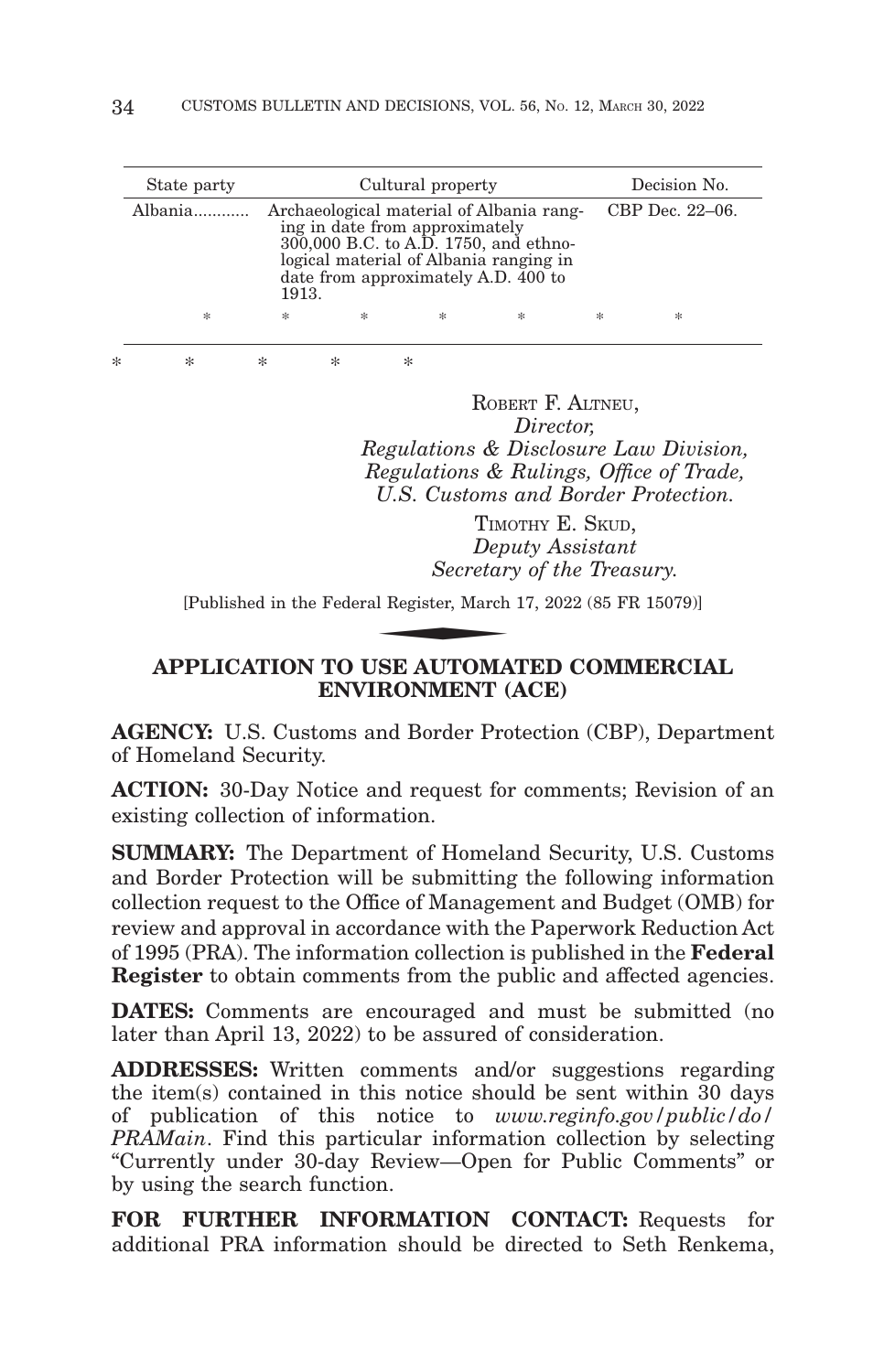| State party | Cultural property | Decision No. |
| --- | --- | --- |
| Albania............ | Archaeological material of Albania ranging in date from approximately 300,000 B.C. to A.D. 1750, and ethnological material of Albania ranging in date from approximately A.D. 400 to 1913. | CBP Dec. 22–06. |
| * | * * * * | * * |

\* \* \* \* \*

ROBERT F. ALTNEU,
*Director,*
*Regulations & Disclosure Law Division,*
*Regulations & Rulings, Office of Trade,*
*U.S. Customs and Border Protection.*

TIMOTHY E. SKUD,
*Deputy Assistant*
*Secretary of the Treasury.*

[Published in the Federal Register, March 17, 2022 (85 FR 15079)]

## APPLICATION TO USE AUTOMATED COMMERCIAL ENVIRONMENT (ACE)

**AGENCY:** U.S. Customs and Border Protection (CBP), Department of Homeland Security.

**ACTION:** 30-Day Notice and request for comments; Revision of an existing collection of information.

**SUMMARY:** The Department of Homeland Security, U.S. Customs and Border Protection will be submitting the following information collection request to the Office of Management and Budget (OMB) for review and approval in accordance with the Paperwork Reduction Act of 1995 (PRA). The information collection is published in the **Federal Register** to obtain comments from the public and affected agencies.

**DATES:** Comments are encouraged and must be submitted (no later than April 13, 2022) to be assured of consideration.

**ADDRESSES:** Written comments and/or suggestions regarding the item(s) contained in this notice should be sent within 30 days of publication of this notice to *www.reginfo.gov/public/do/PRAMain*. Find this particular information collection by selecting "Currently under 30-day Review—Open for Public Comments" or by using the search function.

**FOR FURTHER INFORMATION CONTACT:** Requests for additional PRA information should be directed to Seth Renkema,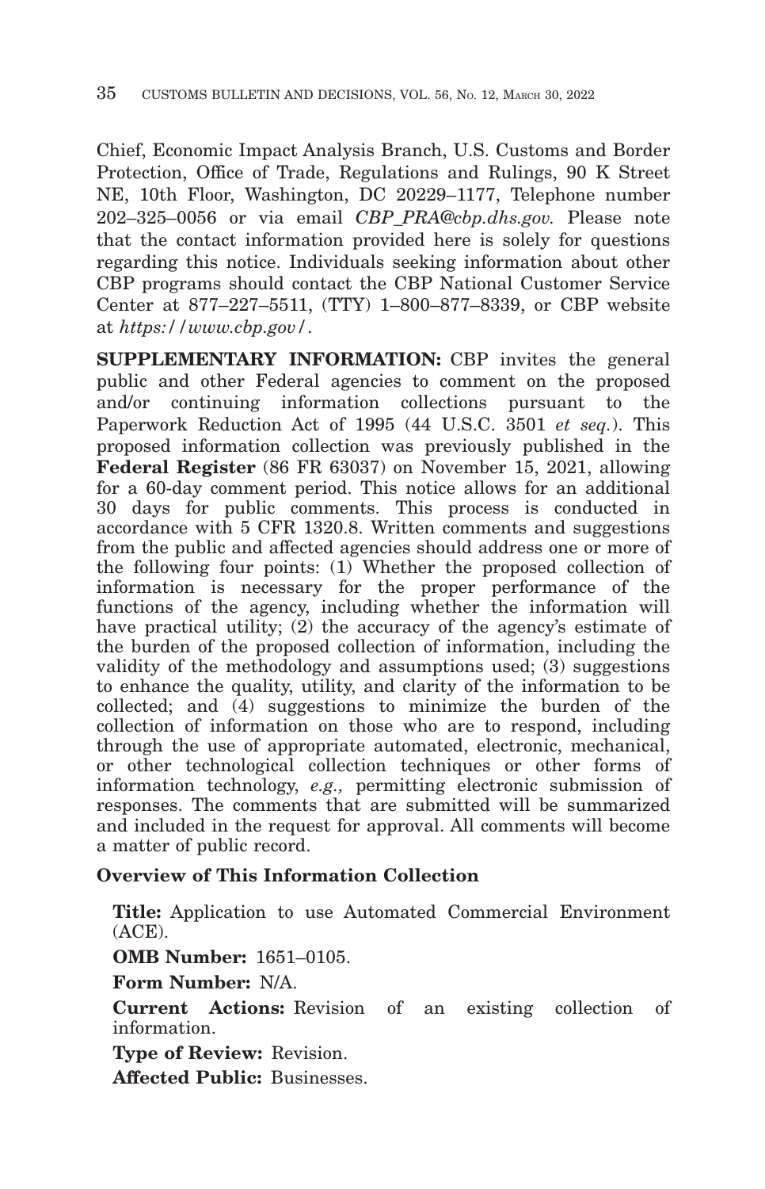Chief, Economic Impact Analysis Branch, U.S. Customs and Border Protection, Office of Trade, Regulations and Rulings, 90 K Street NE, 10th Floor, Washington, DC 20229–1177, Telephone number 202–325–0056 or via email *CBP_PRA@cbp.dhs.gov.* Please note that the contact information provided here is solely for questions regarding this notice. Individuals seeking information about other CBP programs should contact the CBP National Customer Service Center at 877–227–5511, (TTY) 1–800–877–8339, or CBP website at *https://www.cbp.gov/*.

**SUPPLEMENTARY INFORMATION:** CBP invites the general public and other Federal agencies to comment on the proposed and/or continuing information collections pursuant to the Paperwork Reduction Act of 1995 (44 U.S.C. 3501 *et seq.*). This proposed information collection was previously published in the **Federal Register** (86 FR 63037) on November 15, 2021, allowing for a 60-day comment period. This notice allows for an additional 30 days for public comments. This process is conducted in accordance with 5 CFR 1320.8. Written comments and suggestions from the public and affected agencies should address one or more of the following four points: (1) Whether the proposed collection of information is necessary for the proper performance of the functions of the agency, including whether the information will have practical utility; (2) the accuracy of the agency's estimate of the burden of the proposed collection of information, including the validity of the methodology and assumptions used; (3) suggestions to enhance the quality, utility, and clarity of the information to be collected; and (4) suggestions to minimize the burden of the collection of information on those who are to respond, including through the use of appropriate automated, electronic, mechanical, or other technological collection techniques or other forms of information technology, *e.g.,* permitting electronic submission of responses. The comments that are submitted will be summarized and included in the request for approval. All comments will become a matter of public record.

**Overview of This Information Collection**

**Title:** Application to use Automated Commercial Environment (ACE).

**OMB Number:** 1651–0105.

**Form Number:** N/A.

**Current Actions:** Revision of an existing collection of information.

**Type of Review:** Revision.

**Affected Public:** Businesses.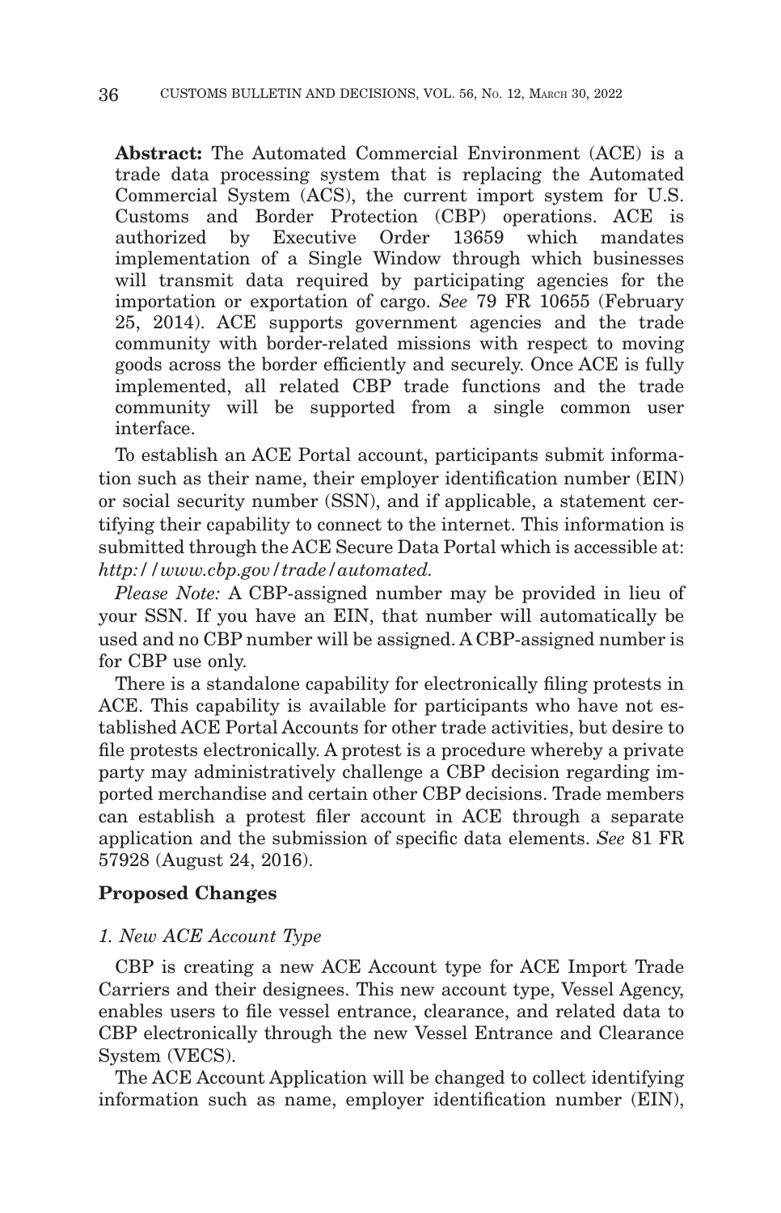**Abstract:** The Automated Commercial Environment (ACE) is a trade data processing system that is replacing the Automated Commercial System (ACS), the current import system for U.S. Customs and Border Protection (CBP) operations. ACE is authorized by Executive Order 13659 which mandates implementation of a Single Window through which businesses will transmit data required by participating agencies for the importation or exportation of cargo. *See* 79 FR 10655 (February 25, 2014). ACE supports government agencies and the trade community with border-related missions with respect to moving goods across the border efficiently and securely. Once ACE is fully implemented, all related CBP trade functions and the trade community will be supported from a single common user interface.

To establish an ACE Portal account, participants submit information such as their name, their employer identification number (EIN) or social security number (SSN), and if applicable, a statement certifying their capability to connect to the internet. This information is submitted through the ACE Secure Data Portal which is accessible at: *http://www.cbp.gov/trade/automated.*

*Please Note:* A CBP-assigned number may be provided in lieu of your SSN. If you have an EIN, that number will automatically be used and no CBP number will be assigned. A CBP-assigned number is for CBP use only.

There is a standalone capability for electronically filing protests in ACE. This capability is available for participants who have not established ACE Portal Accounts for other trade activities, but desire to file protests electronically. A protest is a procedure whereby a private party may administratively challenge a CBP decision regarding imported merchandise and certain other CBP decisions. Trade members can establish a protest filer account in ACE through a separate application and the submission of specific data elements. *See* 81 FR 57928 (August 24, 2016).

**Proposed Changes**

*1. New ACE Account Type*

CBP is creating a new ACE Account type for ACE Import Trade Carriers and their designees. This new account type, Vessel Agency, enables users to file vessel entrance, clearance, and related data to CBP electronically through the new Vessel Entrance and Clearance System (VECS).

The ACE Account Application will be changed to collect identifying information such as name, employer identification number (EIN),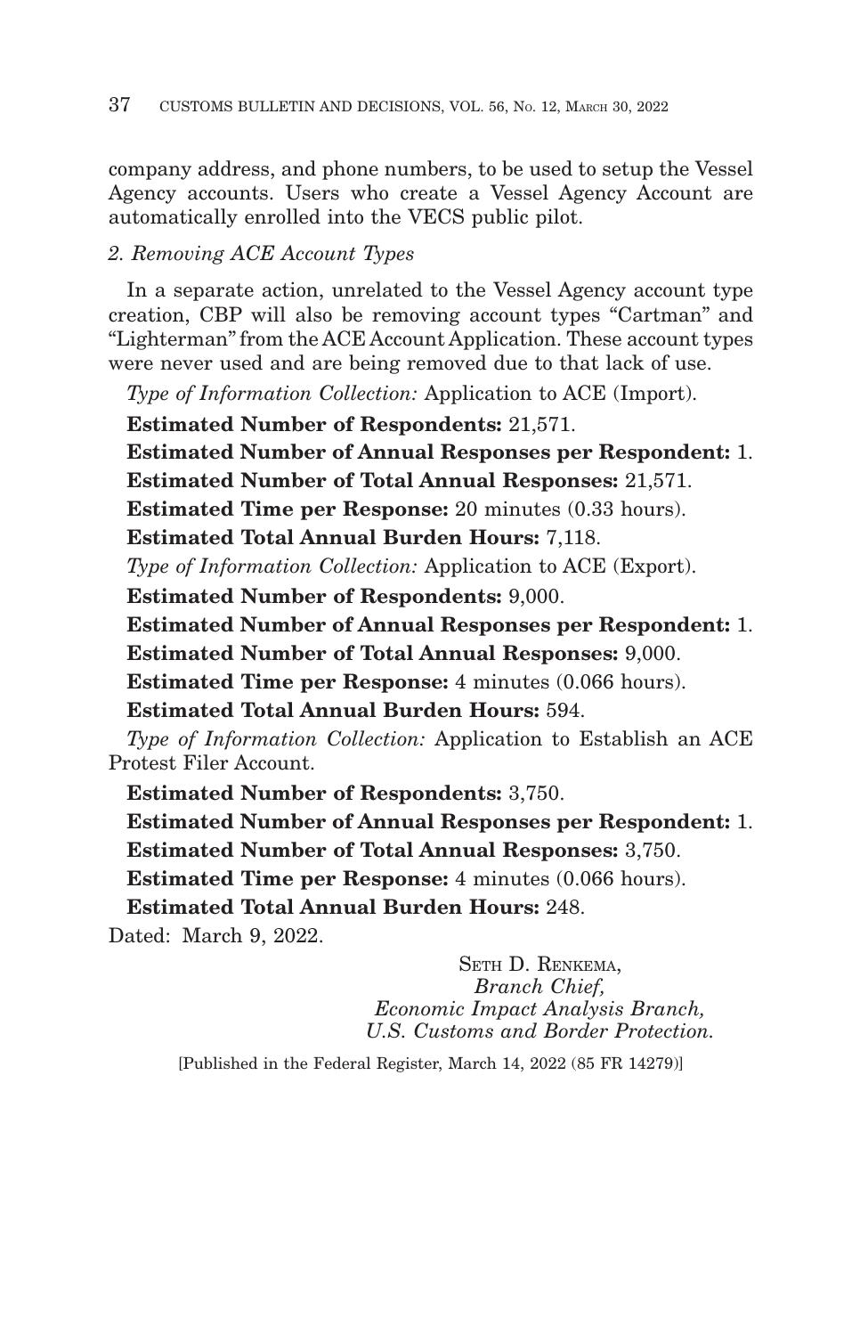company address, and phone numbers, to be used to setup the Vessel Agency accounts. Users who create a Vessel Agency Account are automatically enrolled into the VECS public pilot.

*2. Removing ACE Account Types*

In a separate action, unrelated to the Vessel Agency account type creation, CBP will also be removing account types "Cartman" and "Lighterman" from the ACE Account Application. These account types were never used and are being removed due to that lack of use.

*Type of Information Collection:* Application to ACE (Import).

**Estimated Number of Respondents:** 21,571.

**Estimated Number of Annual Responses per Respondent:** 1.

**Estimated Number of Total Annual Responses:** 21,571.

**Estimated Time per Response:** 20 minutes (0.33 hours).

**Estimated Total Annual Burden Hours:** 7,118.

*Type of Information Collection:* Application to ACE (Export).

**Estimated Number of Respondents:** 9,000.

**Estimated Number of Annual Responses per Respondent:** 1.

**Estimated Number of Total Annual Responses:** 9,000.

**Estimated Time per Response:** 4 minutes (0.066 hours).

**Estimated Total Annual Burden Hours:** 594.

*Type of Information Collection:* Application to Establish an ACE Protest Filer Account.

**Estimated Number of Respondents:** 3,750.

**Estimated Number of Annual Responses per Respondent:** 1.

**Estimated Number of Total Annual Responses:** 3,750.

**Estimated Time per Response:** 4 minutes (0.066 hours).

**Estimated Total Annual Burden Hours:** 248.

Dated: March 9, 2022.

SETH D. RENKEMA,
*Branch Chief,*
*Economic Impact Analysis Branch,*
*U.S. Customs and Border Protection.*

[Published in the Federal Register, March 14, 2022 (85 FR 14279)]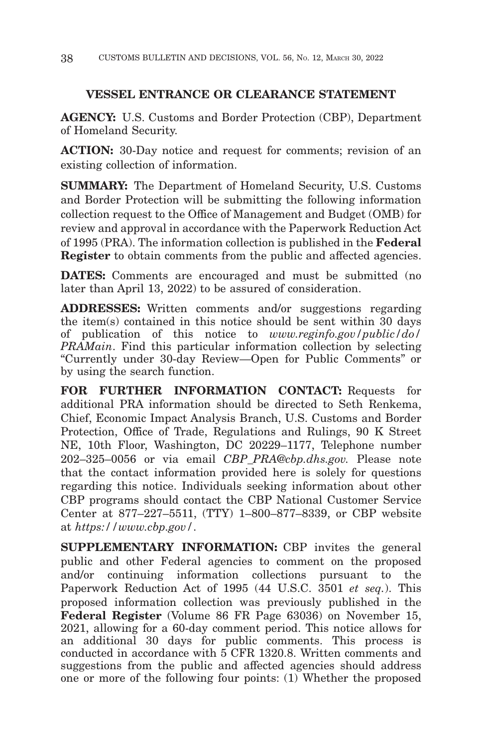## VESSEL ENTRANCE OR CLEARANCE STATEMENT

**AGENCY:** U.S. Customs and Border Protection (CBP), Department of Homeland Security.

**ACTION:** 30-Day notice and request for comments; revision of an existing collection of information.

**SUMMARY:** The Department of Homeland Security, U.S. Customs and Border Protection will be submitting the following information collection request to the Office of Management and Budget (OMB) for review and approval in accordance with the Paperwork Reduction Act of 1995 (PRA). The information collection is published in the **Federal Register** to obtain comments from the public and affected agencies.

**DATES:** Comments are encouraged and must be submitted (no later than April 13, 2022) to be assured of consideration.

**ADDRESSES:** Written comments and/or suggestions regarding the item(s) contained in this notice should be sent within 30 days of publication of this notice to *www.reginfo.gov/public/do/PRAMain*. Find this particular information collection by selecting "Currently under 30-day Review—Open for Public Comments" or by using the search function.

**FOR FURTHER INFORMATION CONTACT:** Requests for additional PRA information should be directed to Seth Renkema, Chief, Economic Impact Analysis Branch, U.S. Customs and Border Protection, Office of Trade, Regulations and Rulings, 90 K Street NE, 10th Floor, Washington, DC 20229–1177, Telephone number 202–325–0056 or via email *CBP_PRA@cbp.dhs.gov.* Please note that the contact information provided here is solely for questions regarding this notice. Individuals seeking information about other CBP programs should contact the CBP National Customer Service Center at 877–227–5511, (TTY) 1–800–877–8339, or CBP website at *https://www.cbp.gov/*.

**SUPPLEMENTARY INFORMATION:** CBP invites the general public and other Federal agencies to comment on the proposed and/or continuing information collections pursuant to the Paperwork Reduction Act of 1995 (44 U.S.C. 3501 *et seq.*). This proposed information collection was previously published in the **Federal Register** (Volume 86 FR Page 63036) on November 15, 2021, allowing for a 60-day comment period. This notice allows for an additional 30 days for public comments. This process is conducted in accordance with 5 CFR 1320.8. Written comments and suggestions from the public and affected agencies should address one or more of the following four points: (1) Whether the proposed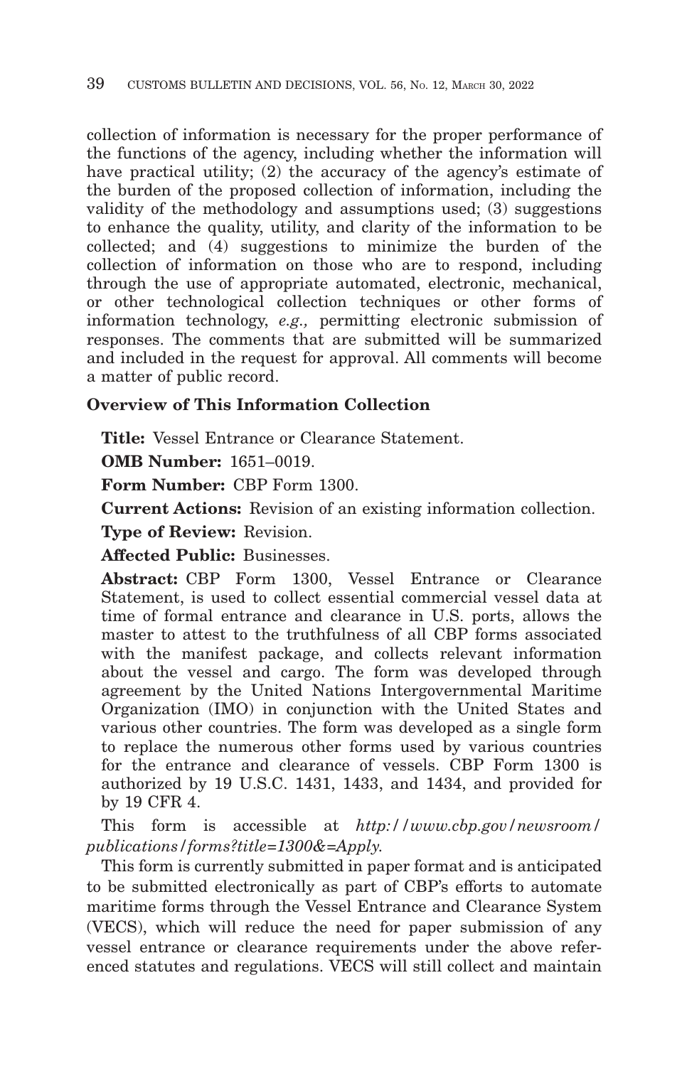collection of information is necessary for the proper performance of the functions of the agency, including whether the information will have practical utility; (2) the accuracy of the agency's estimate of the burden of the proposed collection of information, including the validity of the methodology and assumptions used; (3) suggestions to enhance the quality, utility, and clarity of the information to be collected; and (4) suggestions to minimize the burden of the collection of information on those who are to respond, including through the use of appropriate automated, electronic, mechanical, or other technological collection techniques or other forms of information technology, *e.g.,* permitting electronic submission of responses. The comments that are submitted will be summarized and included in the request for approval. All comments will become a matter of public record.

### Overview of This Information Collection

**Title:** Vessel Entrance or Clearance Statement.

**OMB Number:** 1651–0019.

**Form Number:** CBP Form 1300.

**Current Actions:** Revision of an existing information collection.

**Type of Review:** Revision.

**Affected Public:** Businesses.

**Abstract:** CBP Form 1300, Vessel Entrance or Clearance Statement, is used to collect essential commercial vessel data at time of formal entrance and clearance in U.S. ports, allows the master to attest to the truthfulness of all CBP forms associated with the manifest package, and collects relevant information about the vessel and cargo. The form was developed through agreement by the United Nations Intergovernmental Maritime Organization (IMO) in conjunction with the United States and various other countries. The form was developed as a single form to replace the numerous other forms used by various countries for the entrance and clearance of vessels. CBP Form 1300 is authorized by 19 U.S.C. 1431, 1433, and 1434, and provided for by 19 CFR 4.

This form is accessible at *http://www.cbp.gov/newsroom/publications/forms?title=1300&=Apply.*

This form is currently submitted in paper format and is anticipated to be submitted electronically as part of CBP's efforts to automate maritime forms through the Vessel Entrance and Clearance System (VECS), which will reduce the need for paper submission of any vessel entrance or clearance requirements under the above referenced statutes and regulations. VECS will still collect and maintain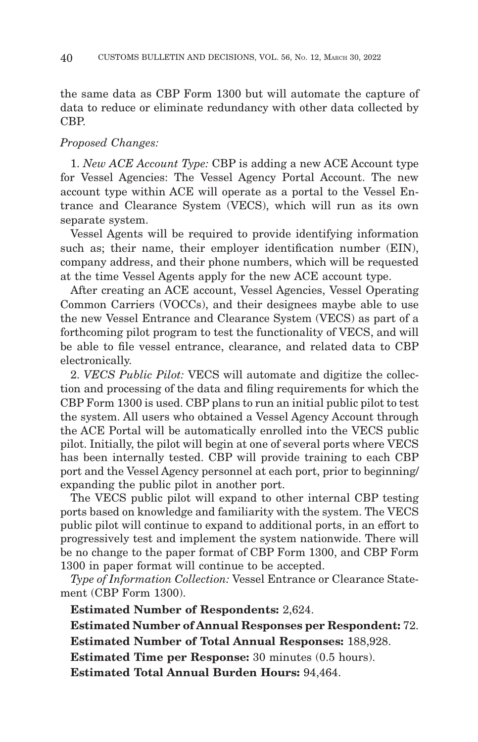the same data as CBP Form 1300 but will automate the capture of data to reduce or eliminate redundancy with other data collected by CBP.

*Proposed Changes:*

1. *New ACE Account Type:* CBP is adding a new ACE Account type for Vessel Agencies: The Vessel Agency Portal Account. The new account type within ACE will operate as a portal to the Vessel Entrance and Clearance System (VECS), which will run as its own separate system.

Vessel Agents will be required to provide identifying information such as; their name, their employer identification number (EIN), company address, and their phone numbers, which will be requested at the time Vessel Agents apply for the new ACE account type.

After creating an ACE account, Vessel Agencies, Vessel Operating Common Carriers (VOCCs), and their designees maybe able to use the new Vessel Entrance and Clearance System (VECS) as part of a forthcoming pilot program to test the functionality of VECS, and will be able to file vessel entrance, clearance, and related data to CBP electronically.

2. *VECS Public Pilot:* VECS will automate and digitize the collection and processing of the data and filing requirements for which the CBP Form 1300 is used. CBP plans to run an initial public pilot to test the system. All users who obtained a Vessel Agency Account through the ACE Portal will be automatically enrolled into the VECS public pilot. Initially, the pilot will begin at one of several ports where VECS has been internally tested. CBP will provide training to each CBP port and the Vessel Agency personnel at each port, prior to beginning/expanding the public pilot in another port.

The VECS public pilot will expand to other internal CBP testing ports based on knowledge and familiarity with the system. The VECS public pilot will continue to expand to additional ports, in an effort to progressively test and implement the system nationwide. There will be no change to the paper format of CBP Form 1300, and CBP Form 1300 in paper format will continue to be accepted.

*Type of Information Collection:* Vessel Entrance or Clearance Statement (CBP Form 1300).

**Estimated Number of Respondents:** 2,624.

**Estimated Number of Annual Responses per Respondent:** 72.

**Estimated Number of Total Annual Responses:** 188,928.

**Estimated Time per Response:** 30 minutes (0.5 hours).

**Estimated Total Annual Burden Hours:** 94,464.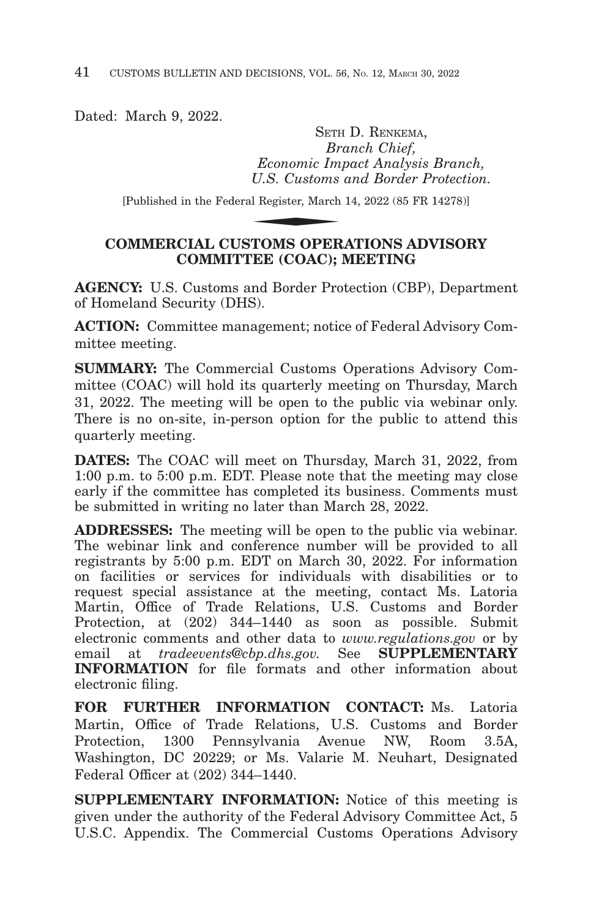Dated: March 9, 2022.

SETH D. RENKEMA,
*Branch Chief,*
*Economic Impact Analysis Branch,*
*U.S. Customs and Border Protection.*

[Published in the Federal Register, March 14, 2022 (85 FR 14278)]

## COMMERCIAL CUSTOMS OPERATIONS ADVISORY COMMITTEE (COAC); MEETING

**AGENCY:** U.S. Customs and Border Protection (CBP), Department of Homeland Security (DHS).

**ACTION:** Committee management; notice of Federal Advisory Committee meeting.

**SUMMARY:** The Commercial Customs Operations Advisory Committee (COAC) will hold its quarterly meeting on Thursday, March 31, 2022. The meeting will be open to the public via webinar only. There is no on-site, in-person option for the public to attend this quarterly meeting.

**DATES:** The COAC will meet on Thursday, March 31, 2022, from 1:00 p.m. to 5:00 p.m. EDT. Please note that the meeting may close early if the committee has completed its business. Comments must be submitted in writing no later than March 28, 2022.

**ADDRESSES:** The meeting will be open to the public via webinar. The webinar link and conference number will be provided to all registrants by 5:00 p.m. EDT on March 30, 2022. For information on facilities or services for individuals with disabilities or to request special assistance at the meeting, contact Ms. Latoria Martin, Office of Trade Relations, U.S. Customs and Border Protection, at (202) 344–1440 as soon as possible. Submit electronic comments and other data to *www.regulations.gov* or by email at *tradeevents@cbp.dhs.gov.* See **SUPPLEMENTARY INFORMATION** for file formats and other information about electronic filing.

**FOR FURTHER INFORMATION CONTACT:** Ms. Latoria Martin, Office of Trade Relations, U.S. Customs and Border Protection, 1300 Pennsylvania Avenue NW, Room 3.5A, Washington, DC 20229; or Ms. Valarie M. Neuhart, Designated Federal Officer at (202) 344–1440.

**SUPPLEMENTARY INFORMATION:** Notice of this meeting is given under the authority of the Federal Advisory Committee Act, 5 U.S.C. Appendix. The Commercial Customs Operations Advisory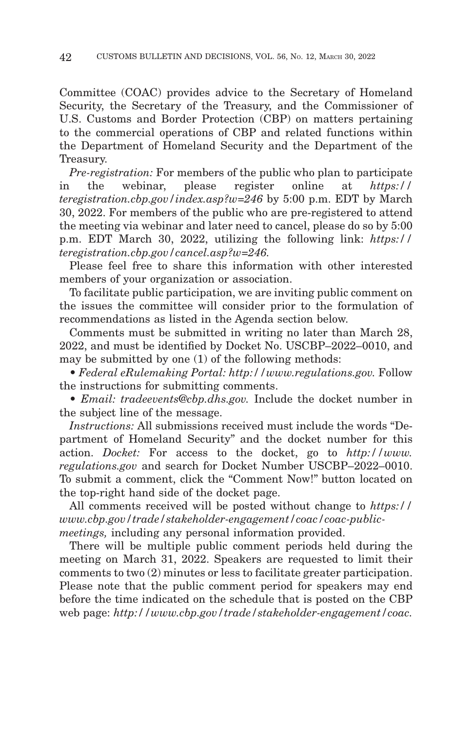Committee (COAC) provides advice to the Secretary of Homeland Security, the Secretary of the Treasury, and the Commissioner of U.S. Customs and Border Protection (CBP) on matters pertaining to the commercial operations of CBP and related functions within the Department of Homeland Security and the Department of the Treasury.

*Pre-registration:* For members of the public who plan to participate in the webinar, please register online at *https://teregistration.cbp.gov/index.asp?w=246* by 5:00 p.m. EDT by March 30, 2022. For members of the public who are pre-registered to attend the meeting via webinar and later need to cancel, please do so by 5:00 p.m. EDT March 30, 2022, utilizing the following link: *https://teregistration.cbp.gov/cancel.asp?w=246.*

Please feel free to share this information with other interested members of your organization or association.

To facilitate public participation, we are inviting public comment on the issues the committee will consider prior to the formulation of recommendations as listed in the Agenda section below.

Comments must be submitted in writing no later than March 28, 2022, and must be identified by Docket No. USCBP–2022–0010, and may be submitted by one (1) of the following methods:

• *Federal eRulemaking Portal: http://www.regulations.gov.* Follow the instructions for submitting comments.

• *Email: tradeevents@cbp.dhs.gov.* Include the docket number in the subject line of the message.

*Instructions:* All submissions received must include the words "Department of Homeland Security" and the docket number for this action. *Docket:* For access to the docket, go to *http://www.regulations.gov* and search for Docket Number USCBP–2022–0010. To submit a comment, click the "Comment Now!" button located on the top-right hand side of the docket page.

All comments received will be posted without change to *https://www.cbp.gov/trade/stakeholder-engagement/coac/coac-public-meetings,* including any personal information provided.

There will be multiple public comment periods held during the meeting on March 31, 2022. Speakers are requested to limit their comments to two (2) minutes or less to facilitate greater participation. Please note that the public comment period for speakers may end before the time indicated on the schedule that is posted on the CBP web page: *http://www.cbp.gov/trade/stakeholder-engagement/coac.*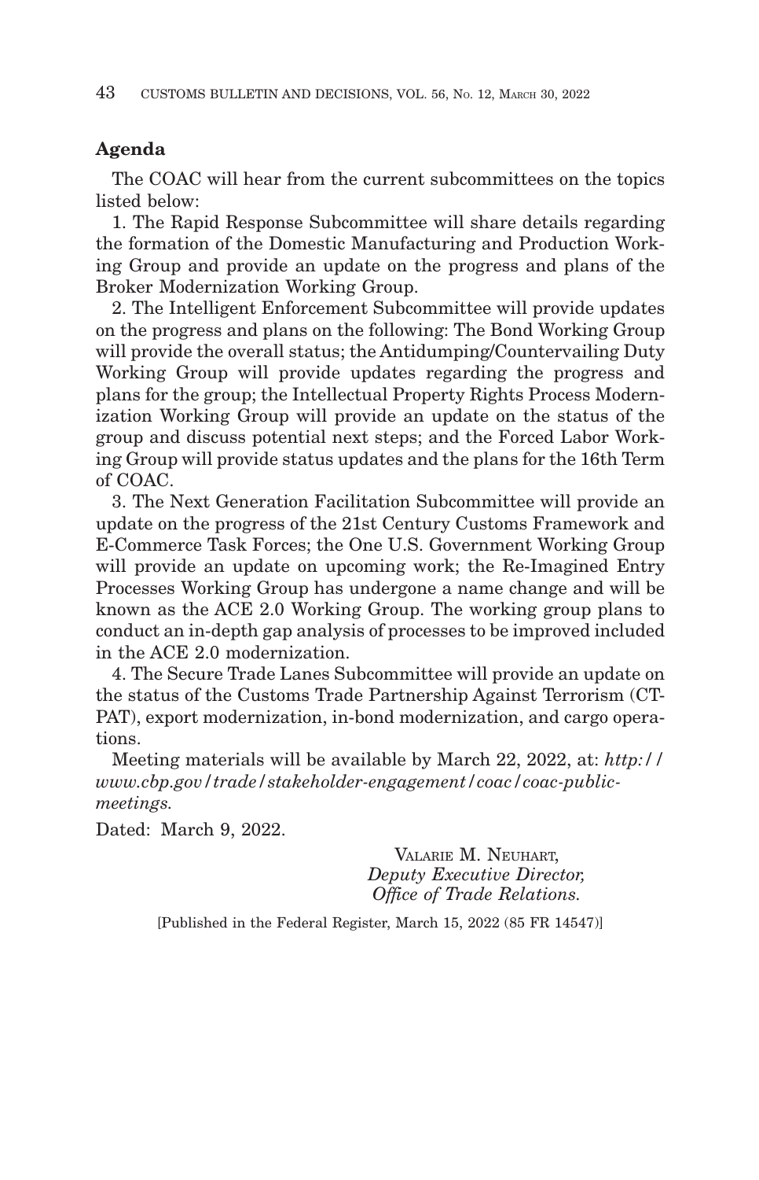**Agenda**

The COAC will hear from the current subcommittees on the topics listed below:

1. The Rapid Response Subcommittee will share details regarding the formation of the Domestic Manufacturing and Production Working Group and provide an update on the progress and plans of the Broker Modernization Working Group.

2. The Intelligent Enforcement Subcommittee will provide updates on the progress and plans on the following: The Bond Working Group will provide the overall status; the Antidumping/Countervailing Duty Working Group will provide updates regarding the progress and plans for the group; the Intellectual Property Rights Process Modernization Working Group will provide an update on the status of the group and discuss potential next steps; and the Forced Labor Working Group will provide status updates and the plans for the 16th Term of COAC.

3. The Next Generation Facilitation Subcommittee will provide an update on the progress of the 21st Century Customs Framework and E-Commerce Task Forces; the One U.S. Government Working Group will provide an update on upcoming work; the Re-Imagined Entry Processes Working Group has undergone a name change and will be known as the ACE 2.0 Working Group. The working group plans to conduct an in-depth gap analysis of processes to be improved included in the ACE 2.0 modernization.

4. The Secure Trade Lanes Subcommittee will provide an update on the status of the Customs Trade Partnership Against Terrorism (CTPAT), export modernization, in-bond modernization, and cargo operations.

Meeting materials will be available by March 22, 2022, at: *http://www.cbp.gov/trade/stakeholder-engagement/coac/coac-public-meetings.*

Dated: March 9, 2022.

VALARIE M. NEUHART,
*Deputy Executive Director,*
*Office of Trade Relations.*

[Published in the Federal Register, March 15, 2022 (85 FR 14547)]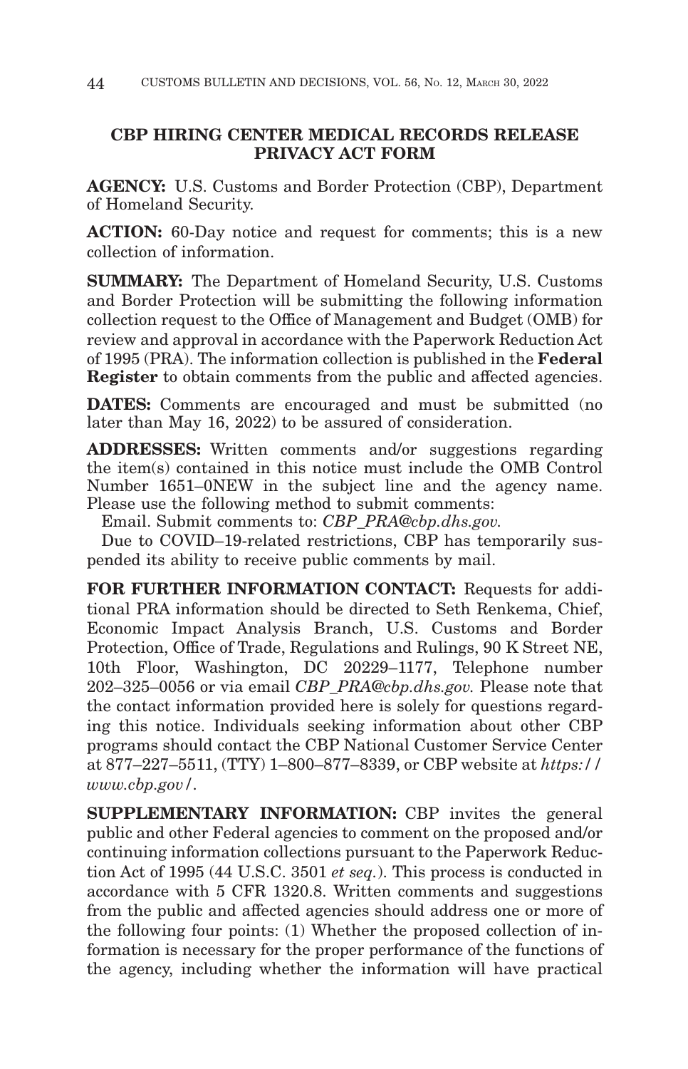## CBP HIRING CENTER MEDICAL RECORDS RELEASE PRIVACY ACT FORM

**AGENCY:** U.S. Customs and Border Protection (CBP), Department of Homeland Security.

**ACTION:** 60-Day notice and request for comments; this is a new collection of information.

**SUMMARY:** The Department of Homeland Security, U.S. Customs and Border Protection will be submitting the following information collection request to the Office of Management and Budget (OMB) for review and approval in accordance with the Paperwork Reduction Act of 1995 (PRA). The information collection is published in the **Federal Register** to obtain comments from the public and affected agencies.

**DATES:** Comments are encouraged and must be submitted (no later than May 16, 2022) to be assured of consideration.

**ADDRESSES:** Written comments and/or suggestions regarding the item(s) contained in this notice must include the OMB Control Number 1651–0NEW in the subject line and the agency name. Please use the following method to submit comments:

Email. Submit comments to: *CBP_PRA@cbp.dhs.gov.*

Due to COVID–19-related restrictions, CBP has temporarily suspended its ability to receive public comments by mail.

**FOR FURTHER INFORMATION CONTACT:** Requests for additional PRA information should be directed to Seth Renkema, Chief, Economic Impact Analysis Branch, U.S. Customs and Border Protection, Office of Trade, Regulations and Rulings, 90 K Street NE, 10th Floor, Washington, DC 20229–1177, Telephone number 202–325–0056 or via email *CBP_PRA@cbp.dhs.gov.* Please note that the contact information provided here is solely for questions regarding this notice. Individuals seeking information about other CBP programs should contact the CBP National Customer Service Center at 877–227–5511, (TTY) 1–800–877–8339, or CBP website at *https://www.cbp.gov/*.

**SUPPLEMENTARY INFORMATION:** CBP invites the general public and other Federal agencies to comment on the proposed and/or continuing information collections pursuant to the Paperwork Reduction Act of 1995 (44 U.S.C. 3501 *et seq.*). This process is conducted in accordance with 5 CFR 1320.8. Written comments and suggestions from the public and affected agencies should address one or more of the following four points: (1) Whether the proposed collection of information is necessary for the proper performance of the functions of the agency, including whether the information will have practical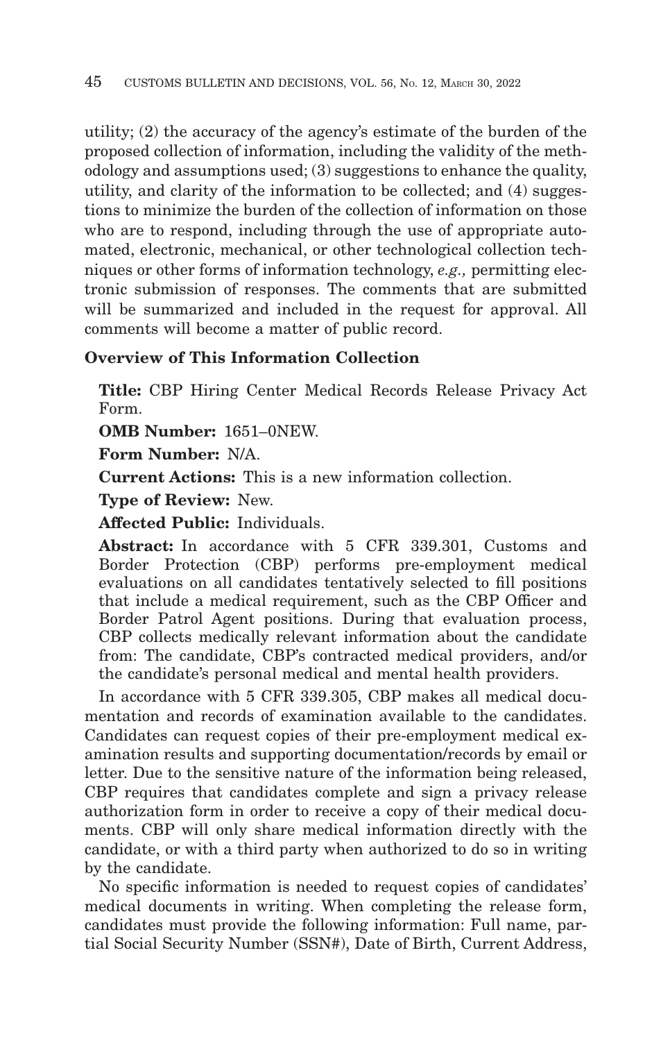utility; (2) the accuracy of the agency's estimate of the burden of the proposed collection of information, including the validity of the methodology and assumptions used; (3) suggestions to enhance the quality, utility, and clarity of the information to be collected; and (4) suggestions to minimize the burden of the collection of information on those who are to respond, including through the use of appropriate automated, electronic, mechanical, or other technological collection techniques or other forms of information technology, *e.g.,* permitting electronic submission of responses. The comments that are submitted will be summarized and included in the request for approval. All comments will become a matter of public record.

## Overview of This Information Collection

**Title:** CBP Hiring Center Medical Records Release Privacy Act Form.

**OMB Number:** 1651–0NEW.

**Form Number:** N/A.

**Current Actions:** This is a new information collection.

**Type of Review:** New.

**Affected Public:** Individuals.

**Abstract:** In accordance with 5 CFR 339.301, Customs and Border Protection (CBP) performs pre-employment medical evaluations on all candidates tentatively selected to fill positions that include a medical requirement, such as the CBP Officer and Border Patrol Agent positions. During that evaluation process, CBP collects medically relevant information about the candidate from: The candidate, CBP's contracted medical providers, and/or the candidate's personal medical and mental health providers.

In accordance with 5 CFR 339.305, CBP makes all medical documentation and records of examination available to the candidates. Candidates can request copies of their pre-employment medical examination results and supporting documentation/records by email or letter. Due to the sensitive nature of the information being released, CBP requires that candidates complete and sign a privacy release authorization form in order to receive a copy of their medical documents. CBP will only share medical information directly with the candidate, or with a third party when authorized to do so in writing by the candidate.

No specific information is needed to request copies of candidates' medical documents in writing. When completing the release form, candidates must provide the following information: Full name, partial Social Security Number (SSN#), Date of Birth, Current Address,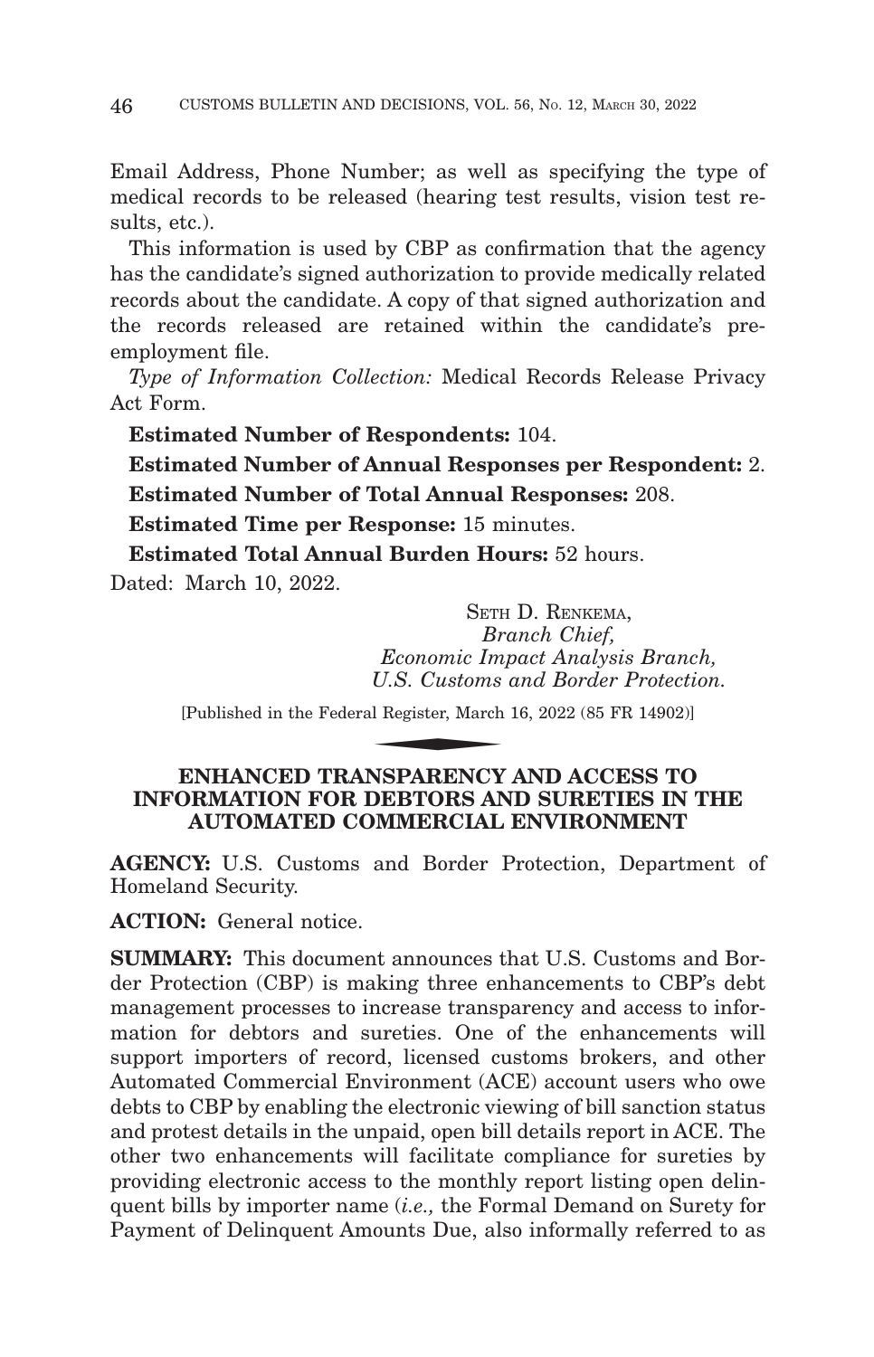Email Address, Phone Number; as well as specifying the type of medical records to be released (hearing test results, vision test results, etc.).

This information is used by CBP as confirmation that the agency has the candidate's signed authorization to provide medically related records about the candidate. A copy of that signed authorization and the records released are retained within the candidate's pre-employment file.

*Type of Information Collection:* Medical Records Release Privacy Act Form.

**Estimated Number of Respondents:** 104.

**Estimated Number of Annual Responses per Respondent:** 2.

**Estimated Number of Total Annual Responses:** 208.

**Estimated Time per Response:** 15 minutes.

**Estimated Total Annual Burden Hours:** 52 hours.

Dated: March 10, 2022.

SETH D. RENKEMA,
*Branch Chief,*
*Economic Impact Analysis Branch,*
*U.S. Customs and Border Protection.*

[Published in the Federal Register, March 16, 2022 (85 FR 14902)]

## ENHANCED TRANSPARENCY AND ACCESS TO INFORMATION FOR DEBTORS AND SURETIES IN THE AUTOMATED COMMERCIAL ENVIRONMENT

**AGENCY:** U.S. Customs and Border Protection, Department of Homeland Security.

**ACTION:** General notice.

**SUMMARY:** This document announces that U.S. Customs and Border Protection (CBP) is making three enhancements to CBP's debt management processes to increase transparency and access to information for debtors and sureties. One of the enhancements will support importers of record, licensed customs brokers, and other Automated Commercial Environment (ACE) account users who owe debts to CBP by enabling the electronic viewing of bill sanction status and protest details in the unpaid, open bill details report in ACE. The other two enhancements will facilitate compliance for sureties by providing electronic access to the monthly report listing open delinquent bills by importer name (*i.e.,* the Formal Demand on Surety for Payment of Delinquent Amounts Due, also informally referred to as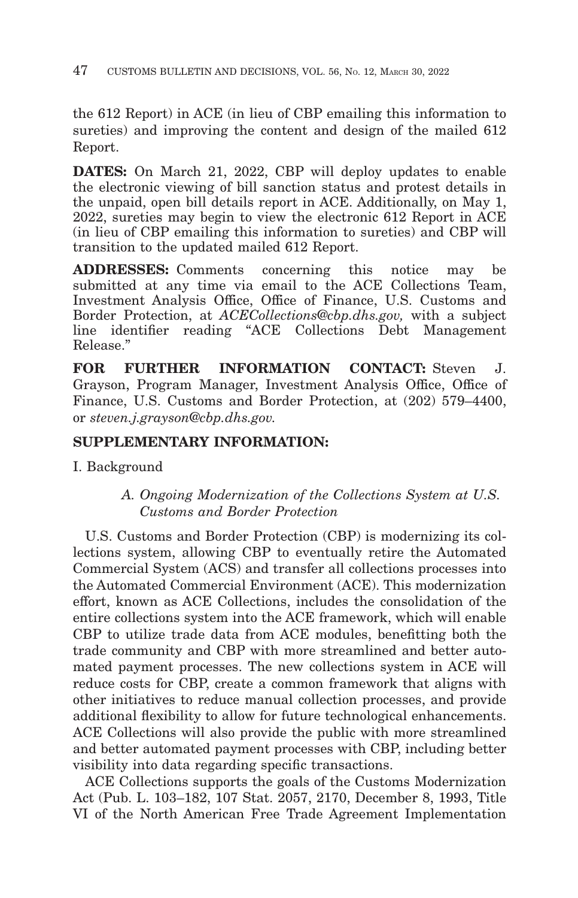the 612 Report) in ACE (in lieu of CBP emailing this information to sureties) and improving the content and design of the mailed 612 Report.

**DATES:** On March 21, 2022, CBP will deploy updates to enable the electronic viewing of bill sanction status and protest details in the unpaid, open bill details report in ACE. Additionally, on May 1, 2022, sureties may begin to view the electronic 612 Report in ACE (in lieu of CBP emailing this information to sureties) and CBP will transition to the updated mailed 612 Report.

**ADDRESSES:** Comments concerning this notice may be submitted at any time via email to the ACE Collections Team, Investment Analysis Office, Office of Finance, U.S. Customs and Border Protection, at *ACECollections@cbp.dhs.gov,* with a subject line identifier reading "ACE Collections Debt Management Release."

**FOR FURTHER INFORMATION CONTACT:** Steven J. Grayson, Program Manager, Investment Analysis Office, Office of Finance, U.S. Customs and Border Protection, at (202) 579–4400, or *steven.j.grayson@cbp.dhs.gov.*

**SUPPLEMENTARY INFORMATION:**

I. Background

*A. Ongoing Modernization of the Collections System at U.S. Customs and Border Protection*

U.S. Customs and Border Protection (CBP) is modernizing its collections system, allowing CBP to eventually retire the Automated Commercial System (ACS) and transfer all collections processes into the Automated Commercial Environment (ACE). This modernization effort, known as ACE Collections, includes the consolidation of the entire collections system into the ACE framework, which will enable CBP to utilize trade data from ACE modules, benefitting both the trade community and CBP with more streamlined and better automated payment processes. The new collections system in ACE will reduce costs for CBP, create a common framework that aligns with other initiatives to reduce manual collection processes, and provide additional flexibility to allow for future technological enhancements. ACE Collections will also provide the public with more streamlined and better automated payment processes with CBP, including better visibility into data regarding specific transactions.

ACE Collections supports the goals of the Customs Modernization Act (Pub. L. 103–182, 107 Stat. 2057, 2170, December 8, 1993, Title VI of the North American Free Trade Agreement Implementation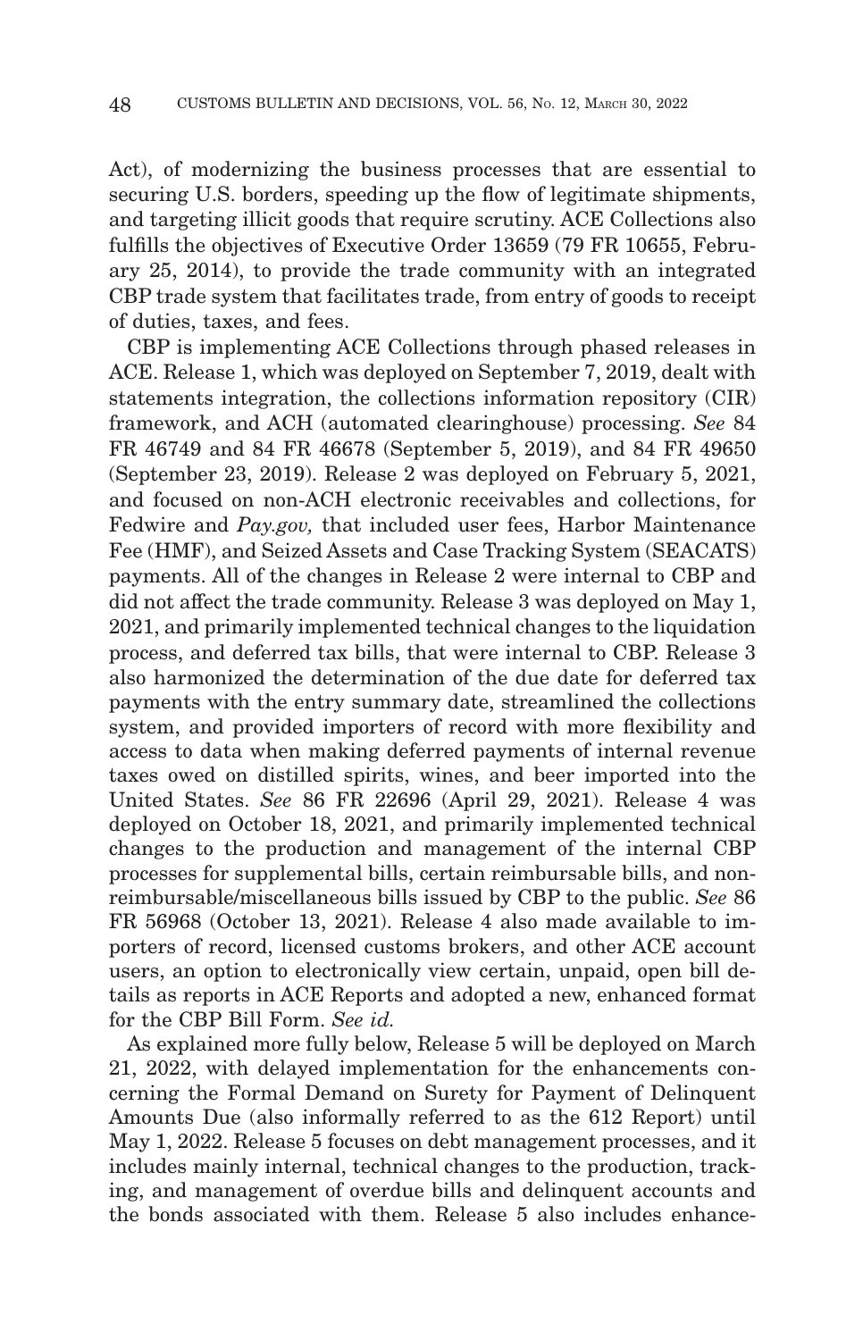Act), of modernizing the business processes that are essential to securing U.S. borders, speeding up the flow of legitimate shipments, and targeting illicit goods that require scrutiny. ACE Collections also fulfills the objectives of Executive Order 13659 (79 FR 10655, February 25, 2014), to provide the trade community with an integrated CBP trade system that facilitates trade, from entry of goods to receipt of duties, taxes, and fees.

CBP is implementing ACE Collections through phased releases in ACE. Release 1, which was deployed on September 7, 2019, dealt with statements integration, the collections information repository (CIR) framework, and ACH (automated clearinghouse) processing. *See* 84 FR 46749 and 84 FR 46678 (September 5, 2019), and 84 FR 49650 (September 23, 2019). Release 2 was deployed on February 5, 2021, and focused on non-ACH electronic receivables and collections, for Fedwire and *Pay.gov,* that included user fees, Harbor Maintenance Fee (HMF), and Seized Assets and Case Tracking System (SEACATS) payments. All of the changes in Release 2 were internal to CBP and did not affect the trade community. Release 3 was deployed on May 1, 2021, and primarily implemented technical changes to the liquidation process, and deferred tax bills, that were internal to CBP. Release 3 also harmonized the determination of the due date for deferred tax payments with the entry summary date, streamlined the collections system, and provided importers of record with more flexibility and access to data when making deferred payments of internal revenue taxes owed on distilled spirits, wines, and beer imported into the United States. *See* 86 FR 22696 (April 29, 2021). Release 4 was deployed on October 18, 2021, and primarily implemented technical changes to the production and management of the internal CBP processes for supplemental bills, certain reimbursable bills, and non-reimbursable/miscellaneous bills issued by CBP to the public. *See* 86 FR 56968 (October 13, 2021). Release 4 also made available to importers of record, licensed customs brokers, and other ACE account users, an option to electronically view certain, unpaid, open bill details as reports in ACE Reports and adopted a new, enhanced format for the CBP Bill Form. *See id.*

As explained more fully below, Release 5 will be deployed on March 21, 2022, with delayed implementation for the enhancements concerning the Formal Demand on Surety for Payment of Delinquent Amounts Due (also informally referred to as the 612 Report) until May 1, 2022. Release 5 focuses on debt management processes, and it includes mainly internal, technical changes to the production, tracking, and management of overdue bills and delinquent accounts and the bonds associated with them. Release 5 also includes enhance-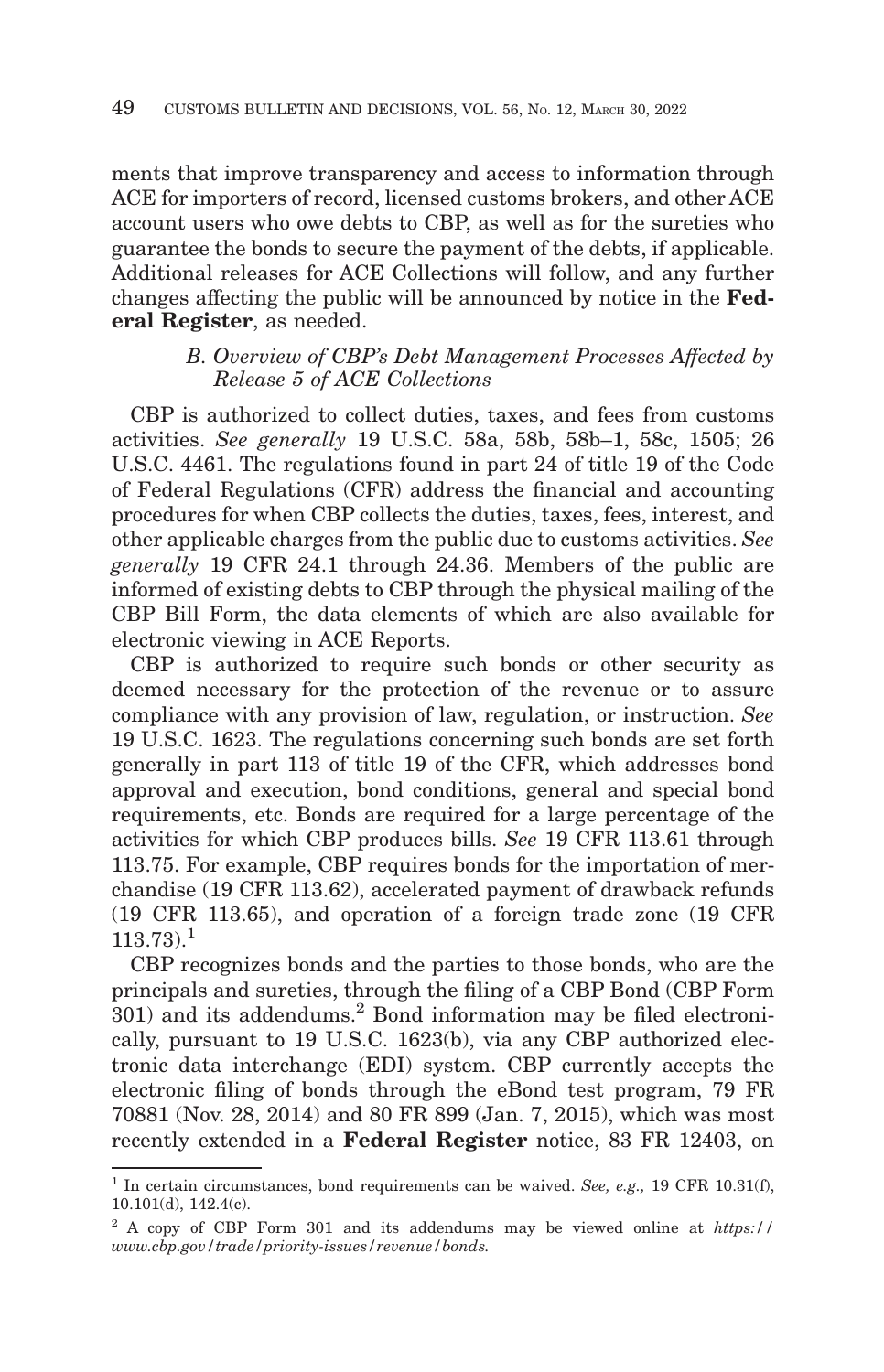ments that improve transparency and access to information through ACE for importers of record, licensed customs brokers, and other ACE account users who owe debts to CBP, as well as for the sureties who guarantee the bonds to secure the payment of the debts, if applicable. Additional releases for ACE Collections will follow, and any further changes affecting the public will be announced by notice in the **Federal Register**, as needed.

### *B. Overview of CBP's Debt Management Processes Affected by Release 5 of ACE Collections*

CBP is authorized to collect duties, taxes, and fees from customs activities. *See generally* 19 U.S.C. 58a, 58b, 58b–1, 58c, 1505; 26 U.S.C. 4461. The regulations found in part 24 of title 19 of the Code of Federal Regulations (CFR) address the financial and accounting procedures for when CBP collects the duties, taxes, fees, interest, and other applicable charges from the public due to customs activities. *See generally* 19 CFR 24.1 through 24.36. Members of the public are informed of existing debts to CBP through the physical mailing of the CBP Bill Form, the data elements of which are also available for electronic viewing in ACE Reports.

CBP is authorized to require such bonds or other security as deemed necessary for the protection of the revenue or to assure compliance with any provision of law, regulation, or instruction. *See* 19 U.S.C. 1623. The regulations concerning such bonds are set forth generally in part 113 of title 19 of the CFR, which addresses bond approval and execution, bond conditions, general and special bond requirements, etc. Bonds are required for a large percentage of the activities for which CBP produces bills. *See* 19 CFR 113.61 through 113.75. For example, CBP requires bonds for the importation of merchandise (19 CFR 113.62), accelerated payment of drawback refunds (19 CFR 113.65), and operation of a foreign trade zone (19 CFR 113.73).[1]

CBP recognizes bonds and the parties to those bonds, who are the principals and sureties, through the filing of a CBP Bond (CBP Form 301) and its addendums.[2] Bond information may be filed electronically, pursuant to 19 U.S.C. 1623(b), via any CBP authorized electronic data interchange (EDI) system. CBP currently accepts the electronic filing of bonds through the eBond test program, 79 FR 70881 (Nov. 28, 2014) and 80 FR 899 (Jan. 7, 2015), which was most recently extended in a **Federal Register** notice, 83 FR 12403, on

---

[1] In certain circumstances, bond requirements can be waived. *See, e.g.,* 19 CFR 10.31(f), 10.101(d), 142.4(c).

[2] A copy of CBP Form 301 and its addendums may be viewed online at *https://www.cbp.gov/trade/priority-issues/revenue/bonds.*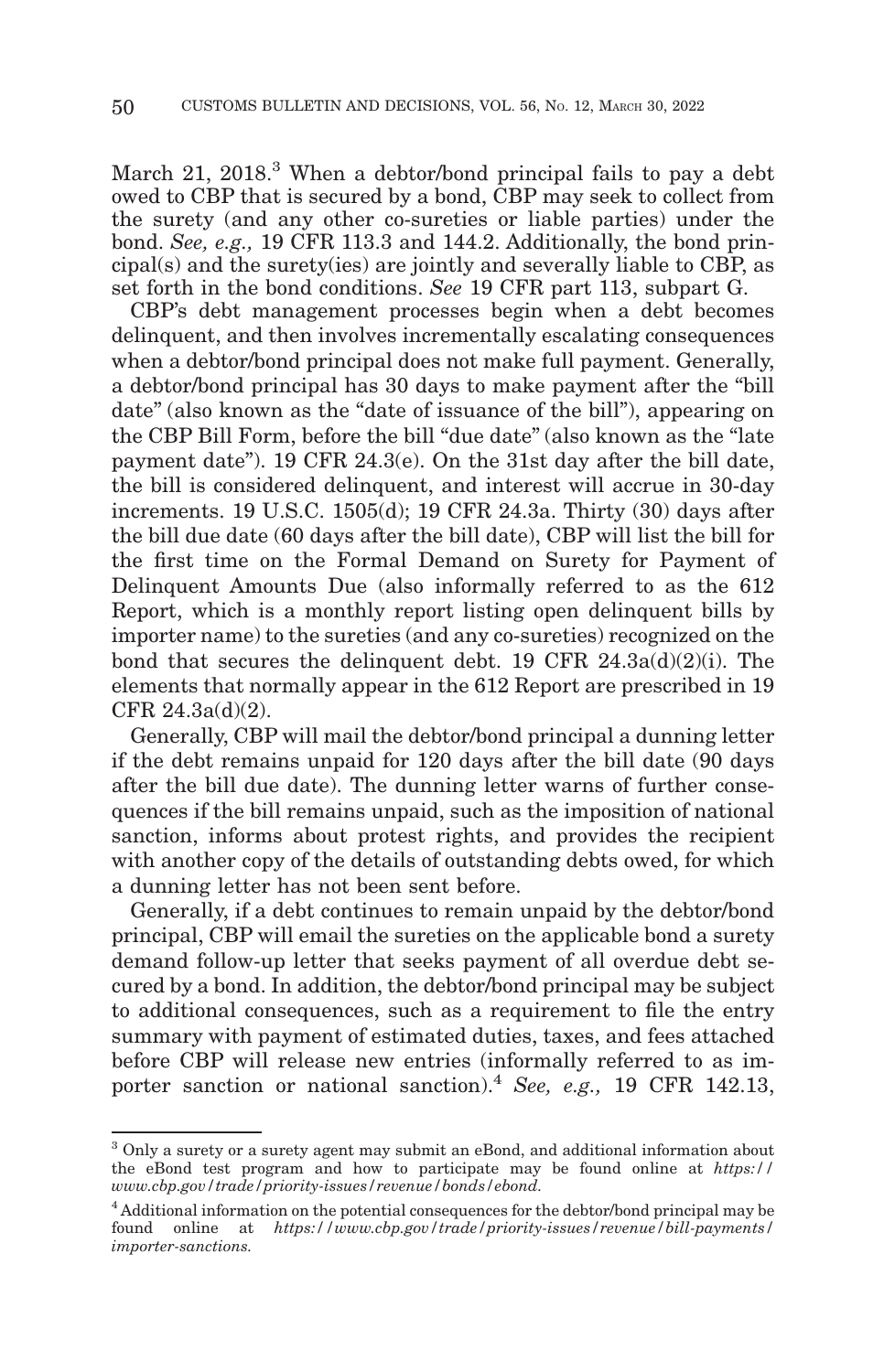March 21, 2018.[3] When a debtor/bond principal fails to pay a debt owed to CBP that is secured by a bond, CBP may seek to collect from the surety (and any other co-sureties or liable parties) under the bond. *See, e.g.,* 19 CFR 113.3 and 144.2. Additionally, the bond principal(s) and the surety(ies) are jointly and severally liable to CBP, as set forth in the bond conditions. *See* 19 CFR part 113, subpart G.

CBP's debt management processes begin when a debt becomes delinquent, and then involves incrementally escalating consequences when a debtor/bond principal does not make full payment. Generally, a debtor/bond principal has 30 days to make payment after the "bill date" (also known as the "date of issuance of the bill"), appearing on the CBP Bill Form, before the bill "due date" (also known as the "late payment date"). 19 CFR 24.3(e). On the 31st day after the bill date, the bill is considered delinquent, and interest will accrue in 30-day increments. 19 U.S.C. 1505(d); 19 CFR 24.3a. Thirty (30) days after the bill due date (60 days after the bill date), CBP will list the bill for the first time on the Formal Demand on Surety for Payment of Delinquent Amounts Due (also informally referred to as the 612 Report, which is a monthly report listing open delinquent bills by importer name) to the sureties (and any co-sureties) recognized on the bond that secures the delinquent debt. 19 CFR 24.3a(d)(2)(i). The elements that normally appear in the 612 Report are prescribed in 19 CFR 24.3a(d)(2).

Generally, CBP will mail the debtor/bond principal a dunning letter if the debt remains unpaid for 120 days after the bill date (90 days after the bill due date). The dunning letter warns of further consequences if the bill remains unpaid, such as the imposition of national sanction, informs about protest rights, and provides the recipient with another copy of the details of outstanding debts owed, for which a dunning letter has not been sent before.

Generally, if a debt continues to remain unpaid by the debtor/bond principal, CBP will email the sureties on the applicable bond a surety demand follow-up letter that seeks payment of all overdue debt secured by a bond. In addition, the debtor/bond principal may be subject to additional consequences, such as a requirement to file the entry summary with payment of estimated duties, taxes, and fees attached before CBP will release new entries (informally referred to as importer sanction or national sanction).[4] *See, e.g.,* 19 CFR 142.13,

---

[3] Only a surety or a surety agent may submit an eBond, and additional information about the eBond test program and how to participate may be found online at *https://www.cbp.gov/trade/priority-issues/revenue/bonds/ebond.*

[4] Additional information on the potential consequences for the debtor/bond principal may be found online at *https://www.cbp.gov/trade/priority-issues/revenue/bill-payments/importer-sanctions.*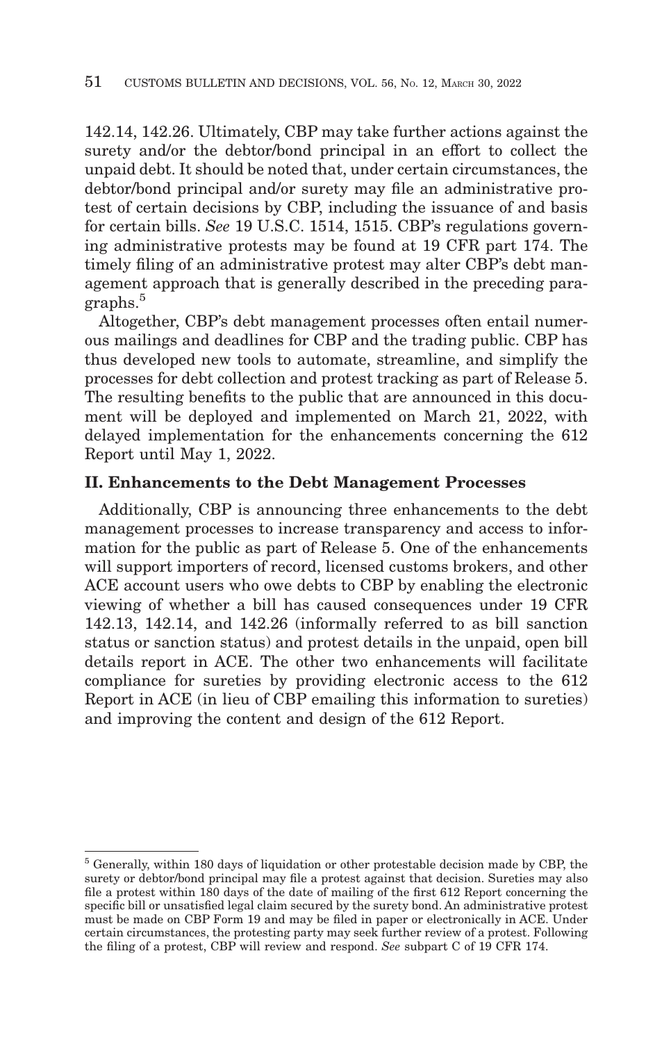142.14, 142.26. Ultimately, CBP may take further actions against the surety and/or the debtor/bond principal in an effort to collect the unpaid debt. It should be noted that, under certain circumstances, the debtor/bond principal and/or surety may file an administrative protest of certain decisions by CBP, including the issuance of and basis for certain bills. *See* 19 U.S.C. 1514, 1515. CBP's regulations governing administrative protests may be found at 19 CFR part 174. The timely filing of an administrative protest may alter CBP's debt management approach that is generally described in the preceding paragraphs.[5]

Altogether, CBP's debt management processes often entail numerous mailings and deadlines for CBP and the trading public. CBP has thus developed new tools to automate, streamline, and simplify the processes for debt collection and protest tracking as part of Release 5. The resulting benefits to the public that are announced in this document will be deployed and implemented on March 21, 2022, with delayed implementation for the enhancements concerning the 612 Report until May 1, 2022.

## II. Enhancements to the Debt Management Processes

Additionally, CBP is announcing three enhancements to the debt management processes to increase transparency and access to information for the public as part of Release 5. One of the enhancements will support importers of record, licensed customs brokers, and other ACE account users who owe debts to CBP by enabling the electronic viewing of whether a bill has caused consequences under 19 CFR 142.13, 142.14, and 142.26 (informally referred to as bill sanction status or sanction status) and protest details in the unpaid, open bill details report in ACE. The other two enhancements will facilitate compliance for sureties by providing electronic access to the 612 Report in ACE (in lieu of CBP emailing this information to sureties) and improving the content and design of the 612 Report.

---

[5] Generally, within 180 days of liquidation or other protestable decision made by CBP, the surety or debtor/bond principal may file a protest against that decision. Sureties may also file a protest within 180 days of the date of mailing of the first 612 Report concerning the specific bill or unsatisfied legal claim secured by the surety bond. An administrative protest must be made on CBP Form 19 and may be filed in paper or electronically in ACE. Under certain circumstances, the protesting party may seek further review of a protest. Following the filing of a protest, CBP will review and respond. *See* subpart C of 19 CFR 174.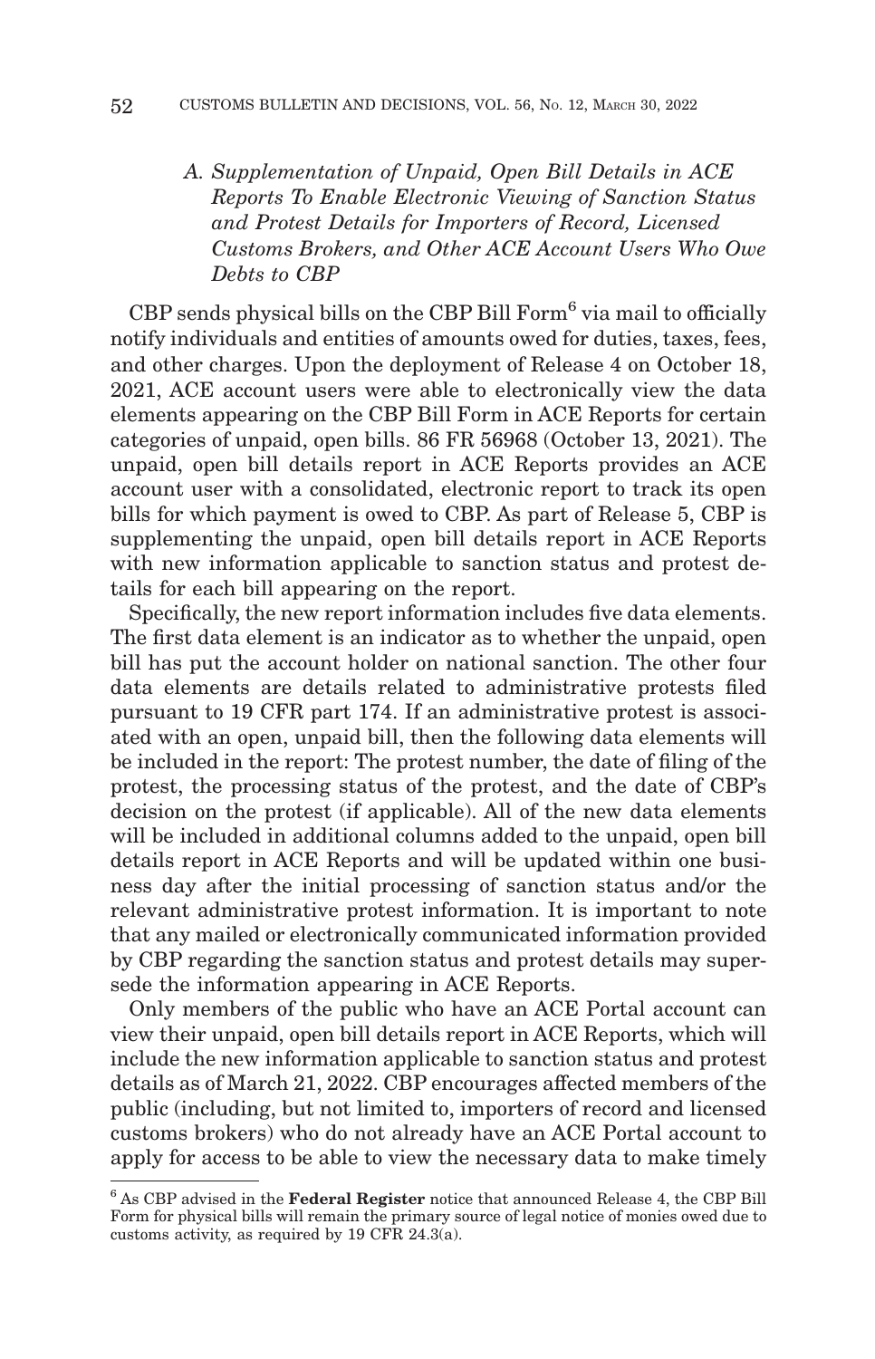### *A. Supplementation of Unpaid, Open Bill Details in ACE Reports To Enable Electronic Viewing of Sanction Status and Protest Details for Importers of Record, Licensed Customs Brokers, and Other ACE Account Users Who Owe Debts to CBP*

CBP sends physical bills on the CBP Bill Form[6] via mail to officially notify individuals and entities of amounts owed for duties, taxes, fees, and other charges. Upon the deployment of Release 4 on October 18, 2021, ACE account users were able to electronically view the data elements appearing on the CBP Bill Form in ACE Reports for certain categories of unpaid, open bills. 86 FR 56968 (October 13, 2021). The unpaid, open bill details report in ACE Reports provides an ACE account user with a consolidated, electronic report to track its open bills for which payment is owed to CBP. As part of Release 5, CBP is supplementing the unpaid, open bill details report in ACE Reports with new information applicable to sanction status and protest details for each bill appearing on the report.

Specifically, the new report information includes five data elements. The first data element is an indicator as to whether the unpaid, open bill has put the account holder on national sanction. The other four data elements are details related to administrative protests filed pursuant to 19 CFR part 174. If an administrative protest is associated with an open, unpaid bill, then the following data elements will be included in the report: The protest number, the date of filing of the protest, the processing status of the protest, and the date of CBP's decision on the protest (if applicable). All of the new data elements will be included in additional columns added to the unpaid, open bill details report in ACE Reports and will be updated within one business day after the initial processing of sanction status and/or the relevant administrative protest information. It is important to note that any mailed or electronically communicated information provided by CBP regarding the sanction status and protest details may supersede the information appearing in ACE Reports.

Only members of the public who have an ACE Portal account can view their unpaid, open bill details report in ACE Reports, which will include the new information applicable to sanction status and protest details as of March 21, 2022. CBP encourages affected members of the public (including, but not limited to, importers of record and licensed customs brokers) who do not already have an ACE Portal account to apply for access to be able to view the necessary data to make timely

---

[6] As CBP advised in the **Federal Register** notice that announced Release 4, the CBP Bill Form for physical bills will remain the primary source of legal notice of monies owed due to customs activity, as required by 19 CFR 24.3(a).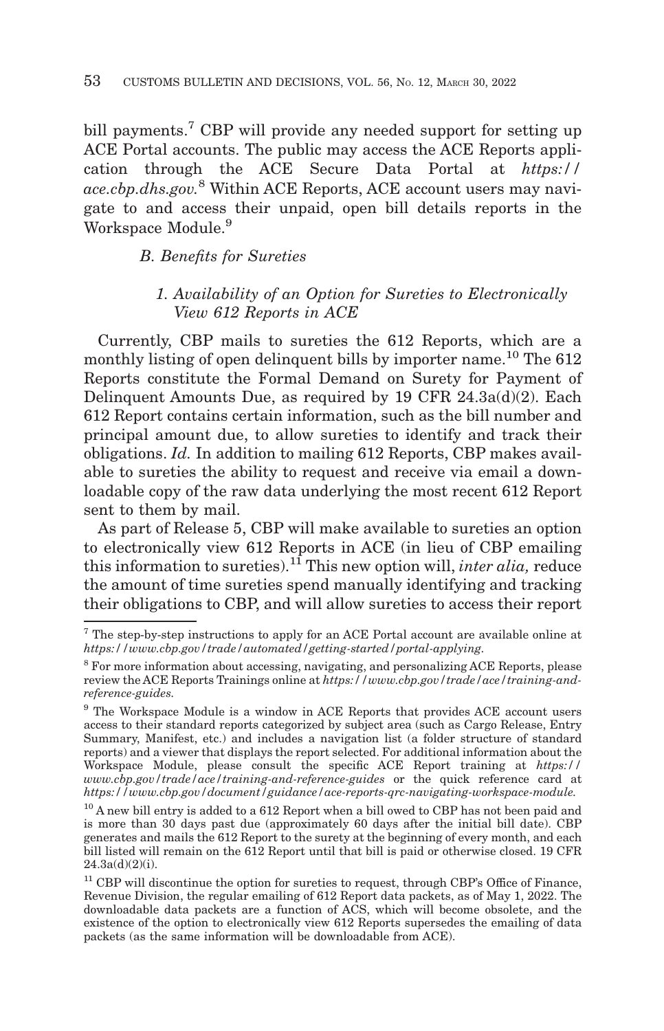bill payments.[7] CBP will provide any needed support for setting up ACE Portal accounts. The public may access the ACE Reports application through the ACE Secure Data Portal at *https://ace.cbp.dhs.gov.*[8] Within ACE Reports, ACE account users may navigate to and access their unpaid, open bill details reports in the Workspace Module.[9]

### *B. Benefits for Sureties*

#### *1. Availability of an Option for Sureties to Electronically View 612 Reports in ACE*

Currently, CBP mails to sureties the 612 Reports, which are a monthly listing of open delinquent bills by importer name.[10] The 612 Reports constitute the Formal Demand on Surety for Payment of Delinquent Amounts Due, as required by 19 CFR 24.3a(d)(2). Each 612 Report contains certain information, such as the bill number and principal amount due, to allow sureties to identify and track their obligations. *Id.* In addition to mailing 612 Reports, CBP makes available to sureties the ability to request and receive via email a downloadable copy of the raw data underlying the most recent 612 Report sent to them by mail.

As part of Release 5, CBP will make available to sureties an option to electronically view 612 Reports in ACE (in lieu of CBP emailing this information to sureties).[11] This new option will, *inter alia,* reduce the amount of time sureties spend manually identifying and tracking their obligations to CBP, and will allow sureties to access their report

---

[7] The step-by-step instructions to apply for an ACE Portal account are available online at *https://www.cbp.gov/trade/automated/getting-started/portal-applying.*

[8] For more information about accessing, navigating, and personalizing ACE Reports, please review the ACE Reports Trainings online at *https://www.cbp.gov/trade/ace/training-and-reference-guides.*

[9] The Workspace Module is a window in ACE Reports that provides ACE account users access to their standard reports categorized by subject area (such as Cargo Release, Entry Summary, Manifest, etc.) and includes a navigation list (a folder structure of standard reports) and a viewer that displays the report selected. For additional information about the Workspace Module, please consult the specific ACE Report training at *https://www.cbp.gov/trade/ace/training-and-reference-guides* or the quick reference card at *https://www.cbp.gov/document/guidance/ace-reports-qrc-navigating-workspace-module.*

[10] A new bill entry is added to a 612 Report when a bill owed to CBP has not been paid and is more than 30 days past due (approximately 60 days after the initial bill date). CBP generates and mails the 612 Report to the surety at the beginning of every month, and each bill listed will remain on the 612 Report until that bill is paid or otherwise closed. 19 CFR 24.3a(d)(2)(i).

[11] CBP will discontinue the option for sureties to request, through CBP's Office of Finance, Revenue Division, the regular emailing of 612 Report data packets, as of May 1, 2022. The downloadable data packets are a function of ACS, which will become obsolete, and the existence of the option to electronically view 612 Reports supersedes the emailing of data packets (as the same information will be downloadable from ACE).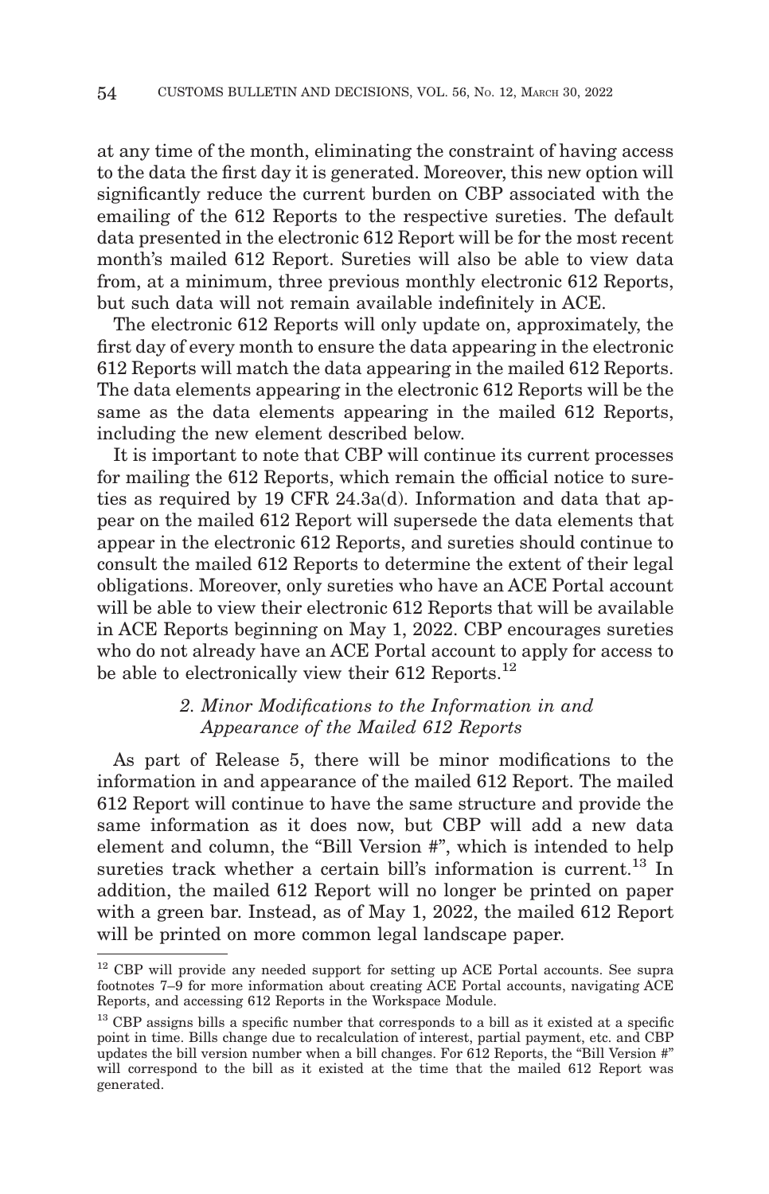at any time of the month, eliminating the constraint of having access to the data the first day it is generated. Moreover, this new option will significantly reduce the current burden on CBP associated with the emailing of the 612 Reports to the respective sureties. The default data presented in the electronic 612 Report will be for the most recent month's mailed 612 Report. Sureties will also be able to view data from, at a minimum, three previous monthly electronic 612 Reports, but such data will not remain available indefinitely in ACE.

The electronic 612 Reports will only update on, approximately, the first day of every month to ensure the data appearing in the electronic 612 Reports will match the data appearing in the mailed 612 Reports. The data elements appearing in the electronic 612 Reports will be the same as the data elements appearing in the mailed 612 Reports, including the new element described below.

It is important to note that CBP will continue its current processes for mailing the 612 Reports, which remain the official notice to sureties as required by 19 CFR 24.3a(d). Information and data that appear on the mailed 612 Report will supersede the data elements that appear in the electronic 612 Reports, and sureties should continue to consult the mailed 612 Reports to determine the extent of their legal obligations. Moreover, only sureties who have an ACE Portal account will be able to view their electronic 612 Reports that will be available in ACE Reports beginning on May 1, 2022. CBP encourages sureties who do not already have an ACE Portal account to apply for access to be able to electronically view their 612 Reports.[12]

### *2. Minor Modifications to the Information in and Appearance of the Mailed 612 Reports*

As part of Release 5, there will be minor modifications to the information in and appearance of the mailed 612 Report. The mailed 612 Report will continue to have the same structure and provide the same information as it does now, but CBP will add a new data element and column, the "Bill Version #", which is intended to help sureties track whether a certain bill's information is current.[13] In addition, the mailed 612 Report will no longer be printed on paper with a green bar. Instead, as of May 1, 2022, the mailed 612 Report will be printed on more common legal landscape paper.

---

[12] CBP will provide any needed support for setting up ACE Portal accounts. See supra footnotes 7–9 for more information about creating ACE Portal accounts, navigating ACE Reports, and accessing 612 Reports in the Workspace Module.

[13] CBP assigns bills a specific number that corresponds to a bill as it existed at a specific point in time. Bills change due to recalculation of interest, partial payment, etc. and CBP updates the bill version number when a bill changes. For 612 Reports, the "Bill Version #" will correspond to the bill as it existed at the time that the mailed 612 Report was generated.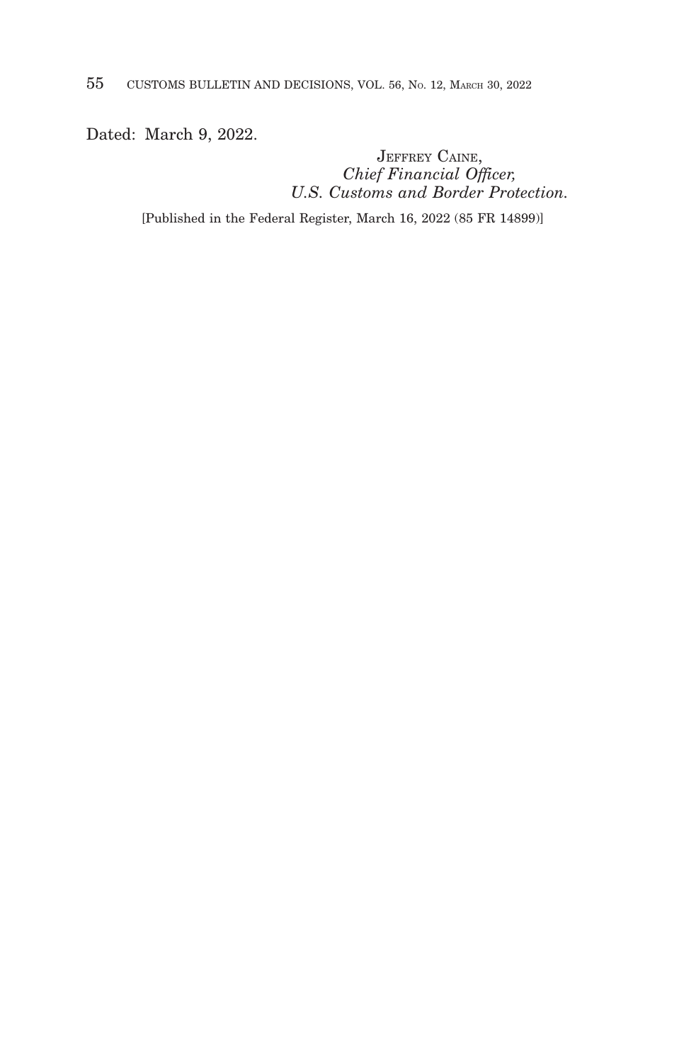Dated: March 9, 2022.

JEFFREY CAINE,
*Chief Financial Officer,*
*U.S. Customs and Border Protection.*

[Published in the Federal Register, March 16, 2022 (85 FR 14899)]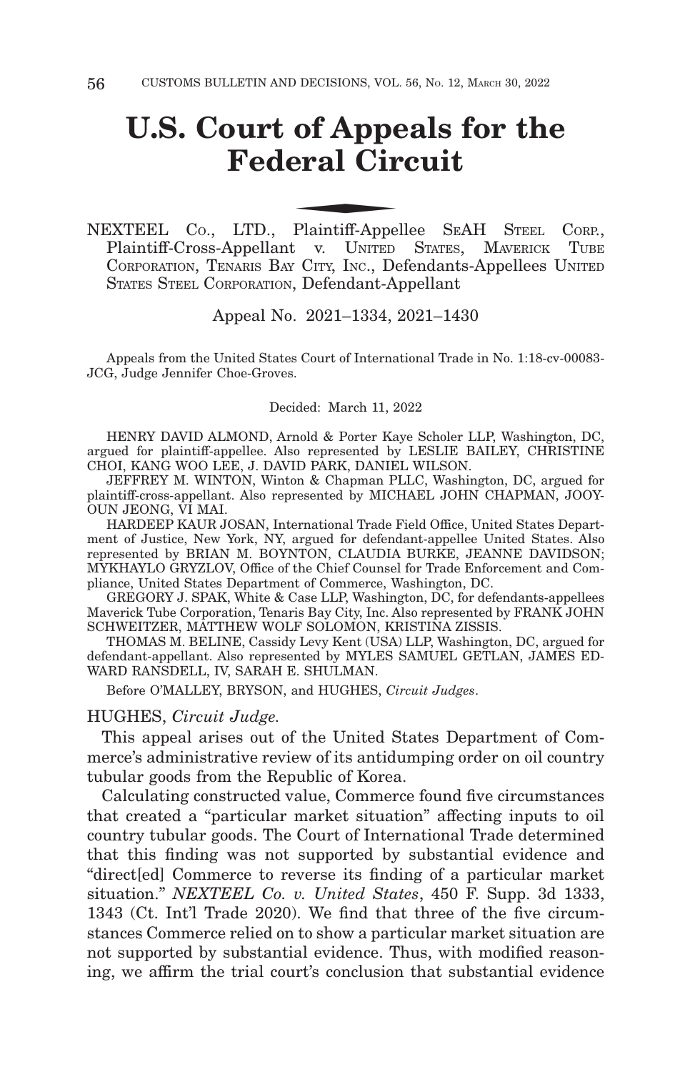# U.S. Court of Appeals for the Federal Circuit

NEXTEEL CO., LTD., Plaintiff-Appellee SEAH STEEL CORP., Plaintiff-Cross-Appellant v. UNITED STATES, MAVERICK TUBE CORPORATION, TENARIS BAY CITY, INC., Defendants-Appellees UNITED STATES STEEL CORPORATION, Defendant-Appellant

Appeal No. 2021–1334, 2021–1430

Appeals from the United States Court of International Trade in No. 1:18-cv-00083-JCG, Judge Jennifer Choe-Groves.

Decided: March 11, 2022

HENRY DAVID ALMOND, Arnold & Porter Kaye Scholer LLP, Washington, DC, argued for plaintiff-appellee. Also represented by LESLIE BAILEY, CHRISTINE CHOI, KANG WOO LEE, J. DAVID PARK, DANIEL WILSON.

JEFFREY M. WINTON, Winton & Chapman PLLC, Washington, DC, argued for plaintiff-cross-appellant. Also represented by MICHAEL JOHN CHAPMAN, JOOYOUN JEONG, VI MAI.

HARDEEP KAUR JOSAN, International Trade Field Office, United States Department of Justice, New York, NY, argued for defendant-appellee United States. Also represented by BRIAN M. BOYNTON, CLAUDIA BURKE, JEANNE DAVIDSON; MYKHAYLO GRYZLOV, Office of the Chief Counsel for Trade Enforcement and Compliance, United States Department of Commerce, Washington, DC.

GREGORY J. SPAK, White & Case LLP, Washington, DC, for defendants-appellees Maverick Tube Corporation, Tenaris Bay City, Inc. Also represented by FRANK JOHN SCHWEITZER, MATTHEW WOLF SOLOMON, KRISTINA ZISSIS.

THOMAS M. BELINE, Cassidy Levy Kent (USA) LLP, Washington, DC, argued for defendant-appellant. Also represented by MYLES SAMUEL GETLAN, JAMES EDWARD RANSDELL, IV, SARAH E. SHULMAN.

Before O'MALLEY, BRYSON, and HUGHES, *Circuit Judges*.

HUGHES, *Circuit Judge.*

This appeal arises out of the United States Department of Commerce's administrative review of its antidumping order on oil country tubular goods from the Republic of Korea.

Calculating constructed value, Commerce found five circumstances that created a "particular market situation" affecting inputs to oil country tubular goods. The Court of International Trade determined that this finding was not supported by substantial evidence and "direct[ed] Commerce to reverse its finding of a particular market situation." *NEXTEEL Co. v. United States*, 450 F. Supp. 3d 1333, 1343 (Ct. Int'l Trade 2020). We find that three of the five circumstances Commerce relied on to show a particular market situation are not supported by substantial evidence. Thus, with modified reasoning, we affirm the trial court's conclusion that substantial evidence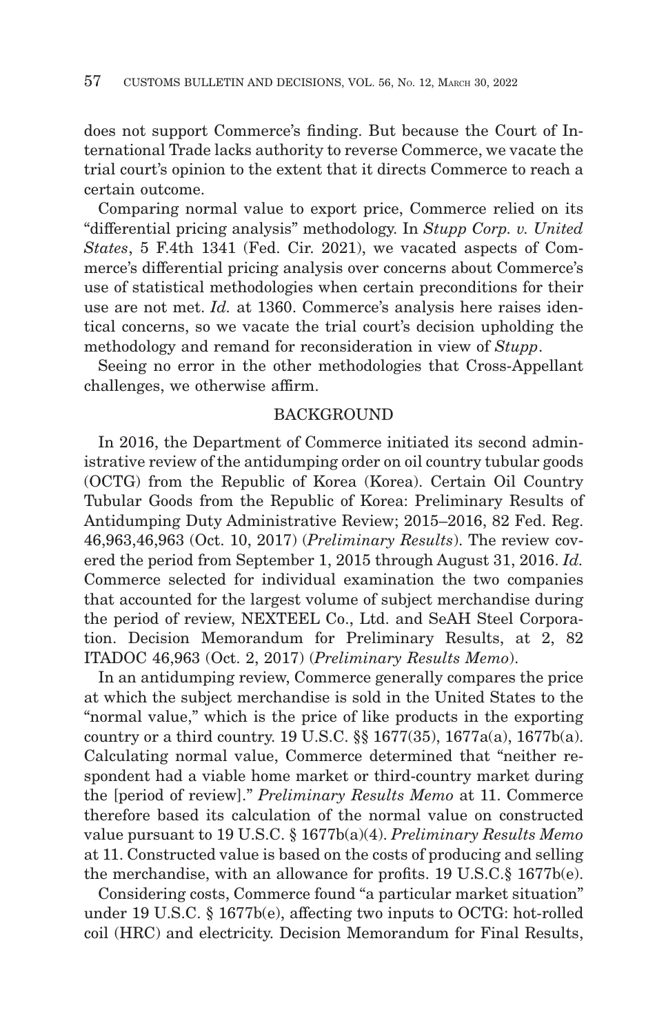does not support Commerce's finding. But because the Court of International Trade lacks authority to reverse Commerce, we vacate the trial court's opinion to the extent that it directs Commerce to reach a certain outcome.

Comparing normal value to export price, Commerce relied on its "differential pricing analysis" methodology. In *Stupp Corp. v. United States*, 5 F.4th 1341 (Fed. Cir. 2021), we vacated aspects of Commerce's differential pricing analysis over concerns about Commerce's use of statistical methodologies when certain preconditions for their use are not met. *Id.* at 1360. Commerce's analysis here raises identical concerns, so we vacate the trial court's decision upholding the methodology and remand for reconsideration in view of *Stupp*.

Seeing no error in the other methodologies that Cross-Appellant challenges, we otherwise affirm.

## BACKGROUND

In 2016, the Department of Commerce initiated its second administrative review of the antidumping order on oil country tubular goods (OCTG) from the Republic of Korea (Korea). Certain Oil Country Tubular Goods from the Republic of Korea: Preliminary Results of Antidumping Duty Administrative Review; 2015–2016, 82 Fed. Reg. 46,963,46,963 (Oct. 10, 2017) (*Preliminary Results*). The review covered the period from September 1, 2015 through August 31, 2016. *Id.* Commerce selected for individual examination the two companies that accounted for the largest volume of subject merchandise during the period of review, NEXTEEL Co., Ltd. and SeAH Steel Corporation. Decision Memorandum for Preliminary Results, at 2, 82 ITADOC 46,963 (Oct. 2, 2017) (*Preliminary Results Memo*).

In an antidumping review, Commerce generally compares the price at which the subject merchandise is sold in the United States to the "normal value," which is the price of like products in the exporting country or a third country. 19 U.S.C. §§ 1677(35), 1677a(a), 1677b(a). Calculating normal value, Commerce determined that "neither respondent had a viable home market or third-country market during the [period of review]." *Preliminary Results Memo* at 11. Commerce therefore based its calculation of the normal value on constructed value pursuant to 19 U.S.C. § 1677b(a)(4). *Preliminary Results Memo* at 11. Constructed value is based on the costs of producing and selling the merchandise, with an allowance for profits. 19 U.S.C.§ 1677b(e).

Considering costs, Commerce found "a particular market situation" under 19 U.S.C. § 1677b(e), affecting two inputs to OCTG: hot-rolled coil (HRC) and electricity. Decision Memorandum for Final Results,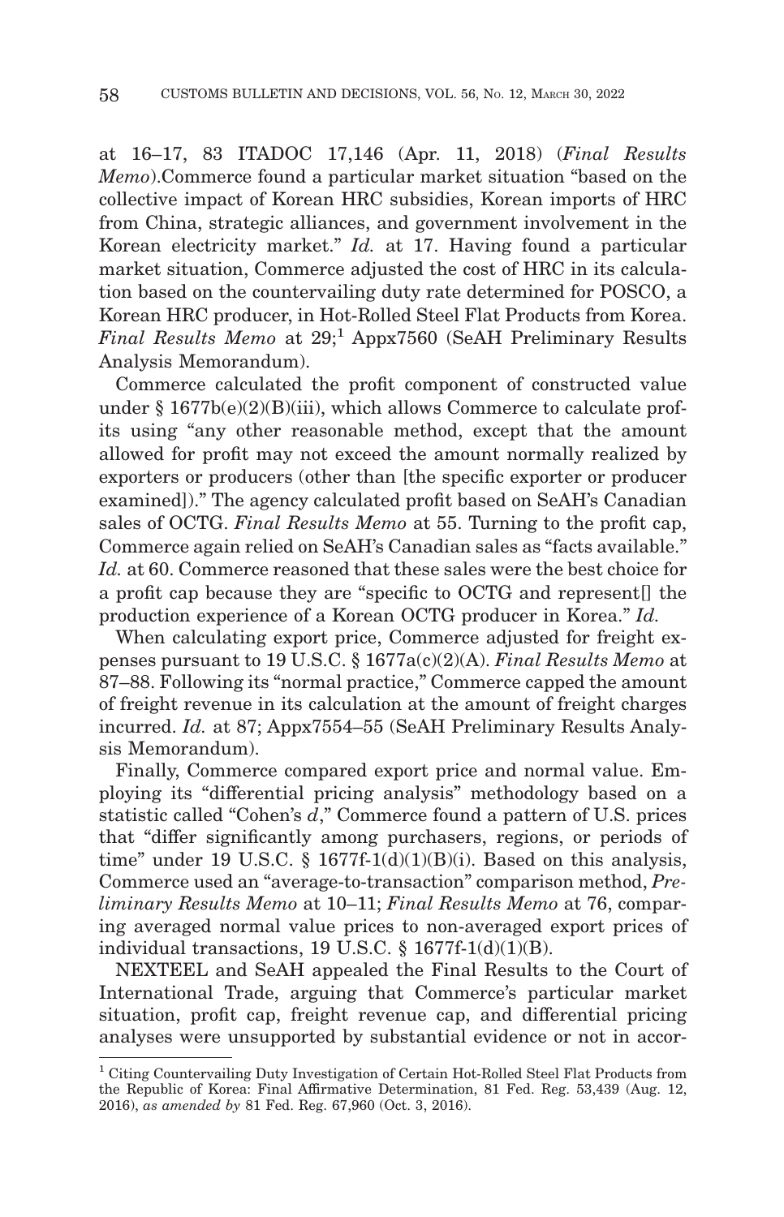at 16–17, 83 ITADOC 17,146 (Apr. 11, 2018) (*Final Results Memo*).Commerce found a particular market situation "based on the collective impact of Korean HRC subsidies, Korean imports of HRC from China, strategic alliances, and government involvement in the Korean electricity market." *Id.* at 17. Having found a particular market situation, Commerce adjusted the cost of HRC in its calculation based on the countervailing duty rate determined for POSCO, a Korean HRC producer, in Hot-Rolled Steel Flat Products from Korea. *Final Results Memo* at 29;[1] Appx7560 (SeAH Preliminary Results Analysis Memorandum).

Commerce calculated the profit component of constructed value under § 1677b(e)(2)(B)(iii), which allows Commerce to calculate profits using "any other reasonable method, except that the amount allowed for profit may not exceed the amount normally realized by exporters or producers (other than [the specific exporter or producer examined])." The agency calculated profit based on SeAH's Canadian sales of OCTG. *Final Results Memo* at 55. Turning to the profit cap, Commerce again relied on SeAH's Canadian sales as "facts available." *Id.* at 60. Commerce reasoned that these sales were the best choice for a profit cap because they are "specific to OCTG and represent[] the production experience of a Korean OCTG producer in Korea." *Id.*

When calculating export price, Commerce adjusted for freight expenses pursuant to 19 U.S.C. § 1677a(c)(2)(A). *Final Results Memo* at 87–88. Following its "normal practice," Commerce capped the amount of freight revenue in its calculation at the amount of freight charges incurred. *Id.* at 87; Appx7554–55 (SeAH Preliminary Results Analysis Memorandum).

Finally, Commerce compared export price and normal value. Employing its "differential pricing analysis" methodology based on a statistic called "Cohen's *d*," Commerce found a pattern of U.S. prices that "differ significantly among purchasers, regions, or periods of time" under 19 U.S.C. § 1677f-1(d)(1)(B)(i). Based on this analysis, Commerce used an "average-to-transaction" comparison method, *Preliminary Results Memo* at 10–11; *Final Results Memo* at 76, comparing averaged normal value prices to non-averaged export prices of individual transactions, 19 U.S.C. § 1677f-1(d)(1)(B).

NEXTEEL and SeAH appealed the Final Results to the Court of International Trade, arguing that Commerce's particular market situation, profit cap, freight revenue cap, and differential pricing analyses were unsupported by substantial evidence or not in accor-

---

[1] Citing Countervailing Duty Investigation of Certain Hot-Rolled Steel Flat Products from the Republic of Korea: Final Affirmative Determination, 81 Fed. Reg. 53,439 (Aug. 12, 2016), *as amended by* 81 Fed. Reg. 67,960 (Oct. 3, 2016).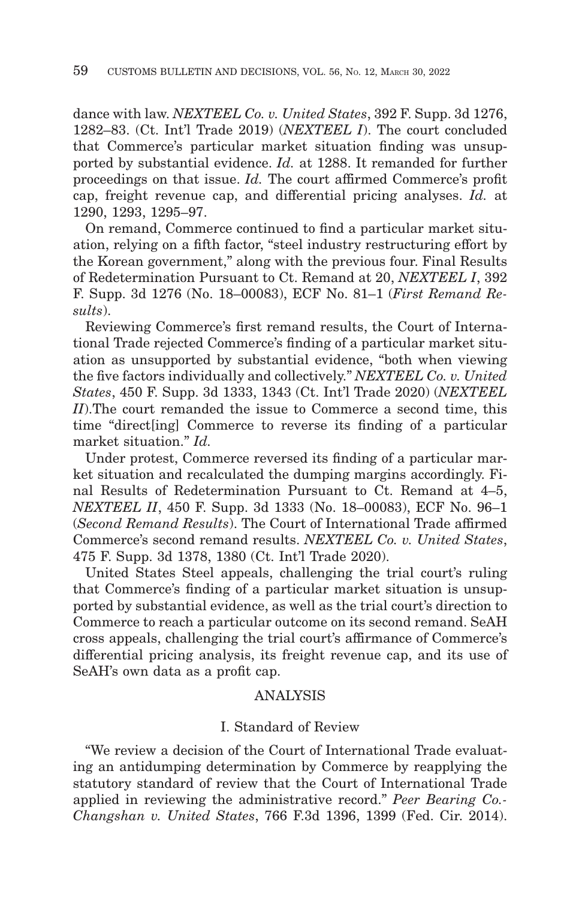dance with law. *NEXTEEL Co. v. United States*, 392 F. Supp. 3d 1276, 1282–83. (Ct. Int'l Trade 2019) (*NEXTEEL I*). The court concluded that Commerce's particular market situation finding was unsupported by substantial evidence. *Id.* at 1288. It remanded for further proceedings on that issue. *Id.* The court affirmed Commerce's profit cap, freight revenue cap, and differential pricing analyses. *Id.* at 1290, 1293, 1295–97.

On remand, Commerce continued to find a particular market situation, relying on a fifth factor, "steel industry restructuring effort by the Korean government," along with the previous four. Final Results of Redetermination Pursuant to Ct. Remand at 20, *NEXTEEL I*, 392 F. Supp. 3d 1276 (No. 18–00083), ECF No. 81–1 (*First Remand Results*).

Reviewing Commerce's first remand results, the Court of International Trade rejected Commerce's finding of a particular market situation as unsupported by substantial evidence, "both when viewing the five factors individually and collectively." *NEXTEEL Co. v. United States*, 450 F. Supp. 3d 1333, 1343 (Ct. Int'l Trade 2020) (*NEXTEEL II*).The court remanded the issue to Commerce a second time, this time "direct[ing] Commerce to reverse its finding of a particular market situation." *Id.*

Under protest, Commerce reversed its finding of a particular market situation and recalculated the dumping margins accordingly. Final Results of Redetermination Pursuant to Ct. Remand at 4–5, *NEXTEEL II*, 450 F. Supp. 3d 1333 (No. 18–00083), ECF No. 96–1 (*Second Remand Results*). The Court of International Trade affirmed Commerce's second remand results. *NEXTEEL Co. v. United States*, 475 F. Supp. 3d 1378, 1380 (Ct. Int'l Trade 2020).

United States Steel appeals, challenging the trial court's ruling that Commerce's finding of a particular market situation is unsupported by substantial evidence, as well as the trial court's direction to Commerce to reach a particular outcome on its second remand. SeAH cross appeals, challenging the trial court's affirmance of Commerce's differential pricing analysis, its freight revenue cap, and its use of SeAH's own data as a profit cap.

## ANALYSIS

### I. Standard of Review

"We review a decision of the Court of International Trade evaluating an antidumping determination by Commerce by reapplying the statutory standard of review that the Court of International Trade applied in reviewing the administrative record." *Peer Bearing Co.-Changshan v. United States*, 766 F.3d 1396, 1399 (Fed. Cir. 2014).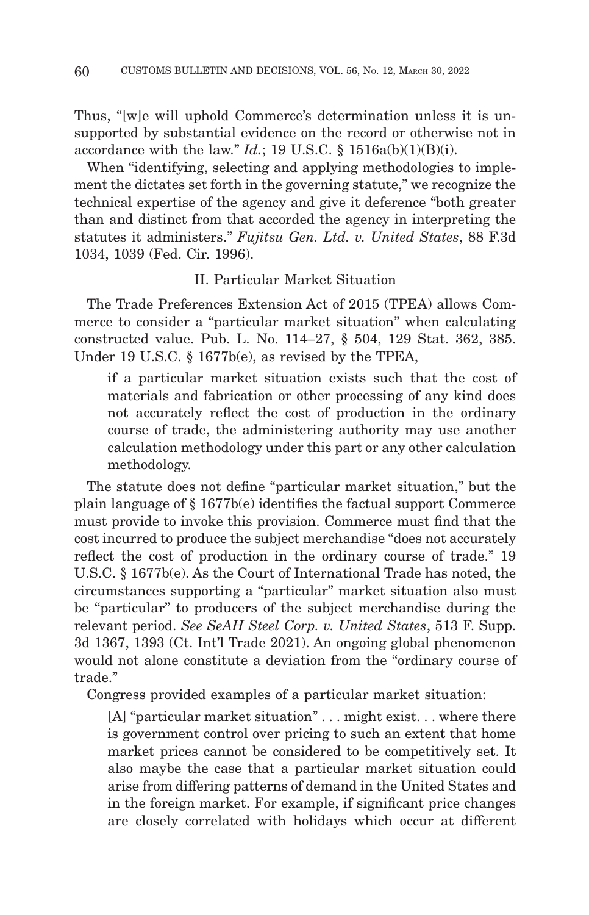Thus, "[w]e will uphold Commerce's determination unless it is unsupported by substantial evidence on the record or otherwise not in accordance with the law." *Id.*; 19 U.S.C. § 1516a(b)(1)(B)(i).

When "identifying, selecting and applying methodologies to implement the dictates set forth in the governing statute," we recognize the technical expertise of the agency and give it deference "both greater than and distinct from that accorded the agency in interpreting the statutes it administers." *Fujitsu Gen. Ltd. v. United States*, 88 F.3d 1034, 1039 (Fed. Cir. 1996).

## II. Particular Market Situation

The Trade Preferences Extension Act of 2015 (TPEA) allows Commerce to consider a "particular market situation" when calculating constructed value. Pub. L. No. 114–27, § 504, 129 Stat. 362, 385. Under 19 U.S.C. § 1677b(e), as revised by the TPEA,

> if a particular market situation exists such that the cost of materials and fabrication or other processing of any kind does not accurately reflect the cost of production in the ordinary course of trade, the administering authority may use another calculation methodology under this part or any other calculation methodology.

The statute does not define "particular market situation," but the plain language of § 1677b(e) identifies the factual support Commerce must provide to invoke this provision. Commerce must find that the cost incurred to produce the subject merchandise "does not accurately reflect the cost of production in the ordinary course of trade." 19 U.S.C. § 1677b(e). As the Court of International Trade has noted, the circumstances supporting a "particular" market situation also must be "particular" to producers of the subject merchandise during the relevant period. *See SeAH Steel Corp. v. United States*, 513 F. Supp. 3d 1367, 1393 (Ct. Int'l Trade 2021). An ongoing global phenomenon would not alone constitute a deviation from the "ordinary course of trade."

Congress provided examples of a particular market situation:

> [A] "particular market situation" . . . might exist. . . where there is government control over pricing to such an extent that home market prices cannot be considered to be competitively set. It also maybe the case that a particular market situation could arise from differing patterns of demand in the United States and in the foreign market. For example, if significant price changes are closely correlated with holidays which occur at different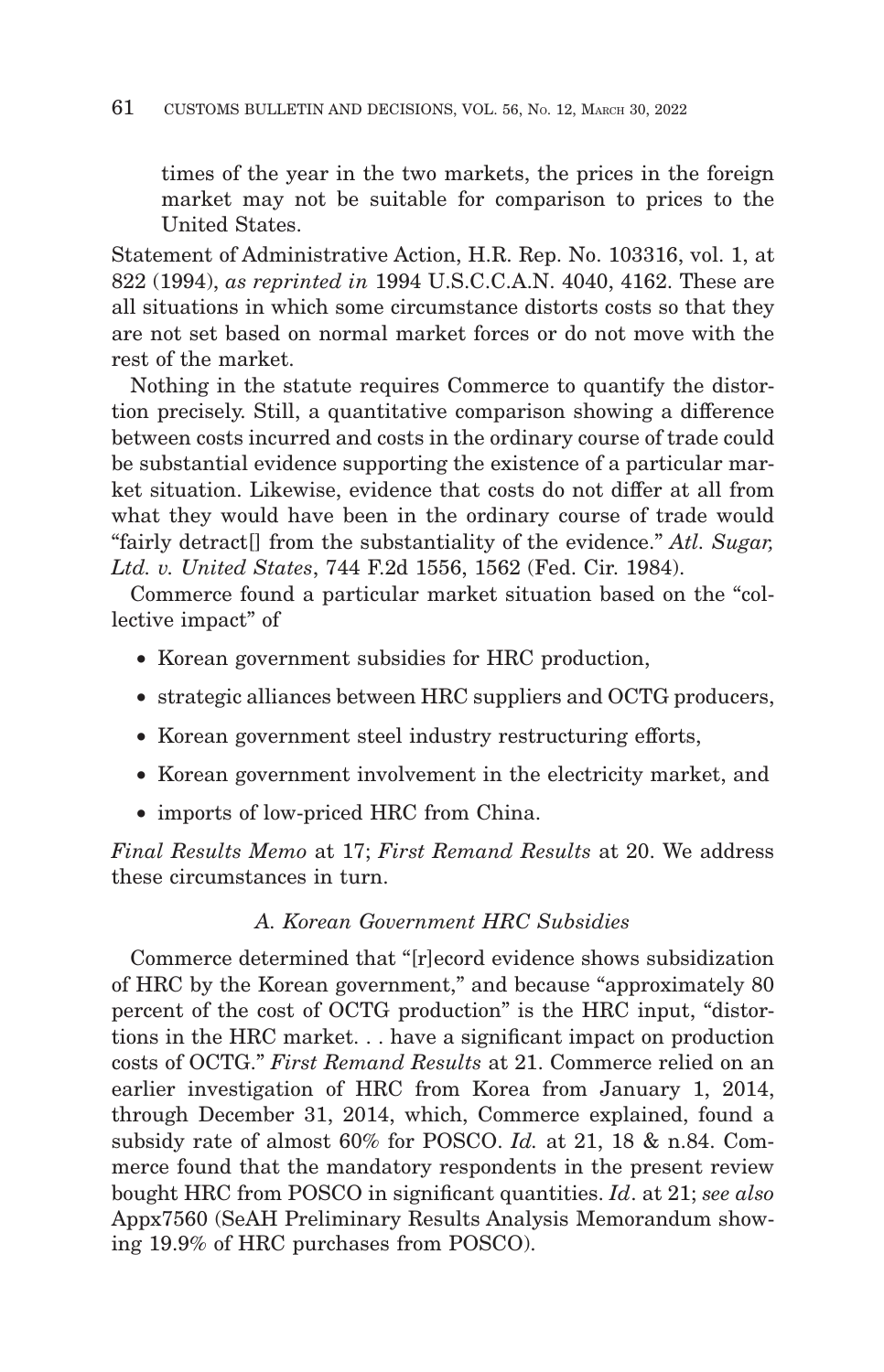times of the year in the two markets, the prices in the foreign market may not be suitable for comparison to prices to the United States.

Statement of Administrative Action, H.R. Rep. No. 103316, vol. 1, at 822 (1994), *as reprinted in* 1994 U.S.C.C.A.N. 4040, 4162. These are all situations in which some circumstance distorts costs so that they are not set based on normal market forces or do not move with the rest of the market.

Nothing in the statute requires Commerce to quantify the distortion precisely. Still, a quantitative comparison showing a difference between costs incurred and costs in the ordinary course of trade could be substantial evidence supporting the existence of a particular market situation. Likewise, evidence that costs do not differ at all from what they would have been in the ordinary course of trade would "fairly detract[] from the substantiality of the evidence." *Atl. Sugar, Ltd. v. United States*, 744 F.2d 1556, 1562 (Fed. Cir. 1984).

Commerce found a particular market situation based on the "collective impact" of

- Korean government subsidies for HRC production,
- strategic alliances between HRC suppliers and OCTG producers,
- Korean government steel industry restructuring efforts,
- Korean government involvement in the electricity market, and
- imports of low-priced HRC from China.

*Final Results Memo* at 17; *First Remand Results* at 20. We address these circumstances in turn.

### *A. Korean Government HRC Subsidies*

Commerce determined that "[r]ecord evidence shows subsidization of HRC by the Korean government," and because "approximately 80 percent of the cost of OCTG production" is the HRC input, "distortions in the HRC market. . . have a significant impact on production costs of OCTG." *First Remand Results* at 21. Commerce relied on an earlier investigation of HRC from Korea from January 1, 2014, through December 31, 2014, which, Commerce explained, found a subsidy rate of almost 60% for POSCO. *Id.* at 21, 18 & n.84. Commerce found that the mandatory respondents in the present review bought HRC from POSCO in significant quantities. *Id*. at 21; *see also* Appx7560 (SeAH Preliminary Results Analysis Memorandum showing 19.9% of HRC purchases from POSCO).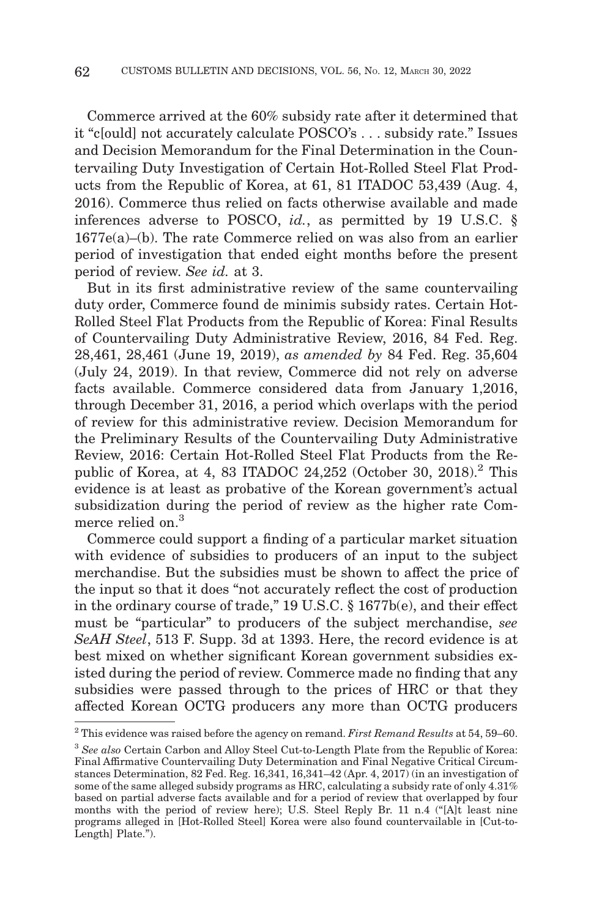Commerce arrived at the 60% subsidy rate after it determined that it "c[ould] not accurately calculate POSCO's . . . subsidy rate." Issues and Decision Memorandum for the Final Determination in the Countervailing Duty Investigation of Certain Hot-Rolled Steel Flat Products from the Republic of Korea, at 61, 81 ITADOC 53,439 (Aug. 4, 2016). Commerce thus relied on facts otherwise available and made inferences adverse to POSCO, *id.*, as permitted by 19 U.S.C. § 1677e(a)–(b). The rate Commerce relied on was also from an earlier period of investigation that ended eight months before the present period of review. *See id.* at 3.

But in its first administrative review of the same countervailing duty order, Commerce found de minimis subsidy rates. Certain Hot-Rolled Steel Flat Products from the Republic of Korea: Final Results of Countervailing Duty Administrative Review, 2016, 84 Fed. Reg. 28,461, 28,461 (June 19, 2019), *as amended by* 84 Fed. Reg. 35,604 (July 24, 2019). In that review, Commerce did not rely on adverse facts available. Commerce considered data from January 1,2016, through December 31, 2016, a period which overlaps with the period of review for this administrative review. Decision Memorandum for the Preliminary Results of the Countervailing Duty Administrative Review, 2016: Certain Hot-Rolled Steel Flat Products from the Republic of Korea, at 4, 83 ITADOC 24,252 (October 30, 2018).[2] This evidence is at least as probative of the Korean government's actual subsidization during the period of review as the higher rate Commerce relied on.[3]

Commerce could support a finding of a particular market situation with evidence of subsidies to producers of an input to the subject merchandise. But the subsidies must be shown to affect the price of the input so that it does "not accurately reflect the cost of production in the ordinary course of trade," 19 U.S.C. § 1677b(e), and their effect must be "particular" to producers of the subject merchandise, *see SeAH Steel*, 513 F. Supp. 3d at 1393. Here, the record evidence is at best mixed on whether significant Korean government subsidies existed during the period of review. Commerce made no finding that any subsidies were passed through to the prices of HRC or that they affected Korean OCTG producers any more than OCTG producers

[2] This evidence was raised before the agency on remand. *First Remand Results* at 54, 59–60.

[3] *See also* Certain Carbon and Alloy Steel Cut-to-Length Plate from the Republic of Korea: Final Affirmative Countervailing Duty Determination and Final Negative Critical Circumstances Determination, 82 Fed. Reg. 16,341, 16,341–42 (Apr. 4, 2017) (in an investigation of some of the same alleged subsidy programs as HRC, calculating a subsidy rate of only 4.31% based on partial adverse facts available and for a period of review that overlapped by four months with the period of review here); U.S. Steel Reply Br. 11 n.4 ("[A]t least nine programs alleged in [Hot-Rolled Steel] Korea were also found countervailable in [Cut-to-Length] Plate.").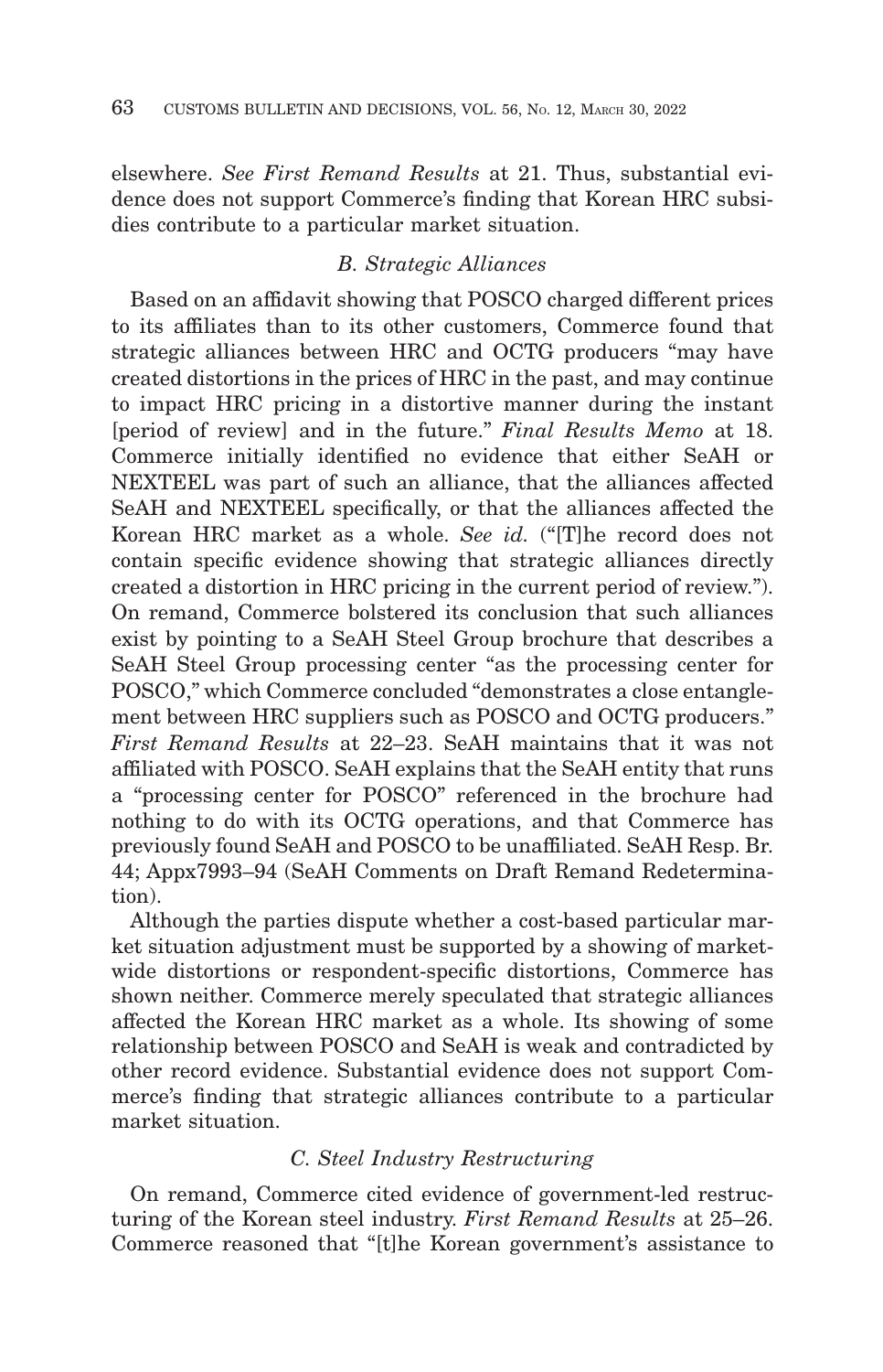elsewhere. *See First Remand Results* at 21. Thus, substantial evidence does not support Commerce's finding that Korean HRC subsidies contribute to a particular market situation.

### *B. Strategic Alliances*

Based on an affidavit showing that POSCO charged different prices to its affiliates than to its other customers, Commerce found that strategic alliances between HRC and OCTG producers "may have created distortions in the prices of HRC in the past, and may continue to impact HRC pricing in a distortive manner during the instant [period of review] and in the future." *Final Results Memo* at 18. Commerce initially identified no evidence that either SeAH or NEXTEEL was part of such an alliance, that the alliances affected SeAH and NEXTEEL specifically, or that the alliances affected the Korean HRC market as a whole. *See id.* ("[T]he record does not contain specific evidence showing that strategic alliances directly created a distortion in HRC pricing in the current period of review."). On remand, Commerce bolstered its conclusion that such alliances exist by pointing to a SeAH Steel Group brochure that describes a SeAH Steel Group processing center "as the processing center for POSCO," which Commerce concluded "demonstrates a close entanglement between HRC suppliers such as POSCO and OCTG producers." *First Remand Results* at 22–23. SeAH maintains that it was not affiliated with POSCO. SeAH explains that the SeAH entity that runs a "processing center for POSCO" referenced in the brochure had nothing to do with its OCTG operations, and that Commerce has previously found SeAH and POSCO to be unaffiliated. SeAH Resp. Br. 44; Appx7993–94 (SeAH Comments on Draft Remand Redetermination).

Although the parties dispute whether a cost-based particular market situation adjustment must be supported by a showing of market-wide distortions or respondent-specific distortions, Commerce has shown neither. Commerce merely speculated that strategic alliances affected the Korean HRC market as a whole. Its showing of some relationship between POSCO and SeAH is weak and contradicted by other record evidence. Substantial evidence does not support Commerce's finding that strategic alliances contribute to a particular market situation.

### *C. Steel Industry Restructuring*

On remand, Commerce cited evidence of government-led restructuring of the Korean steel industry. *First Remand Results* at 25–26. Commerce reasoned that "[t]he Korean government's assistance to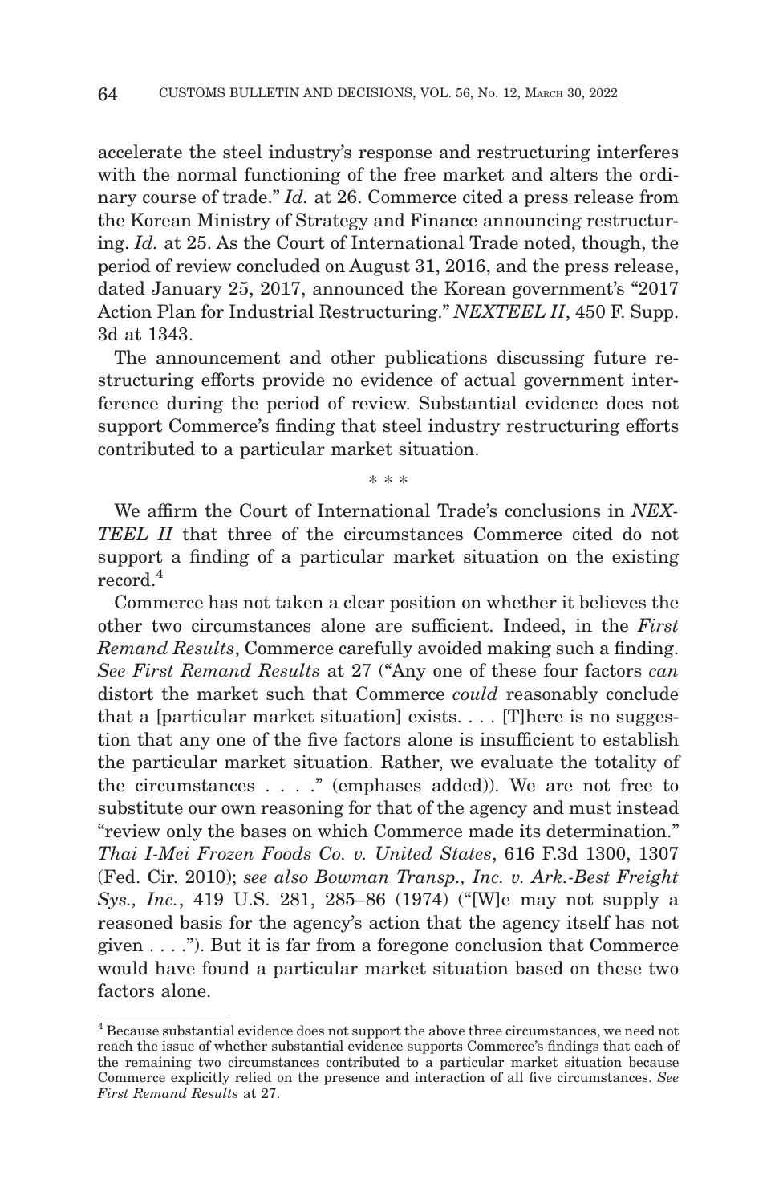accelerate the steel industry's response and restructuring interferes with the normal functioning of the free market and alters the ordinary course of trade." *Id.* at 26. Commerce cited a press release from the Korean Ministry of Strategy and Finance announcing restructuring. *Id.* at 25. As the Court of International Trade noted, though, the period of review concluded on August 31, 2016, and the press release, dated January 25, 2017, announced the Korean government's "2017 Action Plan for Industrial Restructuring." *NEXTEEL II*, 450 F. Supp. 3d at 1343.

The announcement and other publications discussing future restructuring efforts provide no evidence of actual government interference during the period of review. Substantial evidence does not support Commerce's finding that steel industry restructuring efforts contributed to a particular market situation.

\* \* \*

We affirm the Court of International Trade's conclusions in *NEXTEEL II* that three of the circumstances Commerce cited do not support a finding of a particular market situation on the existing record.[4]

Commerce has not taken a clear position on whether it believes the other two circumstances alone are sufficient. Indeed, in the *First Remand Results*, Commerce carefully avoided making such a finding. *See First Remand Results* at 27 ("Any one of these four factors *can* distort the market such that Commerce *could* reasonably conclude that a [particular market situation] exists. . . . [T]here is no suggestion that any one of the five factors alone is insufficient to establish the particular market situation. Rather, we evaluate the totality of the circumstances . . . ." (emphases added)). We are not free to substitute our own reasoning for that of the agency and must instead "review only the bases on which Commerce made its determination." *Thai I-Mei Frozen Foods Co. v. United States*, 616 F.3d 1300, 1307 (Fed. Cir. 2010); *see also Bowman Transp., Inc. v. Ark.-Best Freight Sys., Inc.*, 419 U.S. 281, 285–86 (1974) ("[W]e may not supply a reasoned basis for the agency's action that the agency itself has not given . . . ."). But it is far from a foregone conclusion that Commerce would have found a particular market situation based on these two factors alone.

---

[4] Because substantial evidence does not support the above three circumstances, we need not reach the issue of whether substantial evidence supports Commerce's findings that each of the remaining two circumstances contributed to a particular market situation because Commerce explicitly relied on the presence and interaction of all five circumstances. *See First Remand Results* at 27.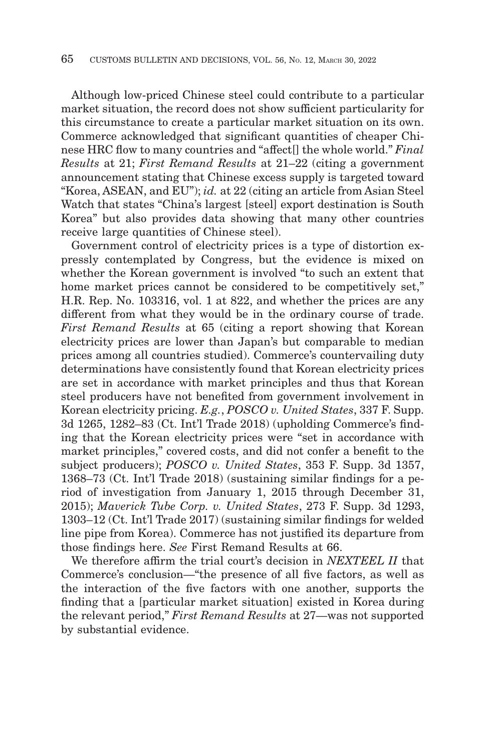Although low-priced Chinese steel could contribute to a particular market situation, the record does not show sufficient particularity for this circumstance to create a particular market situation on its own. Commerce acknowledged that significant quantities of cheaper Chinese HRC flow to many countries and "affect[] the whole world." *Final Results* at 21; *First Remand Results* at 21–22 (citing a government announcement stating that Chinese excess supply is targeted toward "Korea, ASEAN, and EU"); *id.* at 22 (citing an article from Asian Steel Watch that states "China's largest [steel] export destination is South Korea" but also provides data showing that many other countries receive large quantities of Chinese steel).

Government control of electricity prices is a type of distortion expressly contemplated by Congress, but the evidence is mixed on whether the Korean government is involved "to such an extent that home market prices cannot be considered to be competitively set," H.R. Rep. No. 103316, vol. 1 at 822, and whether the prices are any different from what they would be in the ordinary course of trade. *First Remand Results* at 65 (citing a report showing that Korean electricity prices are lower than Japan's but comparable to median prices among all countries studied). Commerce's countervailing duty determinations have consistently found that Korean electricity prices are set in accordance with market principles and thus that Korean steel producers have not benefited from government involvement in Korean electricity pricing. *E.g.*, *POSCO v. United States*, 337 F. Supp. 3d 1265, 1282–83 (Ct. Int'l Trade 2018) (upholding Commerce's finding that the Korean electricity prices were "set in accordance with market principles," covered costs, and did not confer a benefit to the subject producers); *POSCO v. United States*, 353 F. Supp. 3d 1357, 1368–73 (Ct. Int'l Trade 2018) (sustaining similar findings for a period of investigation from January 1, 2015 through December 31, 2015); *Maverick Tube Corp. v. United States*, 273 F. Supp. 3d 1293, 1303–12 (Ct. Int'l Trade 2017) (sustaining similar findings for welded line pipe from Korea). Commerce has not justified its departure from those findings here. *See* First Remand Results at 66.

We therefore affirm the trial court's decision in *NEXTEEL II* that Commerce's conclusion—"the presence of all five factors, as well as the interaction of the five factors with one another, supports the finding that a [particular market situation] existed in Korea during the relevant period," *First Remand Results* at 27—was not supported by substantial evidence.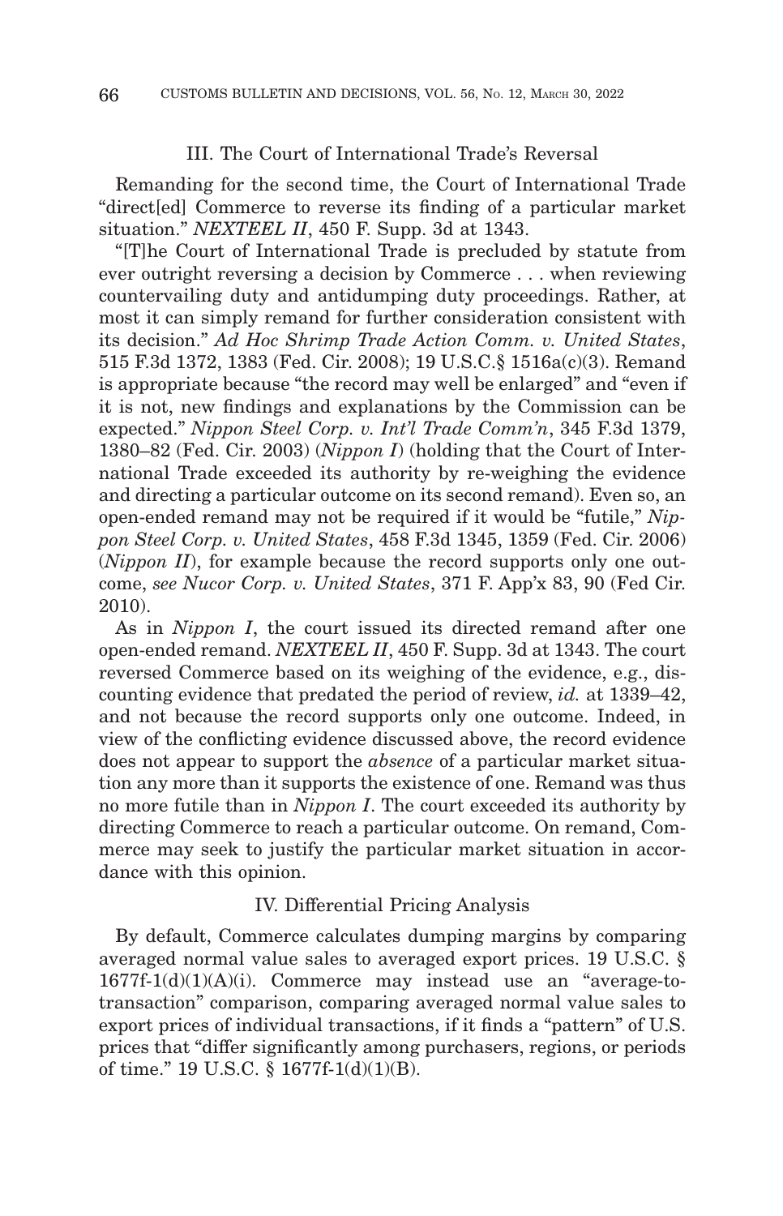### III. The Court of International Trade's Reversal

Remanding for the second time, the Court of International Trade "direct[ed] Commerce to reverse its finding of a particular market situation." *NEXTEEL II*, 450 F. Supp. 3d at 1343.

"[T]he Court of International Trade is precluded by statute from ever outright reversing a decision by Commerce . . . when reviewing countervailing duty and antidumping duty proceedings. Rather, at most it can simply remand for further consideration consistent with its decision." *Ad Hoc Shrimp Trade Action Comm. v. United States*, 515 F.3d 1372, 1383 (Fed. Cir. 2008); 19 U.S.C.§ 1516a(c)(3). Remand is appropriate because "the record may well be enlarged" and "even if it is not, new findings and explanations by the Commission can be expected." *Nippon Steel Corp. v. Int'l Trade Comm'n*, 345 F.3d 1379, 1380–82 (Fed. Cir. 2003) (*Nippon I*) (holding that the Court of International Trade exceeded its authority by re-weighing the evidence and directing a particular outcome on its second remand). Even so, an open-ended remand may not be required if it would be "futile," *Nippon Steel Corp. v. United States*, 458 F.3d 1345, 1359 (Fed. Cir. 2006) (*Nippon II*), for example because the record supports only one outcome, *see Nucor Corp. v. United States*, 371 F. App'x 83, 90 (Fed Cir. 2010).

As in *Nippon I*, the court issued its directed remand after one open-ended remand. *NEXTEEL II*, 450 F. Supp. 3d at 1343. The court reversed Commerce based on its weighing of the evidence, e.g., discounting evidence that predated the period of review, *id.* at 1339–42, and not because the record supports only one outcome. Indeed, in view of the conflicting evidence discussed above, the record evidence does not appear to support the *absence* of a particular market situation any more than it supports the existence of one. Remand was thus no more futile than in *Nippon I*. The court exceeded its authority by directing Commerce to reach a particular outcome. On remand, Commerce may seek to justify the particular market situation in accordance with this opinion.

### IV. Differential Pricing Analysis

By default, Commerce calculates dumping margins by comparing averaged normal value sales to averaged export prices. 19 U.S.C. § 1677f-1(d)(1)(A)(i). Commerce may instead use an "average-to-transaction" comparison, comparing averaged normal value sales to export prices of individual transactions, if it finds a "pattern" of U.S. prices that "differ significantly among purchasers, regions, or periods of time." 19 U.S.C. § 1677f-1(d)(1)(B).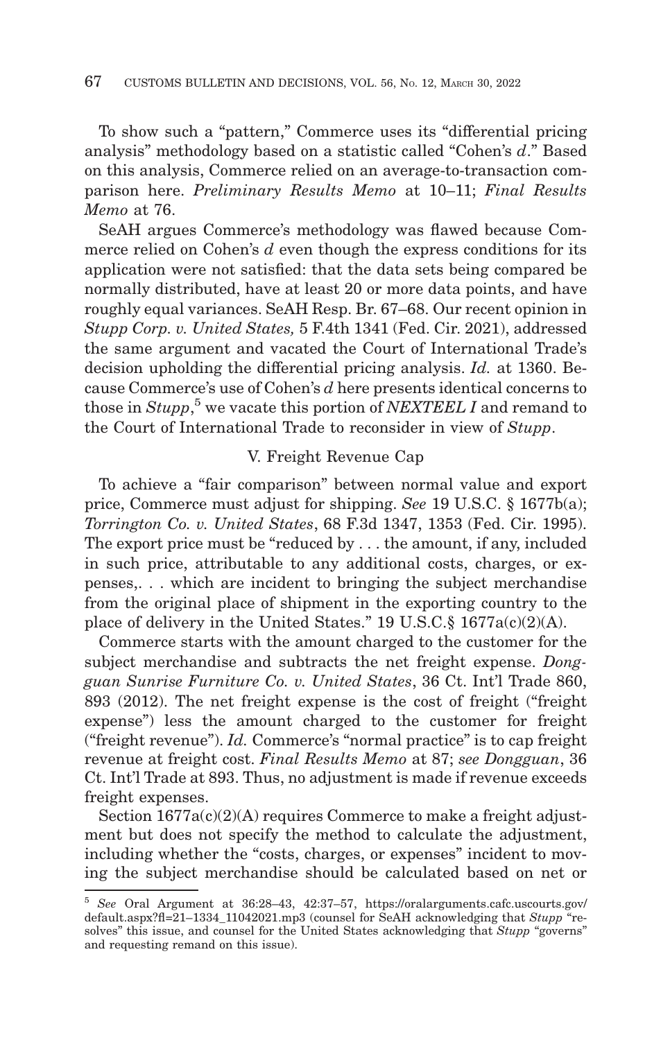To show such a "pattern," Commerce uses its "differential pricing analysis" methodology based on a statistic called "Cohen's *d*." Based on this analysis, Commerce relied on an average-to-transaction comparison here. *Preliminary Results Memo* at 10–11; *Final Results Memo* at 76.

SeAH argues Commerce's methodology was flawed because Commerce relied on Cohen's *d* even though the express conditions for its application were not satisfied: that the data sets being compared be normally distributed, have at least 20 or more data points, and have roughly equal variances. SeAH Resp. Br. 67–68. Our recent opinion in *Stupp Corp. v. United States,* 5 F.4th 1341 (Fed. Cir. 2021), addressed the same argument and vacated the Court of International Trade's decision upholding the differential pricing analysis. *Id.* at 1360. Because Commerce's use of Cohen's *d* here presents identical concerns to those in *Stupp*,[5] we vacate this portion of ***NEXTEEL I*** and remand to the Court of International Trade to reconsider in view of *Stupp*.

## V. Freight Revenue Cap

To achieve a "fair comparison" between normal value and export price, Commerce must adjust for shipping. *See* 19 U.S.C. § 1677b(a); *Torrington Co. v. United States*, 68 F.3d 1347, 1353 (Fed. Cir. 1995). The export price must be "reduced by . . . the amount, if any, included in such price, attributable to any additional costs, charges, or expenses,. . . which are incident to bringing the subject merchandise from the original place of shipment in the exporting country to the place of delivery in the United States." 19 U.S.C.§ 1677a(c)(2)(A).

Commerce starts with the amount charged to the customer for the subject merchandise and subtracts the net freight expense. *Dongguan Sunrise Furniture Co. v. United States*, 36 Ct. Int'l Trade 860, 893 (2012). The net freight expense is the cost of freight ("freight expense") less the amount charged to the customer for freight ("freight revenue"). *Id.* Commerce's "normal practice" is to cap freight revenue at freight cost. *Final Results Memo* at 87; *see Dongguan*, 36 Ct. Int'l Trade at 893. Thus, no adjustment is made if revenue exceeds freight expenses.

Section 1677a(c)(2)(A) requires Commerce to make a freight adjustment but does not specify the method to calculate the adjustment, including whether the "costs, charges, or expenses" incident to moving the subject merchandise should be calculated based on net or

---

[5] *See* Oral Argument at 36:28–43, 42:37–57, https://oralarguments.cafc.uscourts.gov/default.aspx?fl=21–1334_11042021.mp3 (counsel for SeAH acknowledging that *Stupp* "resolves" this issue, and counsel for the United States acknowledging that *Stupp* "governs" and requesting remand on this issue).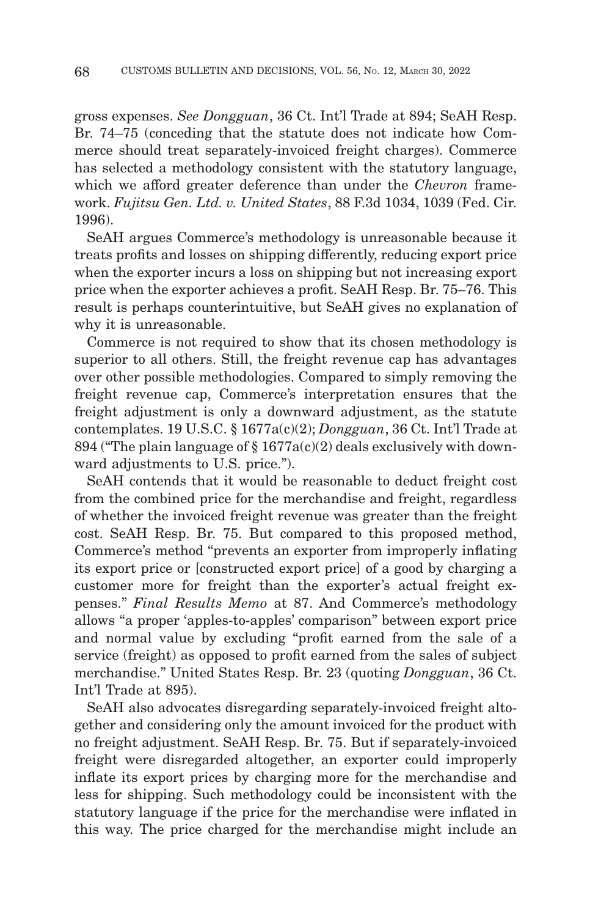gross expenses. *See Dongguan*, 36 Ct. Int'l Trade at 894; SeAH Resp. Br. 74–75 (conceding that the statute does not indicate how Commerce should treat separately-invoiced freight charges). Commerce has selected a methodology consistent with the statutory language, which we afford greater deference than under the *Chevron* framework. *Fujitsu Gen. Ltd. v. United States*, 88 F.3d 1034, 1039 (Fed. Cir. 1996).

SeAH argues Commerce's methodology is unreasonable because it treats profits and losses on shipping differently, reducing export price when the exporter incurs a loss on shipping but not increasing export price when the exporter achieves a profit. SeAH Resp. Br. 75–76. This result is perhaps counterintuitive, but SeAH gives no explanation of why it is unreasonable.

Commerce is not required to show that its chosen methodology is superior to all others. Still, the freight revenue cap has advantages over other possible methodologies. Compared to simply removing the freight revenue cap, Commerce's interpretation ensures that the freight adjustment is only a downward adjustment, as the statute contemplates. 19 U.S.C. § 1677a(c)(2); *Dongguan*, 36 Ct. Int'l Trade at 894 ("The plain language of § 1677a(c)(2) deals exclusively with downward adjustments to U.S. price.").

SeAH contends that it would be reasonable to deduct freight cost from the combined price for the merchandise and freight, regardless of whether the invoiced freight revenue was greater than the freight cost. SeAH Resp. Br. 75. But compared to this proposed method, Commerce's method "prevents an exporter from improperly inflating its export price or [constructed export price] of a good by charging a customer more for freight than the exporter's actual freight expenses." *Final Results Memo* at 87. And Commerce's methodology allows "a proper 'apples-to-apples' comparison" between export price and normal value by excluding "profit earned from the sale of a service (freight) as opposed to profit earned from the sales of subject merchandise." United States Resp. Br. 23 (quoting *Dongguan*, 36 Ct. Int'l Trade at 895).

SeAH also advocates disregarding separately-invoiced freight altogether and considering only the amount invoiced for the product with no freight adjustment. SeAH Resp. Br. 75. But if separately-invoiced freight were disregarded altogether, an exporter could improperly inflate its export prices by charging more for the merchandise and less for shipping. Such methodology could be inconsistent with the statutory language if the price for the merchandise were inflated in this way. The price charged for the merchandise might include an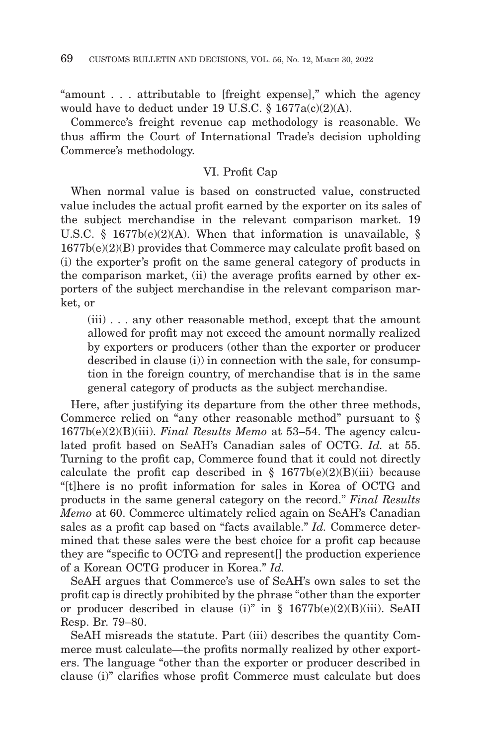"amount . . . attributable to [freight expense]," which the agency would have to deduct under 19 U.S.C. § 1677a(c)(2)(A).

Commerce's freight revenue cap methodology is reasonable. We thus affirm the Court of International Trade's decision upholding Commerce's methodology.

## VI. Profit Cap

When normal value is based on constructed value, constructed value includes the actual profit earned by the exporter on its sales of the subject merchandise in the relevant comparison market. 19 U.S.C. § 1677b(e)(2)(A). When that information is unavailable, § 1677b(e)(2)(B) provides that Commerce may calculate profit based on (i) the exporter's profit on the same general category of products in the comparison market, (ii) the average profits earned by other exporters of the subject merchandise in the relevant comparison market, or

> (iii) . . . any other reasonable method, except that the amount allowed for profit may not exceed the amount normally realized by exporters or producers (other than the exporter or producer described in clause (i)) in connection with the sale, for consumption in the foreign country, of merchandise that is in the same general category of products as the subject merchandise.

Here, after justifying its departure from the other three methods, Commerce relied on "any other reasonable method" pursuant to § 1677b(e)(2)(B)(iii). *Final Results Memo* at 53–54. The agency calculated profit based on SeAH's Canadian sales of OCTG. *Id.* at 55. Turning to the profit cap, Commerce found that it could not directly calculate the profit cap described in § 1677b(e)(2)(B)(iii) because "[t]here is no profit information for sales in Korea of OCTG and products in the same general category on the record." *Final Results Memo* at 60. Commerce ultimately relied again on SeAH's Canadian sales as a profit cap based on "facts available." *Id.* Commerce determined that these sales were the best choice for a profit cap because they are "specific to OCTG and represent[] the production experience of a Korean OCTG producer in Korea." *Id.*

SeAH argues that Commerce's use of SeAH's own sales to set the profit cap is directly prohibited by the phrase "other than the exporter or producer described in clause (i)" in § 1677b(e)(2)(B)(iii). SeAH Resp. Br. 79–80.

SeAH misreads the statute. Part (iii) describes the quantity Commerce must calculate—the profits normally realized by other exporters. The language "other than the exporter or producer described in clause (i)" clarifies whose profit Commerce must calculate but does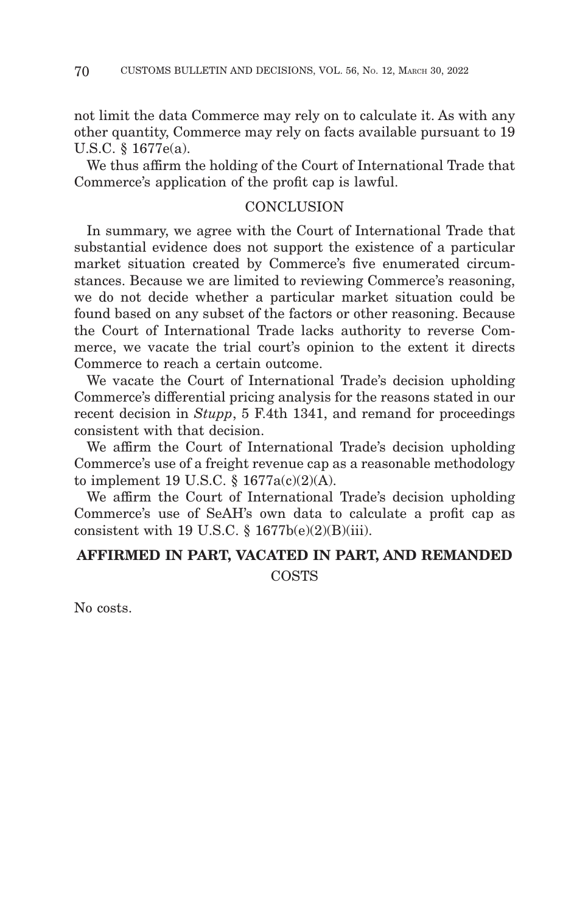not limit the data Commerce may rely on to calculate it. As with any other quantity, Commerce may rely on facts available pursuant to 19 U.S.C. § 1677e(a).

We thus affirm the holding of the Court of International Trade that Commerce's application of the profit cap is lawful.

## CONCLUSION

In summary, we agree with the Court of International Trade that substantial evidence does not support the existence of a particular market situation created by Commerce's five enumerated circumstances. Because we are limited to reviewing Commerce's reasoning, we do not decide whether a particular market situation could be found based on any subset of the factors or other reasoning. Because the Court of International Trade lacks authority to reverse Commerce, we vacate the trial court's opinion to the extent it directs Commerce to reach a certain outcome.

We vacate the Court of International Trade's decision upholding Commerce's differential pricing analysis for the reasons stated in our recent decision in *Stupp*, 5 F.4th 1341, and remand for proceedings consistent with that decision.

We affirm the Court of International Trade's decision upholding Commerce's use of a freight revenue cap as a reasonable methodology to implement 19 U.S.C. § 1677a(c)(2)(A).

We affirm the Court of International Trade's decision upholding Commerce's use of SeAH's own data to calculate a profit cap as consistent with 19 U.S.C. § 1677b(e)(2)(B)(iii).

**AFFIRMED IN PART, VACATED IN PART, AND REMANDED**

COSTS

No costs.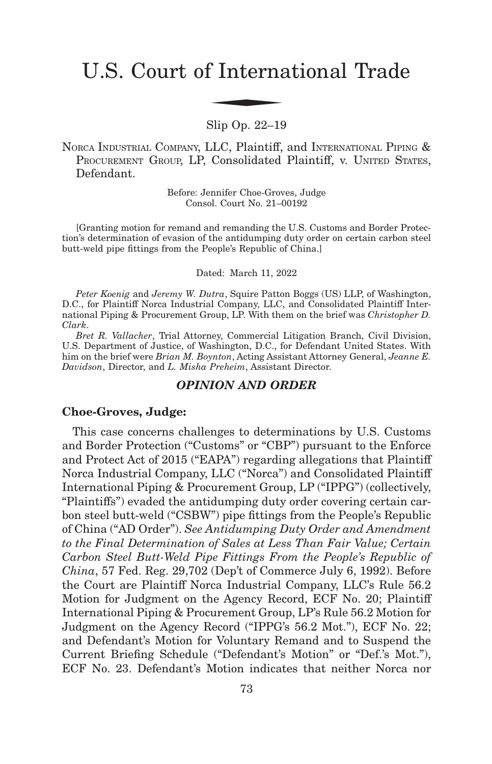# U.S. Court of International Trade

Slip Op. 22–19

NORCA INDUSTRIAL COMPANY, LLC, Plaintiff, and INTERNATIONAL PIPING & PROCUREMENT GROUP, LP, Consolidated Plaintiff, v. UNITED STATES, Defendant.

Before: Jennifer Choe-Groves, Judge
Consol. Court No. 21–00192

[Granting motion for remand and remanding the U.S. Customs and Border Protection's determination of evasion of the antidumping duty order on certain carbon steel butt-weld pipe fittings from the People's Republic of China.]

Dated: March 11, 2022

*Peter Koenig* and *Jeremy W. Dutra*, Squire Patton Boggs (US) LLP, of Washington, D.C., for Plaintiff Norca Industrial Company, LLC, and Consolidated Plaintiff International Piping & Procurement Group, LP. With them on the brief was *Christopher D. Clark*.

*Bret R. Vallacher*, Trial Attorney, Commercial Litigation Branch, Civil Division, U.S. Department of Justice, of Washington, D.C., for Defendant United States. With him on the brief were *Brian M. Boynton*, Acting Assistant Attorney General, *Jeanne E. Davidson*, Director, and *L. Misha Preheim*, Assistant Director.

## *OPINION AND ORDER*

**Choe-Groves, Judge:**

This case concerns challenges to determinations by U.S. Customs and Border Protection ("Customs" or "CBP") pursuant to the Enforce and Protect Act of 2015 ("EAPA") regarding allegations that Plaintiff Norca Industrial Company, LLC ("Norca") and Consolidated Plaintiff International Piping & Procurement Group, LP ("IPPG") (collectively, "Plaintiffs") evaded the antidumping duty order covering certain carbon steel butt-weld ("CSBW") pipe fittings from the People's Republic of China ("AD Order"). *See Antidumping Duty Order and Amendment to the Final Determination of Sales at Less Than Fair Value; Certain Carbon Steel Butt-Weld Pipe Fittings From the People's Republic of China*, 57 Fed. Reg. 29,702 (Dep't of Commerce July 6, 1992). Before the Court are Plaintiff Norca Industrial Company, LLC's Rule 56.2 Motion for Judgment on the Agency Record, ECF No. 20; Plaintiff International Piping & Procurement Group, LP's Rule 56.2 Motion for Judgment on the Agency Record ("IPPG's 56.2 Mot."), ECF No. 22; and Defendant's Motion for Voluntary Remand and to Suspend the Current Briefing Schedule ("Defendant's Motion" or "Def.'s Mot."), ECF No. 23. Defendant's Motion indicates that neither Norca nor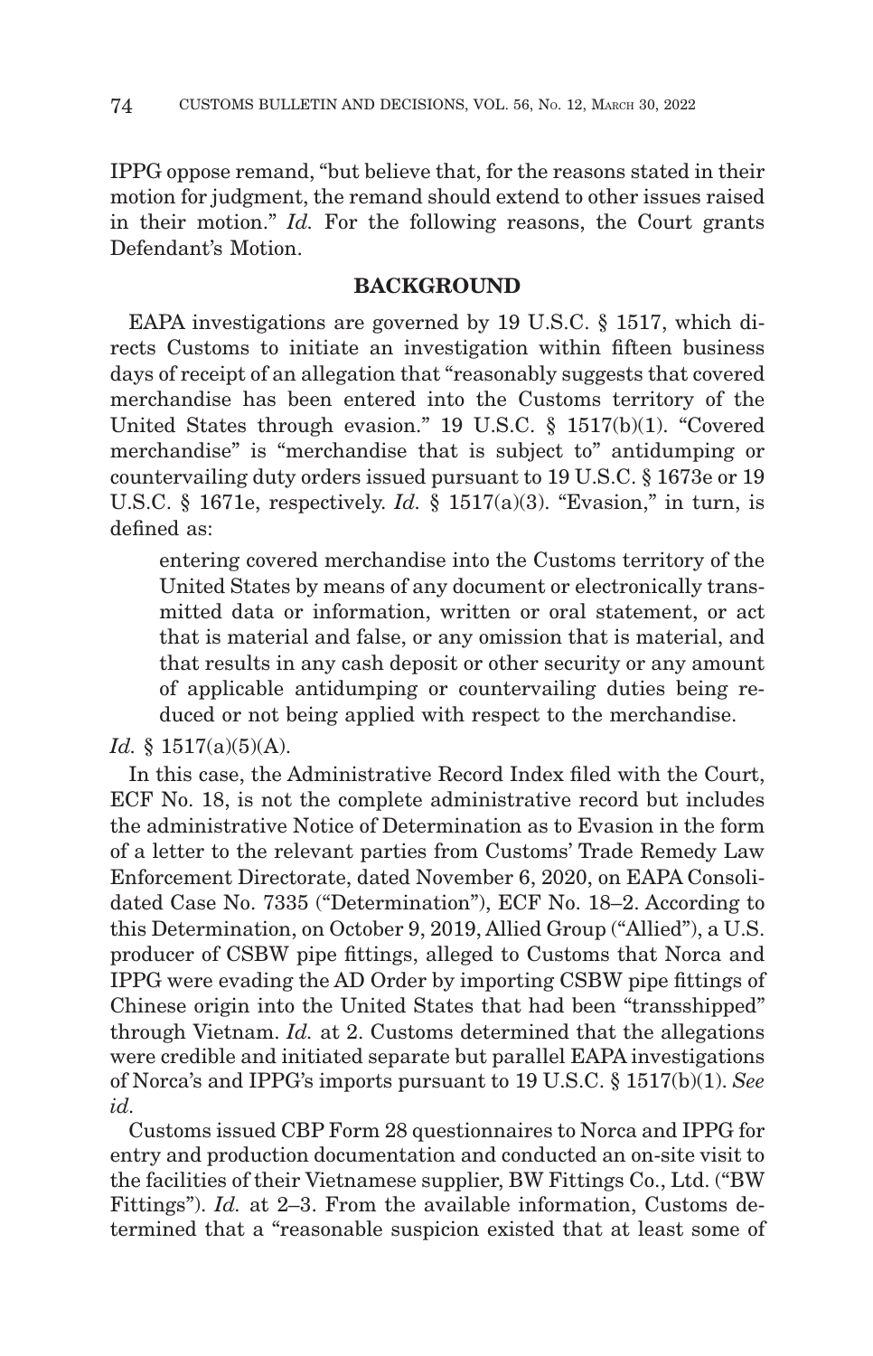IPPG oppose remand, "but believe that, for the reasons stated in their motion for judgment, the remand should extend to other issues raised in their motion." *Id.* For the following reasons, the Court grants Defendant's Motion.

## BACKGROUND

EAPA investigations are governed by 19 U.S.C. § 1517, which directs Customs to initiate an investigation within fifteen business days of receipt of an allegation that "reasonably suggests that covered merchandise has been entered into the Customs territory of the United States through evasion." 19 U.S.C. § 1517(b)(1). "Covered merchandise" is "merchandise that is subject to" antidumping or countervailing duty orders issued pursuant to 19 U.S.C. § 1673e or 19 U.S.C. § 1671e, respectively. *Id.* § 1517(a)(3). "Evasion," in turn, is defined as:

> entering covered merchandise into the Customs territory of the United States by means of any document or electronically transmitted data or information, written or oral statement, or act that is material and false, or any omission that is material, and that results in any cash deposit or other security or any amount of applicable antidumping or countervailing duties being reduced or not being applied with respect to the merchandise.

*Id.* § 1517(a)(5)(A).

In this case, the Administrative Record Index filed with the Court, ECF No. 18, is not the complete administrative record but includes the administrative Notice of Determination as to Evasion in the form of a letter to the relevant parties from Customs' Trade Remedy Law Enforcement Directorate, dated November 6, 2020, on EAPA Consolidated Case No. 7335 ("Determination"), ECF No. 18–2. According to this Determination, on October 9, 2019, Allied Group ("Allied"), a U.S. producer of CSBW pipe fittings, alleged to Customs that Norca and IPPG were evading the AD Order by importing CSBW pipe fittings of Chinese origin into the United States that had been "transshipped" through Vietnam. *Id.* at 2. Customs determined that the allegations were credible and initiated separate but parallel EAPA investigations of Norca's and IPPG's imports pursuant to 19 U.S.C. § 1517(b)(1). *See id.*

Customs issued CBP Form 28 questionnaires to Norca and IPPG for entry and production documentation and conducted an on-site visit to the facilities of their Vietnamese supplier, BW Fittings Co., Ltd. ("BW Fittings"). *Id.* at 2–3. From the available information, Customs determined that a "reasonable suspicion existed that at least some of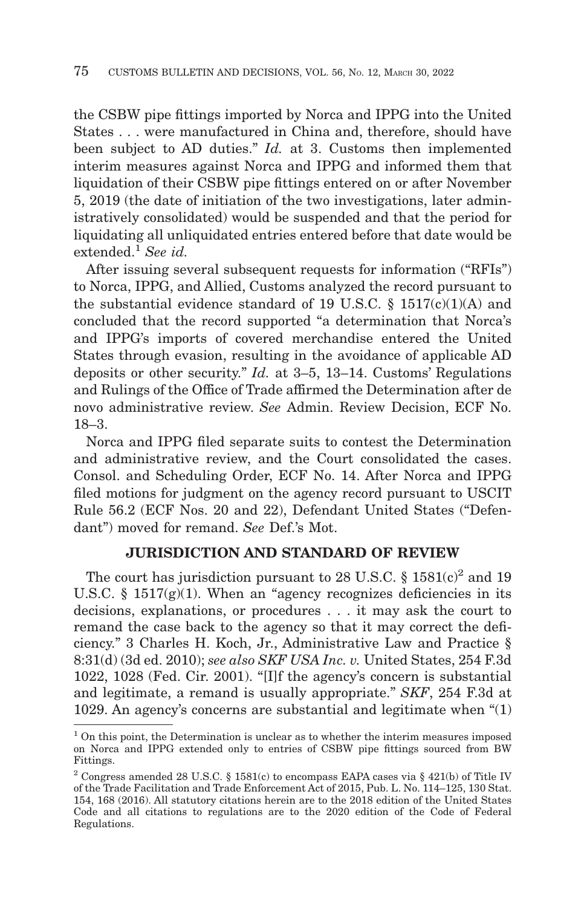the CSBW pipe fittings imported by Norca and IPPG into the United States . . . were manufactured in China and, therefore, should have been subject to AD duties." *Id.* at 3. Customs then implemented interim measures against Norca and IPPG and informed them that liquidation of their CSBW pipe fittings entered on or after November 5, 2019 (the date of initiation of the two investigations, later administratively consolidated) would be suspended and that the period for liquidating all unliquidated entries entered before that date would be extended.[1] *See id.*

After issuing several subsequent requests for information ("RFIs") to Norca, IPPG, and Allied, Customs analyzed the record pursuant to the substantial evidence standard of 19 U.S.C. § 1517(c)(1)(A) and concluded that the record supported "a determination that Norca's and IPPG's imports of covered merchandise entered the United States through evasion, resulting in the avoidance of applicable AD deposits or other security." *Id.* at 3–5, 13–14. Customs' Regulations and Rulings of the Office of Trade affirmed the Determination after de novo administrative review. *See* Admin. Review Decision, ECF No. 18–3.

Norca and IPPG filed separate suits to contest the Determination and administrative review, and the Court consolidated the cases. Consol. and Scheduling Order, ECF No. 14. After Norca and IPPG filed motions for judgment on the agency record pursuant to USCIT Rule 56.2 (ECF Nos. 20 and 22), Defendant United States ("Defendant") moved for remand. *See* Def.'s Mot.

## JURISDICTION AND STANDARD OF REVIEW

The court has jurisdiction pursuant to 28 U.S.C. § 1581(c)[2] and 19 U.S.C. § 1517(g)(1). When an "agency recognizes deficiencies in its decisions, explanations, or procedures . . . it may ask the court to remand the case back to the agency so that it may correct the deficiency." 3 Charles H. Koch, Jr., Administrative Law and Practice § 8:31(d) (3d ed. 2010); *see also SKF USA Inc. v.* United States, 254 F.3d 1022, 1028 (Fed. Cir. 2001). "[I]f the agency's concern is substantial and legitimate, a remand is usually appropriate." *SKF*, 254 F.3d at 1029. An agency's concerns are substantial and legitimate when "(1)

---

[1] On this point, the Determination is unclear as to whether the interim measures imposed on Norca and IPPG extended only to entries of CSBW pipe fittings sourced from BW Fittings.

[2] Congress amended 28 U.S.C. § 1581(c) to encompass EAPA cases via § 421(b) of Title IV of the Trade Facilitation and Trade Enforcement Act of 2015, Pub. L. No. 114–125, 130 Stat. 154, 168 (2016). All statutory citations herein are to the 2018 edition of the United States Code and all citations to regulations are to the 2020 edition of the Code of Federal Regulations.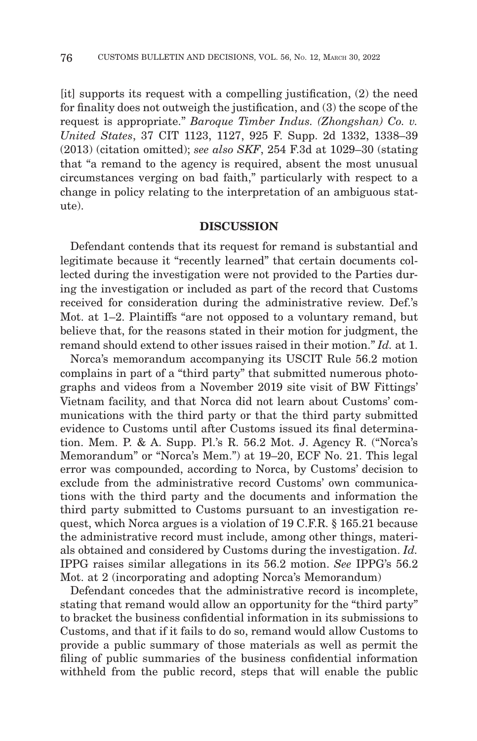[it] supports its request with a compelling justification, (2) the need for finality does not outweigh the justification, and (3) the scope of the request is appropriate." *Baroque Timber Indus. (Zhongshan) Co. v. United States*, 37 CIT 1123, 1127, 925 F. Supp. 2d 1332, 1338–39 (2013) (citation omitted); *see also SKF*, 254 F.3d at 1029–30 (stating that "a remand to the agency is required, absent the most unusual circumstances verging on bad faith," particularly with respect to a change in policy relating to the interpretation of an ambiguous statute).

## DISCUSSION

Defendant contends that its request for remand is substantial and legitimate because it "recently learned" that certain documents collected during the investigation were not provided to the Parties during the investigation or included as part of the record that Customs received for consideration during the administrative review. Def.'s Mot. at 1–2. Plaintiffs "are not opposed to a voluntary remand, but believe that, for the reasons stated in their motion for judgment, the remand should extend to other issues raised in their motion." *Id.* at 1.

Norca's memorandum accompanying its USCIT Rule 56.2 motion complains in part of a "third party" that submitted numerous photographs and videos from a November 2019 site visit of BW Fittings' Vietnam facility, and that Norca did not learn about Customs' communications with the third party or that the third party submitted evidence to Customs until after Customs issued its final determination. Mem. P. & A. Supp. Pl.'s R. 56.2 Mot. J. Agency R. ("Norca's Memorandum" or "Norca's Mem.") at 19–20, ECF No. 21. This legal error was compounded, according to Norca, by Customs' decision to exclude from the administrative record Customs' own communications with the third party and the documents and information the third party submitted to Customs pursuant to an investigation request, which Norca argues is a violation of 19 C.F.R. § 165.21 because the administrative record must include, among other things, materials obtained and considered by Customs during the investigation. *Id.* IPPG raises similar allegations in its 56.2 motion. *See* IPPG's 56.2 Mot. at 2 (incorporating and adopting Norca's Memorandum)

Defendant concedes that the administrative record is incomplete, stating that remand would allow an opportunity for the "third party" to bracket the business confidential information in its submissions to Customs, and that if it fails to do so, remand would allow Customs to provide a public summary of those materials as well as permit the filing of public summaries of the business confidential information withheld from the public record, steps that will enable the public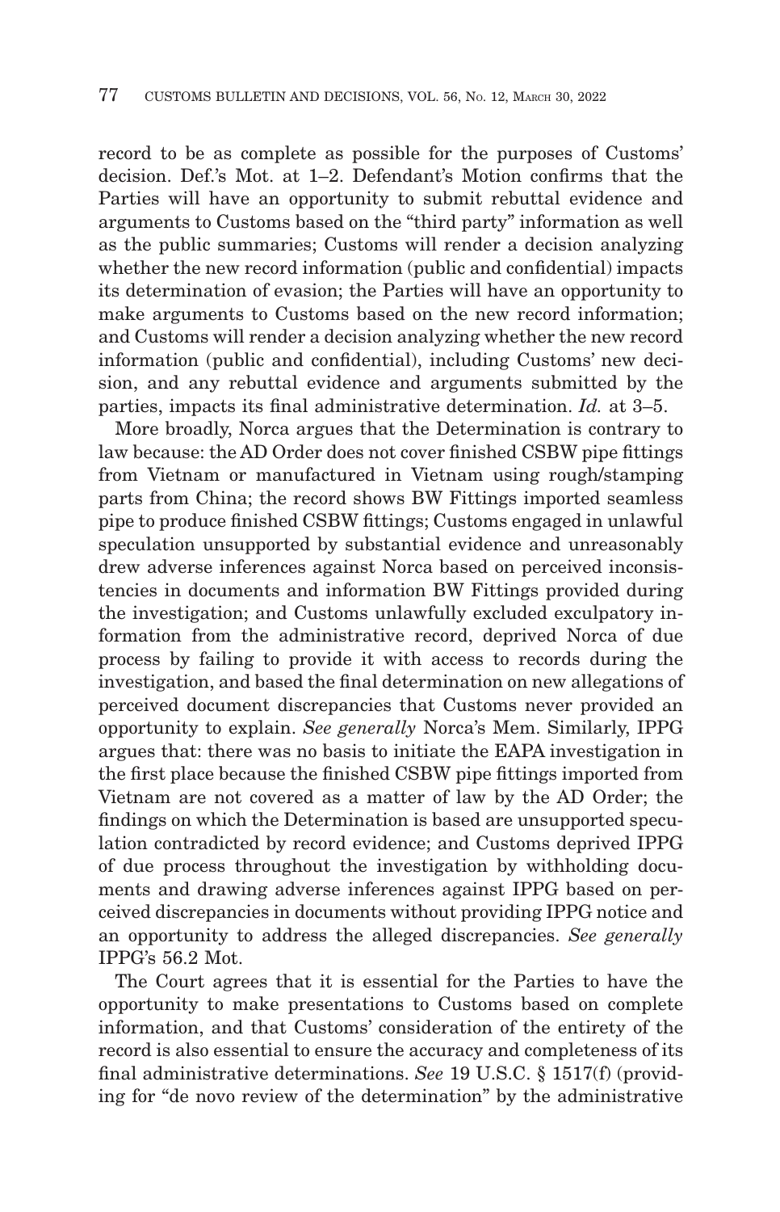record to be as complete as possible for the purposes of Customs' decision. Def.'s Mot. at 1–2. Defendant's Motion confirms that the Parties will have an opportunity to submit rebuttal evidence and arguments to Customs based on the "third party" information as well as the public summaries; Customs will render a decision analyzing whether the new record information (public and confidential) impacts its determination of evasion; the Parties will have an opportunity to make arguments to Customs based on the new record information; and Customs will render a decision analyzing whether the new record information (public and confidential), including Customs' new decision, and any rebuttal evidence and arguments submitted by the parties, impacts its final administrative determination. *Id.* at 3–5.

More broadly, Norca argues that the Determination is contrary to law because: the AD Order does not cover finished CSBW pipe fittings from Vietnam or manufactured in Vietnam using rough/stamping parts from China; the record shows BW Fittings imported seamless pipe to produce finished CSBW fittings; Customs engaged in unlawful speculation unsupported by substantial evidence and unreasonably drew adverse inferences against Norca based on perceived inconsistencies in documents and information BW Fittings provided during the investigation; and Customs unlawfully excluded exculpatory information from the administrative record, deprived Norca of due process by failing to provide it with access to records during the investigation, and based the final determination on new allegations of perceived document discrepancies that Customs never provided an opportunity to explain. *See generally* Norca's Mem. Similarly, IPPG argues that: there was no basis to initiate the EAPA investigation in the first place because the finished CSBW pipe fittings imported from Vietnam are not covered as a matter of law by the AD Order; the findings on which the Determination is based are unsupported speculation contradicted by record evidence; and Customs deprived IPPG of due process throughout the investigation by withholding documents and drawing adverse inferences against IPPG based on perceived discrepancies in documents without providing IPPG notice and an opportunity to address the alleged discrepancies. *See generally* IPPG's 56.2 Mot.

The Court agrees that it is essential for the Parties to have the opportunity to make presentations to Customs based on complete information, and that Customs' consideration of the entirety of the record is also essential to ensure the accuracy and completeness of its final administrative determinations. *See* 19 U.S.C. § 1517(f) (providing for "de novo review of the determination" by the administrative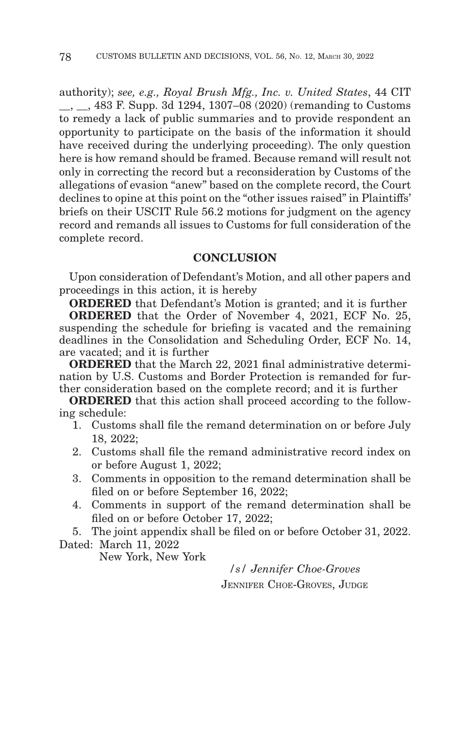authority); *see, e.g., Royal Brush Mfg., Inc. v. United States*, 44 CIT __, __, 483 F. Supp. 3d 1294, 1307–08 (2020) (remanding to Customs to remedy a lack of public summaries and to provide respondent an opportunity to participate on the basis of the information it should have received during the underlying proceeding). The only question here is how remand should be framed. Because remand will result not only in correcting the record but a reconsideration by Customs of the allegations of evasion "anew" based on the complete record, the Court declines to opine at this point on the "other issues raised" in Plaintiffs' briefs on their USCIT Rule 56.2 motions for judgment on the agency record and remands all issues to Customs for full consideration of the complete record.

## CONCLUSION

Upon consideration of Defendant's Motion, and all other papers and proceedings in this action, it is hereby

**ORDERED** that Defendant's Motion is granted; and it is further

**ORDERED** that the Order of November 4, 2021, ECF No. 25, suspending the schedule for briefing is vacated and the remaining deadlines in the Consolidation and Scheduling Order, ECF No. 14, are vacated; and it is further

**ORDERED** that the March 22, 2021 final administrative determination by U.S. Customs and Border Protection is remanded for further consideration based on the complete record; and it is further

**ORDERED** that this action shall proceed according to the following schedule:

1. Customs shall file the remand determination on or before July 18, 2022;
2. Customs shall file the remand administrative record index on or before August 1, 2022;
3. Comments in opposition to the remand determination shall be filed on or before September 16, 2022;
4. Comments in support of the remand determination shall be filed on or before October 17, 2022;
5. The joint appendix shall be filed on or before October 31, 2022.

Dated: March 11, 2022
New York, New York

*/s/ Jennifer Choe-Groves*
JENNIFER CHOE-GROVES, JUDGE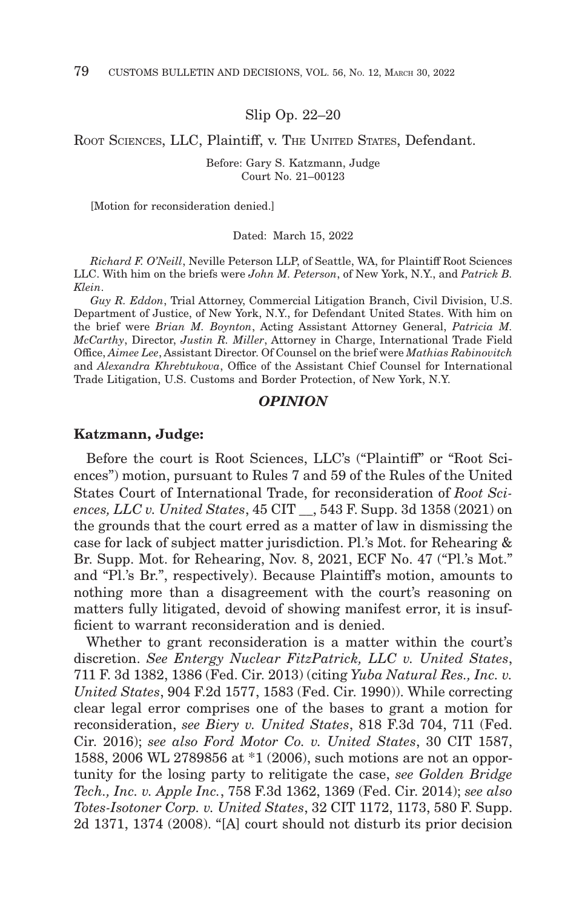Slip Op. 22–20

ROOT SCIENCES, LLC, Plaintiff, v. THE UNITED STATES, Defendant.

Before: Gary S. Katzmann, Judge
Court No. 21–00123

[Motion for reconsideration denied.]

Dated: March 15, 2022

*Richard F. O'Neill*, Neville Peterson LLP, of Seattle, WA, for Plaintiff Root Sciences LLC. With him on the briefs were *John M. Peterson*, of New York, N.Y., and *Patrick B. Klein*.

*Guy R. Eddon*, Trial Attorney, Commercial Litigation Branch, Civil Division, U.S. Department of Justice, of New York, N.Y., for Defendant United States. With him on the brief were *Brian M. Boynton*, Acting Assistant Attorney General, *Patricia M. McCarthy*, Director, *Justin R. Miller*, Attorney in Charge, International Trade Field Office, *Aimee Lee*, Assistant Director. Of Counsel on the brief were *Mathias Rabinovitch* and *Alexandra Khrebtukova*, Office of the Assistant Chief Counsel for International Trade Litigation, U.S. Customs and Border Protection, of New York, N.Y.

## *OPINION*

**Katzmann, Judge:**

Before the court is Root Sciences, LLC's ("Plaintiff" or "Root Sciences") motion, pursuant to Rules 7 and 59 of the Rules of the United States Court of International Trade, for reconsideration of *Root Sciences, LLC v. United States*, 45 CIT __, 543 F. Supp. 3d 1358 (2021) on the grounds that the court erred as a matter of law in dismissing the case for lack of subject matter jurisdiction. Pl.'s Mot. for Rehearing & Br. Supp. Mot. for Rehearing, Nov. 8, 2021, ECF No. 47 ("Pl.'s Mot." and "Pl.'s Br.", respectively). Because Plaintiff's motion, amounts to nothing more than a disagreement with the court's reasoning on matters fully litigated, devoid of showing manifest error, it is insufficient to warrant reconsideration and is denied.

Whether to grant reconsideration is a matter within the court's discretion. *See Entergy Nuclear FitzPatrick, LLC v. United States*, 711 F. 3d 1382, 1386 (Fed. Cir. 2013) (citing *Yuba Natural Res., Inc. v. United States*, 904 F.2d 1577, 1583 (Fed. Cir. 1990)). While correcting clear legal error comprises one of the bases to grant a motion for reconsideration, *see Biery v. United States*, 818 F.3d 704, 711 (Fed. Cir. 2016); *see also Ford Motor Co. v. United States*, 30 CIT 1587, 1588, 2006 WL 2789856 at *1 (2006), such motions are not an opportunity for the losing party to relitigate the case, *see Golden Bridge Tech., Inc. v. Apple Inc.*, 758 F.3d 1362, 1369 (Fed. Cir. 2014); *see also Totes-Isotoner Corp. v. United States*, 32 CIT 1172, 1173, 580 F. Supp. 2d 1371, 1374 (2008). "[A] court should not disturb its prior decision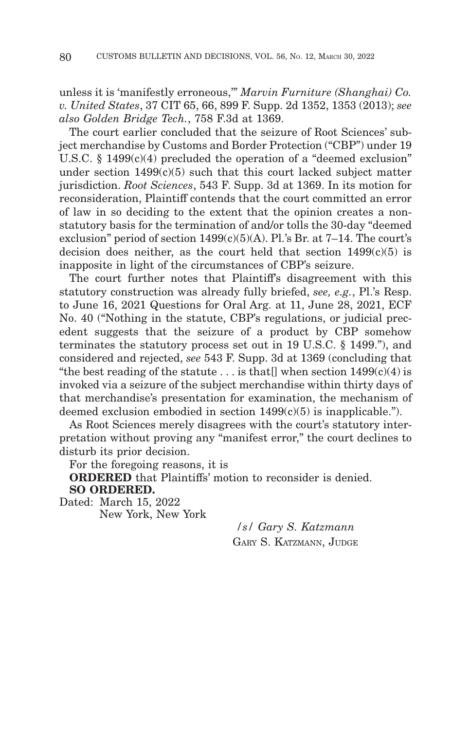unless it is 'manifestly erroneous,'" *Marvin Furniture (Shanghai) Co. v. United States*, 37 CIT 65, 66, 899 F. Supp. 2d 1352, 1353 (2013); *see also Golden Bridge Tech.*, 758 F.3d at 1369.

The court earlier concluded that the seizure of Root Sciences' subject merchandise by Customs and Border Protection ("CBP") under 19 U.S.C. § 1499(c)(4) precluded the operation of a "deemed exclusion" under section 1499(c)(5) such that this court lacked subject matter jurisdiction. *Root Sciences*, 543 F. Supp. 3d at 1369. In its motion for reconsideration, Plaintiff contends that the court committed an error of law in so deciding to the extent that the opinion creates a non-statutory basis for the termination of and/or tolls the 30-day "deemed exclusion" period of section 1499(c)(5)(A). Pl.'s Br. at 7–14. The court's decision does neither, as the court held that section 1499(c)(5) is inapposite in light of the circumstances of CBP's seizure.

The court further notes that Plaintiff's disagreement with this statutory construction was already fully briefed, *see, e.g.*, Pl.'s Resp. to June 16, 2021 Questions for Oral Arg. at 11, June 28, 2021, ECF No. 40 ("Nothing in the statute, CBP's regulations, or judicial precedent suggests that the seizure of a product by CBP somehow terminates the statutory process set out in 19 U.S.C. § 1499."), and considered and rejected, *see* 543 F. Supp. 3d at 1369 (concluding that "the best reading of the statute . . . is that[] when section 1499(c)(4) is invoked via a seizure of the subject merchandise within thirty days of that merchandise's presentation for examination, the mechanism of deemed exclusion embodied in section 1499(c)(5) is inapplicable.").

As Root Sciences merely disagrees with the court's statutory interpretation without proving any "manifest error," the court declines to disturb its prior decision.

For the foregoing reasons, it is

**ORDERED** that Plaintiffs' motion to reconsider is denied.

**SO ORDERED.**

Dated: March 15, 2022
New York, New York

*/s/ Gary S. Katzmann*
GARY S. KATZMANN, JUDGE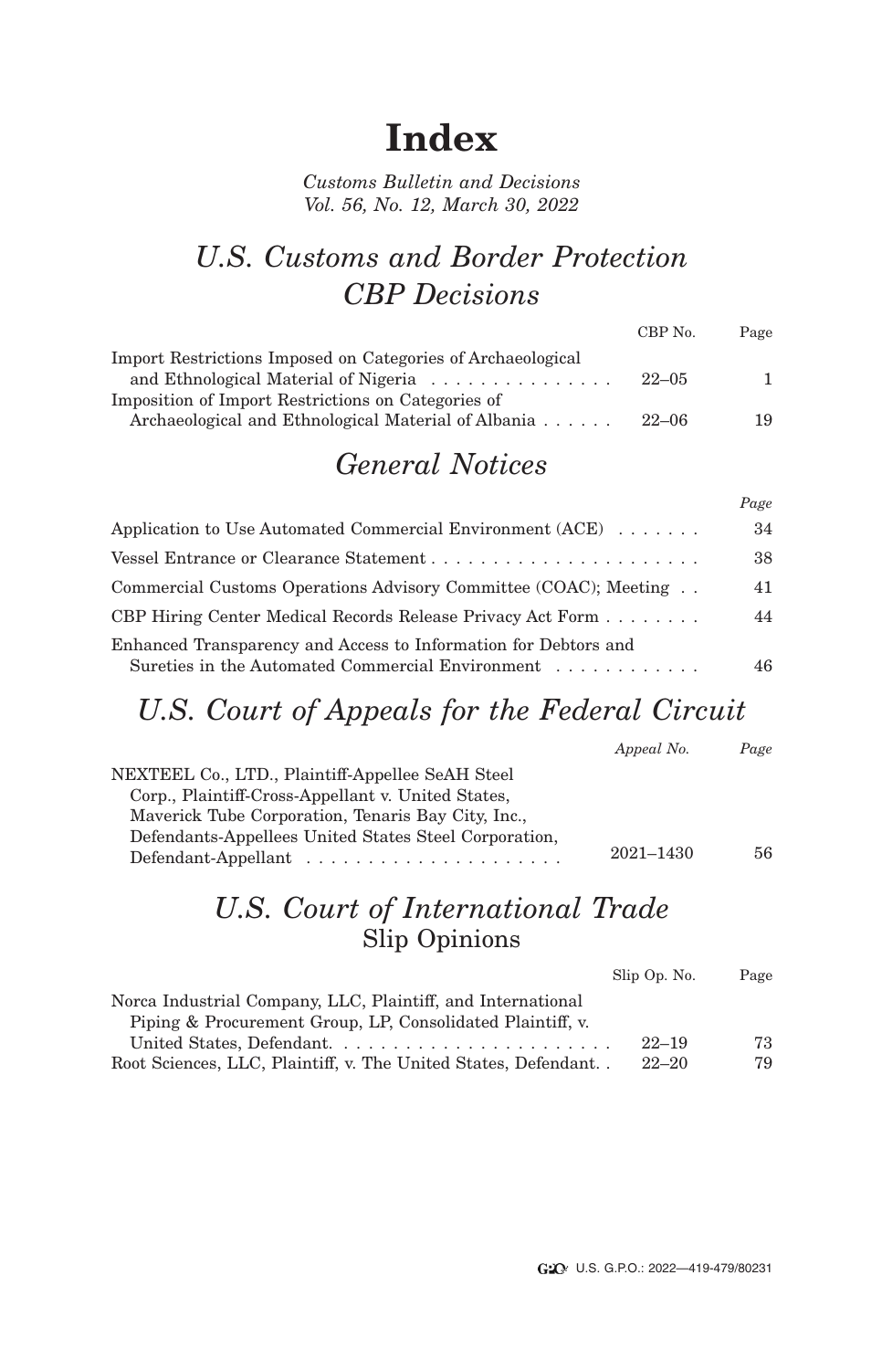# Index

*Customs Bulletin and Decisions*
*Vol. 56, No. 12, March 30, 2022*

## *U.S. Customs and Border Protection*
## *CBP Decisions*

| | CBP No. | Page |
|---|---|---|
| Import Restrictions Imposed on Categories of Archaeological and Ethnological Material of Nigeria | 22–05 | 1 |
| Imposition of Import Restrictions on Categories of Archaeological and Ethnological Material of Albania | 22–06 | 19 |

## *General Notices*

| | *Page* |
|---|---|
| Application to Use Automated Commercial Environment (ACE) | 34 |
| Vessel Entrance or Clearance Statement | 38 |
| Commercial Customs Operations Advisory Committee (COAC); Meeting | 41 |
| CBP Hiring Center Medical Records Release Privacy Act Form | 44 |
| Enhanced Transparency and Access to Information for Debtors and Sureties in the Automated Commercial Environment | 46 |

## *U.S. Court of Appeals for the Federal Circuit*

| | *Appeal No.* | *Page* |
|---|---|---|
| NEXTEEL Co., LTD., Plaintiff-Appellee SeAH Steel Corp., Plaintiff-Cross-Appellant v. United States, Maverick Tube Corporation, Tenaris Bay City, Inc., Defendants-Appellees United States Steel Corporation, Defendant-Appellant | 2021–1430 | 56 |

## *U.S. Court of International Trade*
## Slip Opinions

| | Slip Op. No. | Page |
|---|---|---|
| Norca Industrial Company, LLC, Plaintiff, and International Piping & Procurement Group, LP, Consolidated Plaintiff, v. United States, Defendant. | 22–19 | 73 |
| Root Sciences, LLC, Plaintiff, v. The United States, Defendant. | 22–20 | 79 |

U.S. G.P.O.: 2022—419-479/80231